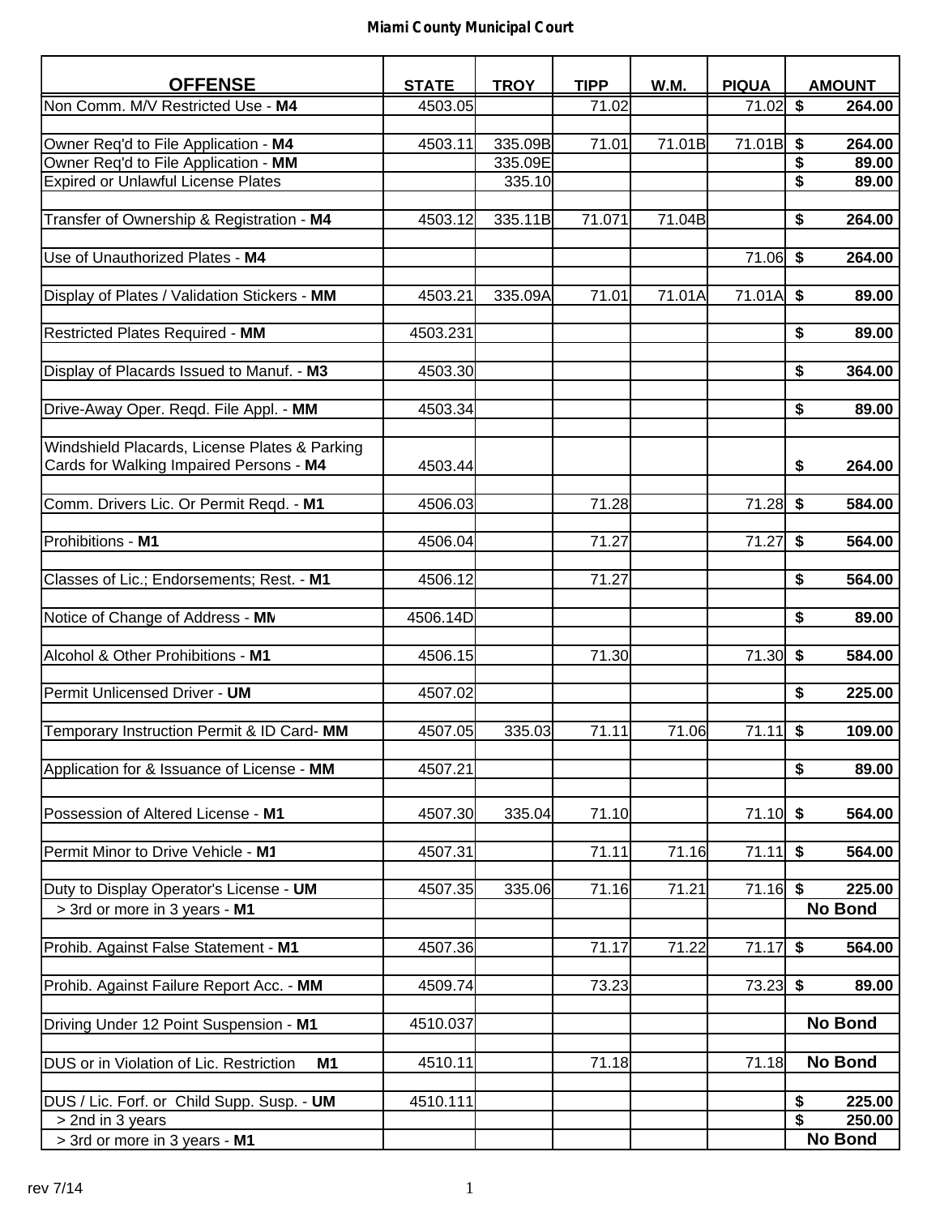# Miami County Municipal Court

| OFFENSE | STATE | TROY | TIPP | W.M. | PIQUA | AMOUNT |
|---|---|---|---|---|---|---|
| Non Comm. M/V Restricted Use - **M4** | 4503.05 | | 71.02 | | 71.02 | $ 264.00 |
| Owner Req'd to File Application - **M4** | 4503.11 | 335.09B | 71.01 | 71.01B | 71.01B | $ 264.00 |
| Owner Req'd to File Application - **MM** | | 335.09E | | | | $ 89.00 |
| Expired or Unlawful License Plates | | 335.10 | | | | $ 89.00 |
| Transfer of Ownership & Registration - **M4** | 4503.12 | 335.11B | 71.071 | 71.04B | | $ 264.00 |
| Use of Unauthorized Plates - **M4** | | | | | 71.06 | $ 264.00 |
| Display of Plates / Validation Stickers - **MM** | 4503.21 | 335.09A | 71.01 | 71.01A | 71.01A | $ 89.00 |
| Restricted Plates Required - **MM** | 4503.231 | | | | | $ 89.00 |
| Display of Placards Issued to Manuf. - **M3** | 4503.30 | | | | | $ 364.00 |
| Drive-Away Oper. Reqd. File Appl. - **MM** | 4503.34 | | | | | $ 89.00 |
| Windshield Placards, License Plates & Parking Cards for Walking Impaired Persons - **M4** | 4503.44 | | | | | $ 264.00 |
| Comm. Drivers Lic. Or Permit Reqd. - **M1** | 4506.03 | | 71.28 | | 71.28 | $ 584.00 |
| Prohibitions - **M1** | 4506.04 | | 71.27 | | 71.27 | $ 564.00 |
| Classes of Lic.; Endorsements; Rest. - **M1** | 4506.12 | | 71.27 | | | $ 564.00 |
| Notice of Change of Address - **MM** | 4506.14D | | | | | $ 89.00 |
| Alcohol & Other Prohibitions - **M1** | 4506.15 | | 71.30 | | 71.30 | $ 584.00 |
| Permit Unlicensed Driver - **UM** | 4507.02 | | | | | $ 225.00 |
| Temporary Instruction Permit & ID Card- **MM** | 4507.05 | 335.03 | 71.11 | 71.06 | 71.11 | $ 109.00 |
| Application for & Issuance of License - **MM** | 4507.21 | | | | | $ 89.00 |
| Possession of Altered License - **M1** | 4507.30 | 335.04 | 71.10 | | 71.10 | $ 564.00 |
| Permit Minor to Drive Vehicle - **M1** | 4507.31 | | 71.11 | 71.16 | 71.11 | $ 564.00 |
| Duty to Display Operator's License - **UM** | 4507.35 | 335.06 | 71.16 | 71.21 | 71.16 | $ 225.00 |
| > 3rd or more in 3 years - **M1** | | | | | | **No Bond** |
| Prohib. Against False Statement - **M1** | 4507.36 | | 71.17 | 71.22 | 71.17 | $ 564.00 |
| Prohib. Against Failure Report Acc. - **MM** | 4509.74 | | 73.23 | | 73.23 | $ 89.00 |
| Driving Under 12 Point Suspension - **M1** | 4510.037 | | | | | **No Bond** |
| DUS or in Violation of Lic. Restriction **M1** | 4510.11 | | 71.18 | | 71.18 | **No Bond** |
| DUS / Lic. Forf. or Child Supp. Susp. - **UM** | 4510.111 | | | | | $ 225.00 |
| > 2nd in 3 years | | | | | | $ 250.00 |
| > 3rd or more in 3 years - **M1** | | | | | | **No Bond** |

rev 7/14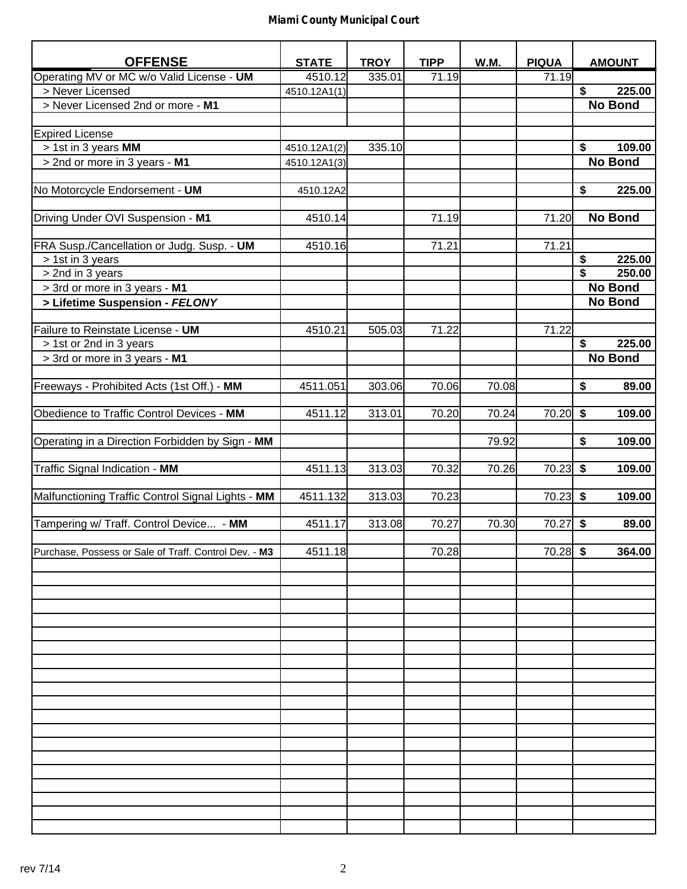**Miami County Municipal Court**

| OFFENSE | STATE | TROY | TIPP | W.M. | PIQUA | AMOUNT |
|---|---|---|---|---|---|---|
| Operating MV or MC w/o Valid License - **UM** | 4510.12 | 335.01 | 71.19 | | 71.19 | |
| > Never Licensed | 4510.12A1(1) | | | | | $ 225.00 |
| > Never Licensed 2nd or more - **M1** | | | | | | **No Bond** |
| | | | | | | |
| Expired License | | | | | | |
| > 1st in 3 years **MM** | 4510.12A1(2) | 335.10 | | | | $ 109.00 |
| > 2nd or more in 3 years - **M1** | 4510.12A1(3) | | | | | **No Bond** |
| | | | | | | |
| No Motorcycle Endorsement - **UM** | 4510.12A2 | | | | | $ 225.00 |
| | | | | | | |
| Driving Under OVI Suspension - **M1** | 4510.14 | | 71.19 | | 71.20 | **No Bond** |
| | | | | | | |
| FRA Susp./Cancellation or Judg. Susp. - **UM** | 4510.16 | | 71.21 | | 71.21 | |
| > 1st in 3 years | | | | | | $ 225.00 |
| > 2nd in 3 years | | | | | | $ 250.00 |
| > 3rd or more in 3 years - **M1** | | | | | | **No Bond** |
| **> Lifetime Suspension - *FELONY*** | | | | | | **No Bond** |
| | | | | | | |
| Failure to Reinstate License - **UM** | 4510.21 | 505.03 | 71.22 | | 71.22 | |
| > 1st or 2nd in 3 years | | | | | | $ 225.00 |
| > 3rd or more in 3 years - **M1** | | | | | | **No Bond** |
| | | | | | | |
| Freeways - Prohibited Acts (1st Off.) - **MM** | 4511.051 | 303.06 | 70.06 | 70.08 | | $ 89.00 |
| | | | | | | |
| Obedience to Traffic Control Devices - **MM** | 4511.12 | 313.01 | 70.20 | 70.24 | 70.20 | $ 109.00 |
| | | | | | | |
| Operating in a Direction Forbidden by Sign - **MM** | | | | 79.92 | | $ 109.00 |
| | | | | | | |
| Traffic Signal Indication - **MM** | 4511.13 | 313.03 | 70.32 | 70.26 | 70.23 | $ 109.00 |
| | | | | | | |
| Malfunctioning Traffic Control Signal Lights - **MM** | 4511.132 | 313.03 | 70.23 | | 70.23 | $ 109.00 |
| | | | | | | |
| Tampering w/ Traff. Control Device... - **MM** | 4511.17 | 313.08 | 70.27 | 70.30 | 70.27 | $ 89.00 |
| | | | | | | |
| Purchase, Possess or Sale of Traff. Control Dev. - **M3** | 4511.18 | | 70.28 | | 70.28 | $ 364.00 |

rev 7/14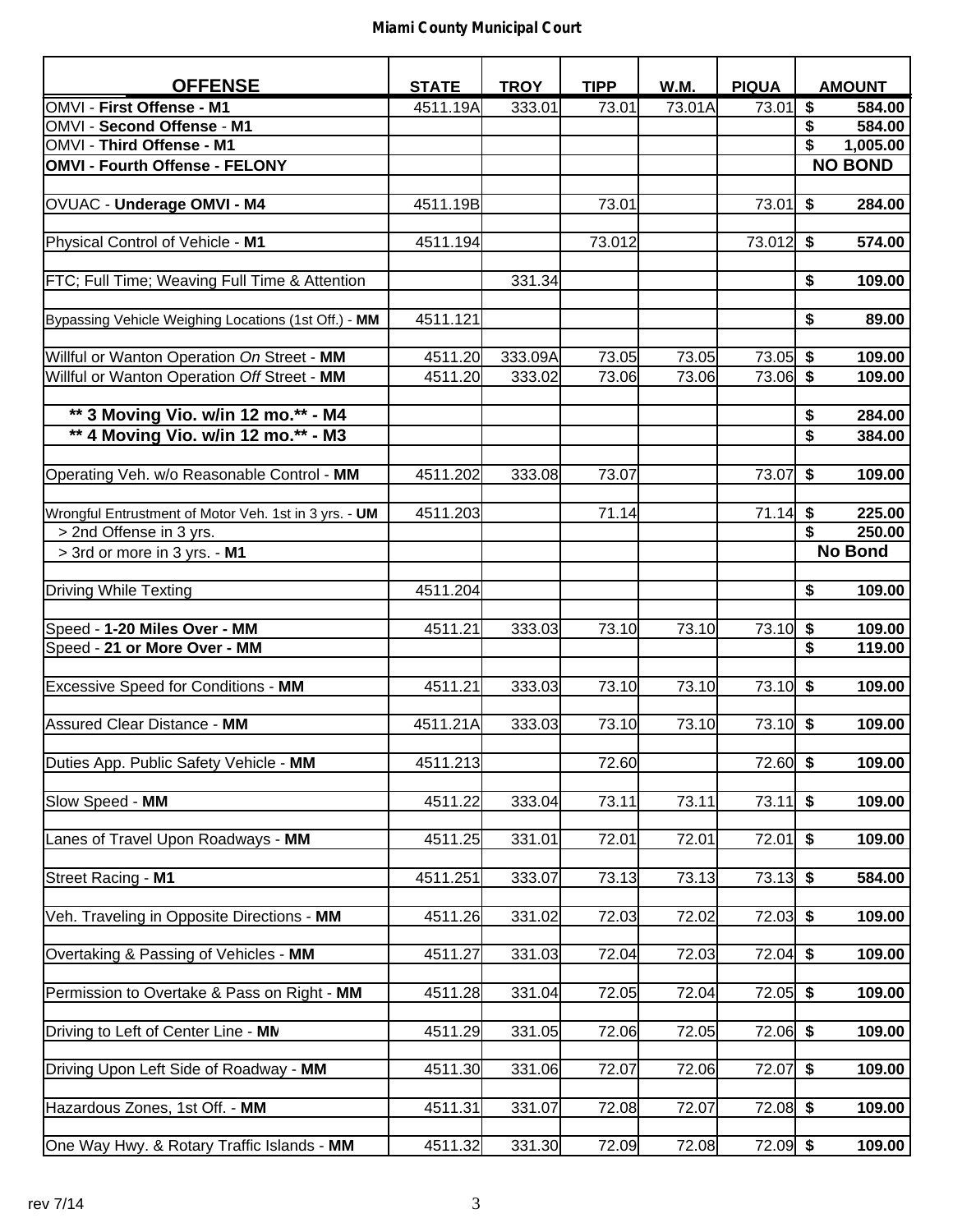| OFFENSE | STATE | TROY | TIPP | W.M. | PIQUA | AMOUNT |
|---|---|---|---|---|---|---|
| OMVI - **First Offense - M1** | 4511.19A | 333.01 | 73.01 | 73.01A | 73.01 | $ 584.00 |
| OMVI - **Second Offense** - **M1** | | | | | | $ 584.00 |
| OMVI - **Third Offense - M1** | | | | | | $ 1,005.00 |
| **OMVI - Fourth Offense - FELONY** | | | | | | **NO BOND** |
| | | | | | | |
| OVUAC - **Underage OMVI - M4** | 4511.19B | | 73.01 | | 73.01 | $ 284.00 |
| | | | | | | |
| Physical Control of Vehicle - **M1** | 4511.194 | | 73.012 | | 73.012 | $ 574.00 |
| | | | | | | |
| FTC; Full Time; Weaving Full Time & Attention | | 331.34 | | | | $ 109.00 |
| | | | | | | |
| Bypassing Vehicle Weighing Locations (1st Off.) - **MM** | 4511.121 | | | | | $ 89.00 |
| | | | | | | |
| Willful or Wanton Operation *On* Street - **MM** | 4511.20 | 333.09A | 73.05 | 73.05 | 73.05 | $ 109.00 |
| Willful or Wanton Operation *Off* Street - **MM** | 4511.20 | 333.02 | 73.06 | 73.06 | 73.06 | $ 109.00 |
| | | | | | | |
| **** 3 Moving Vio. w/in 12 mo.** - M4** | | | | | | $ 284.00 |
| **** 4 Moving Vio. w/in 12 mo.** - M3** | | | | | | $ 384.00 |
| | | | | | | |
| Operating Veh. w/o Reasonable Control - **MM** | 4511.202 | 333.08 | 73.07 | | 73.07 | $ 109.00 |
| | | | | | | |
| Wrongful Entrustment of Motor Veh. 1st in 3 yrs. - **UM** | 4511.203 | | 71.14 | | 71.14 | $ 225.00 |
| > 2nd Offense in 3 yrs. | | | | | | $ 250.00 |
| > 3rd or more in 3 yrs. - **M1** | | | | | | **No Bond** |
| | | | | | | |
| Driving While Texting | 4511.204 | | | | | $ 109.00 |
| | | | | | | |
| Speed - **1-20 Miles Over - MM** | 4511.21 | 333.03 | 73.10 | 73.10 | 73.10 | $ 109.00 |
| Speed - **21 or More Over - MM** | | | | | | $ 119.00 |
| | | | | | | |
| Excessive Speed for Conditions - **MM** | 4511.21 | 333.03 | 73.10 | 73.10 | 73.10 | $ 109.00 |
| | | | | | | |
| Assured Clear Distance - **MM** | 4511.21A | 333.03 | 73.10 | 73.10 | 73.10 | $ 109.00 |
| | | | | | | |
| Duties App. Public Safety Vehicle - **MM** | 4511.213 | | 72.60 | | 72.60 | $ 109.00 |
| | | | | | | |
| Slow Speed - **MM** | 4511.22 | 333.04 | 73.11 | 73.11 | 73.11 | $ 109.00 |
| | | | | | | |
| Lanes of Travel Upon Roadways - **MM** | 4511.25 | 331.01 | 72.01 | 72.01 | 72.01 | $ 109.00 |
| | | | | | | |
| Street Racing - **M1** | 4511.251 | 333.07 | 73.13 | 73.13 | 73.13 | $ 584.00 |
| | | | | | | |
| Veh. Traveling in Opposite Directions - **MM** | 4511.26 | 331.02 | 72.03 | 72.02 | 72.03 | $ 109.00 |
| | | | | | | |
| Overtaking & Passing of Vehicles - **MM** | 4511.27 | 331.03 | 72.04 | 72.03 | 72.04 | $ 109.00 |
| | | | | | | |
| Permission to Overtake & Pass on Right - **MM** | 4511.28 | 331.04 | 72.05 | 72.04 | 72.05 | $ 109.00 |
| | | | | | | |
| Driving to Left of Center Line - **MM** | 4511.29 | 331.05 | 72.06 | 72.05 | 72.06 | $ 109.00 |
| | | | | | | |
| Driving Upon Left Side of Roadway - **MM** | 4511.30 | 331.06 | 72.07 | 72.06 | 72.07 | $ 109.00 |
| | | | | | | |
| Hazardous Zones, 1st Off. - **MM** | 4511.31 | 331.07 | 72.08 | 72.07 | 72.08 | $ 109.00 |
| | | | | | | |
| One Way Hwy. & Rotary Traffic Islands - **MM** | 4511.32 | 331.30 | 72.09 | 72.08 | 72.09 | $ 109.00 |

rev 7/14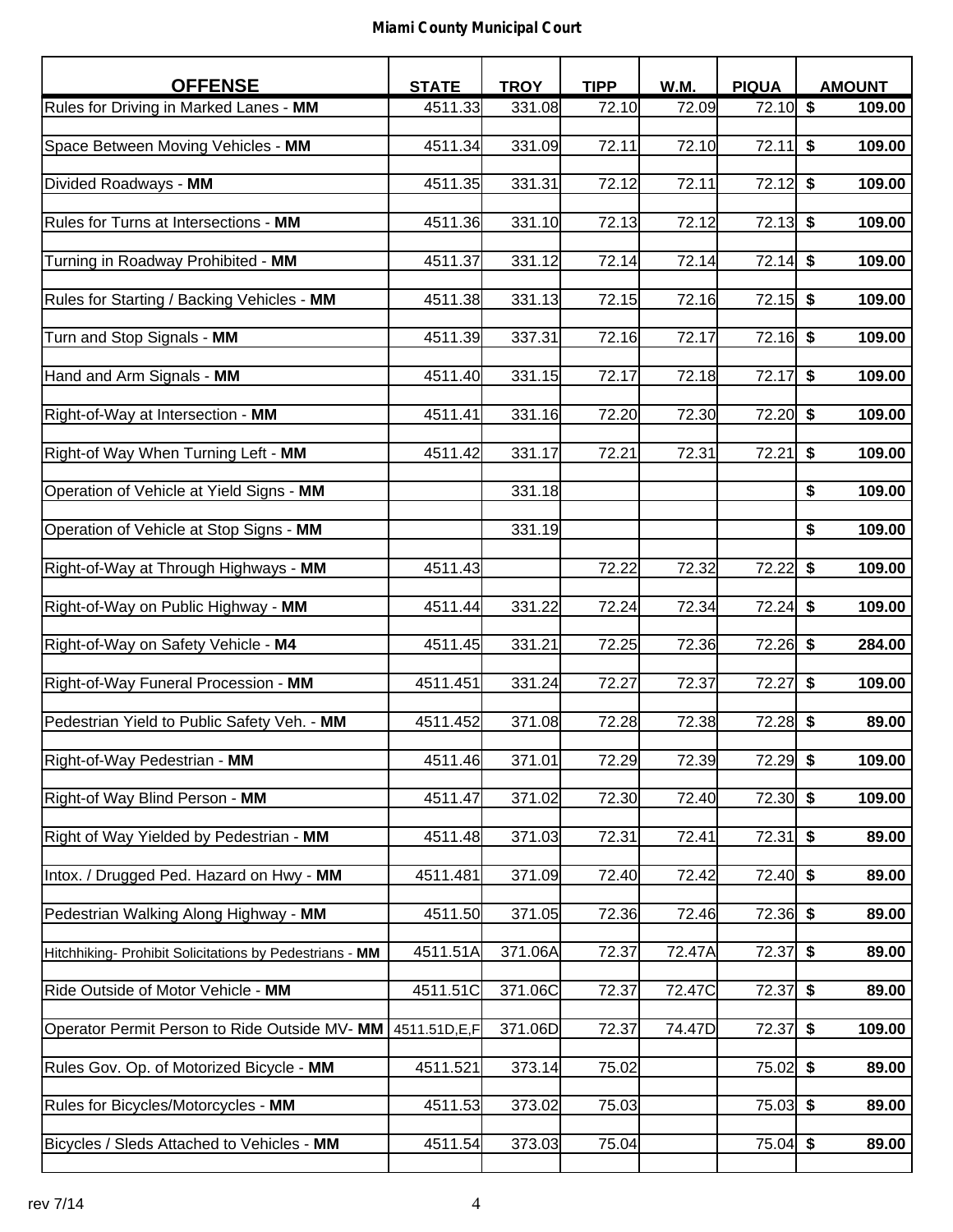## Miami County Municipal Court

| OFFENSE | STATE | TROY | TIPP | W.M. | PIQUA | AMOUNT |
|---|---|---|---|---|---|---|
| Rules for Driving in Marked Lanes - **MM** | 4511.33 | 331.08 | 72.10 | 72.09 | 72.10 | $ 109.00 |
| Space Between Moving Vehicles - **MM** | 4511.34 | 331.09 | 72.11 | 72.10 | 72.11 | $ 109.00 |
| Divided Roadways - **MM** | 4511.35 | 331.31 | 72.12 | 72.11 | 72.12 | $ 109.00 |
| Rules for Turns at Intersections - **MM** | 4511.36 | 331.10 | 72.13 | 72.12 | 72.13 | $ 109.00 |
| Turning in Roadway Prohibited - **MM** | 4511.37 | 331.12 | 72.14 | 72.14 | 72.14 | $ 109.00 |
| Rules for Starting / Backing Vehicles - **MM** | 4511.38 | 331.13 | 72.15 | 72.16 | 72.15 | $ 109.00 |
| Turn and Stop Signals - **MM** | 4511.39 | 337.31 | 72.16 | 72.17 | 72.16 | $ 109.00 |
| Hand and Arm Signals - **MM** | 4511.40 | 331.15 | 72.17 | 72.18 | 72.17 | $ 109.00 |
| Right-of-Way at Intersection - **MM** | 4511.41 | 331.16 | 72.20 | 72.30 | 72.20 | $ 109.00 |
| Right-of Way When Turning Left - **MM** | 4511.42 | 331.17 | 72.21 | 72.31 | 72.21 | $ 109.00 |
| Operation of Vehicle at Yield Signs - **MM** | | 331.18 | | | | $ 109.00 |
| Operation of Vehicle at Stop Signs - **MM** | | 331.19 | | | | $ 109.00 |
| Right-of-Way at Through Highways - **MM** | 4511.43 | | 72.22 | 72.32 | 72.22 | $ 109.00 |
| Right-of-Way on Public Highway - **MM** | 4511.44 | 331.22 | 72.24 | 72.34 | 72.24 | $ 109.00 |
| Right-of-Way on Safety Vehicle - **M4** | 4511.45 | 331.21 | 72.25 | 72.36 | 72.26 | $ 284.00 |
| Right-of-Way Funeral Procession - **MM** | 4511.451 | 331.24 | 72.27 | 72.37 | 72.27 | $ 109.00 |
| Pedestrian Yield to Public Safety Veh. - **MM** | 4511.452 | 371.08 | 72.28 | 72.38 | 72.28 | $ 89.00 |
| Right-of-Way Pedestrian - **MM** | 4511.46 | 371.01 | 72.29 | 72.39 | 72.29 | $ 109.00 |
| Right-of Way Blind Person - **MM** | 4511.47 | 371.02 | 72.30 | 72.40 | 72.30 | $ 109.00 |
| Right of Way Yielded by Pedestrian - **MM** | 4511.48 | 371.03 | 72.31 | 72.41 | 72.31 | $ 89.00 |
| Intox. / Drugged Ped. Hazard on Hwy - **MM** | 4511.481 | 371.09 | 72.40 | 72.42 | 72.40 | $ 89.00 |
| Pedestrian Walking Along Highway - **MM** | 4511.50 | 371.05 | 72.36 | 72.46 | 72.36 | $ 89.00 |
| Hitchhiking- Prohibit Solicitations by Pedestrians - **MM** | 4511.51A | 371.06A | 72.37 | 72.47A | 72.37 | $ 89.00 |
| Ride Outside of Motor Vehicle - **MM** | 4511.51C | 371.06C | 72.37 | 72.47C | 72.37 | $ 89.00 |
| Operator Permit Person to Ride Outside MV- **MM** | 4511.51D,E,F | 371.06D | 72.37 | 74.47D | 72.37 | $ 109.00 |
| Rules Gov. Op. of Motorized Bicycle - **MM** | 4511.521 | 373.14 | 75.02 | | 75.02 | $ 89.00 |
| Rules for Bicycles/Motorcycles - **MM** | 4511.53 | 373.02 | 75.03 | | 75.03 | $ 89.00 |
| Bicycles / Sleds Attached to Vehicles - **MM** | 4511.54 | 373.03 | 75.04 | | 75.04 | $ 89.00 |

rev 7/14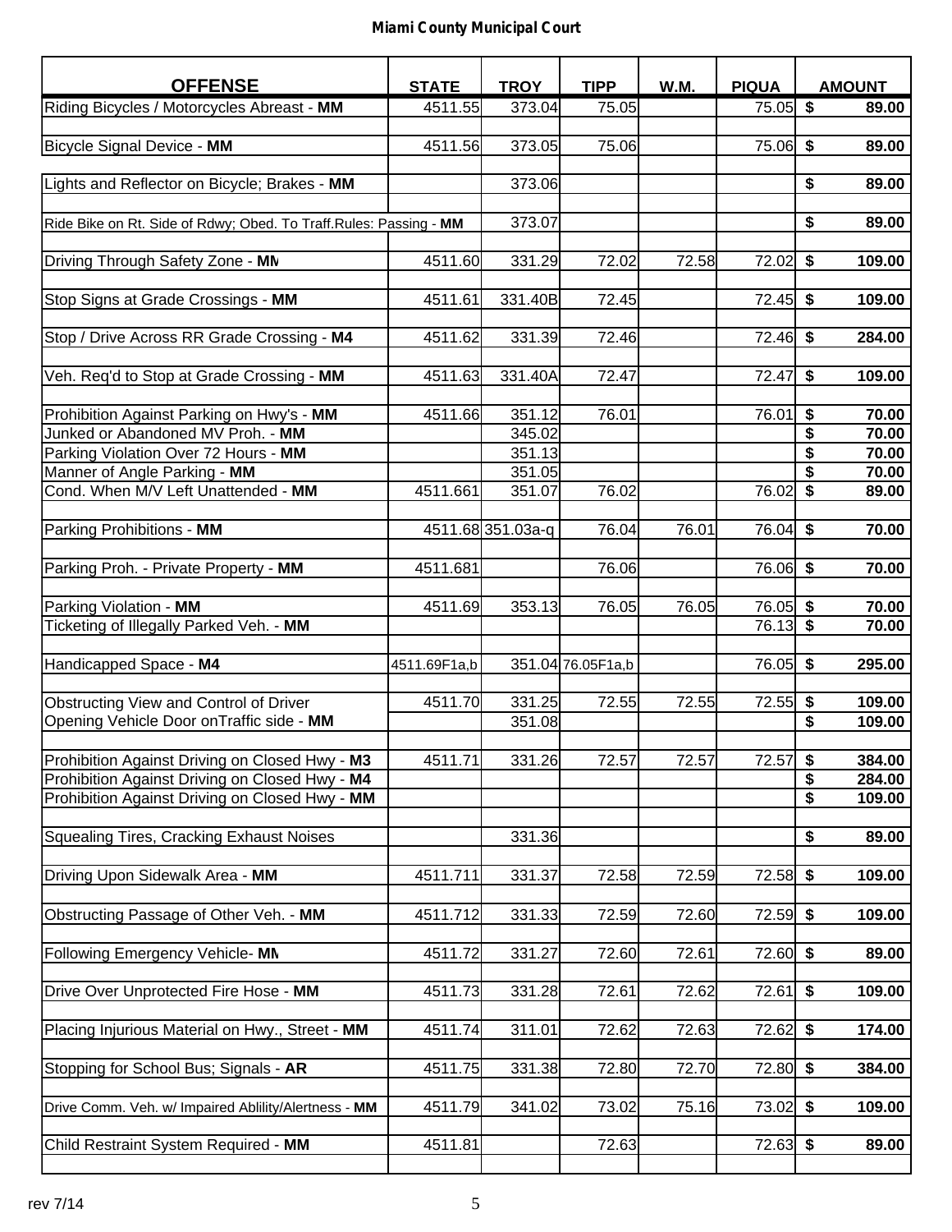# Miami County Municipal Court

| OFFENSE | STATE | TROY | TIPP | W.M. | PIQUA | AMOUNT |
|---|---|---|---|---|---|---|
| Riding Bicycles / Motorcycles Abreast - **MM** | 4511.55 | 373.04 | 75.05 | | 75.05 | $ 89.00 |
| Bicycle Signal Device - **MM** | 4511.56 | 373.05 | 75.06 | | 75.06 | $ 89.00 |
| Lights and Reflector on Bicycle; Brakes - **MM** | | 373.06 | | | | $ 89.00 |
| Ride Bike on Rt. Side of Rdwy; Obed. To Traff.Rules: Passing - **MM** | | 373.07 | | | | $ 89.00 |
| Driving Through Safety Zone - **MM** | 4511.60 | 331.29 | 72.02 | 72.58 | 72.02 | $ 109.00 |
| Stop Signs at Grade Crossings - **MM** | 4511.61 | 331.40B | 72.45 | | 72.45 | $ 109.00 |
| Stop / Drive Across RR Grade Crossing - **M4** | 4511.62 | 331.39 | 72.46 | | 72.46 | $ 284.00 |
| Veh. Req'd to Stop at Grade Crossing - **MM** | 4511.63 | 331.40A | 72.47 | | 72.47 | $ 109.00 |
| Prohibition Against Parking on Hwy's - **MM** | 4511.66 | 351.12 | 76.01 | | 76.01 | $ 70.00 |
| Junked or Abandoned MV Proh. - **MM** | | 345.02 | | | | $ 70.00 |
| Parking Violation Over 72 Hours - **MM** | | 351.13 | | | | $ 70.00 |
| Manner of Angle Parking - **MM** | | 351.05 | | | | $ 70.00 |
| Cond. When M/V Left Unattended - **MM** | 4511.661 | 351.07 | 76.02 | | 76.02 | $ 89.00 |
| Parking Prohibitions - **MM** | 4511.68 | 351.03a-q | 76.04 | 76.01 | 76.04 | $ 70.00 |
| Parking Proh. - Private Property - **MM** | 4511.681 | | 76.06 | | 76.06 | $ 70.00 |
| Parking Violation - **MM** | 4511.69 | 353.13 | 76.05 | 76.05 | 76.05 | $ 70.00 |
| Ticketing of Illegally Parked Veh. - **MM** | | | | | 76.13 | $ 70.00 |
| Handicapped Space - **M4** | 4511.69F1a,b | 351.04 | 76.05F1a,b | | 76.05 | $ 295.00 |
| Obstructing View and Control of Driver | 4511.70 | 331.25 | 72.55 | 72.55 | 72.55 | $ 109.00 |
| Opening Vehicle Door onTraffic side - **MM** | | 351.08 | | | | $ 109.00 |
| Prohibition Against Driving on Closed Hwy - **M3** | 4511.71 | 331.26 | 72.57 | 72.57 | 72.57 | $ 384.00 |
| Prohibition Against Driving on Closed Hwy - **M4** | | | | | | $ 284.00 |
| Prohibition Against Driving on Closed Hwy - **MM** | | | | | | $ 109.00 |
| Squealing Tires, Cracking Exhaust Noises | | 331.36 | | | | $ 89.00 |
| Driving Upon Sidewalk Area - **MM** | 4511.711 | 331.37 | 72.58 | 72.59 | 72.58 | $ 109.00 |
| Obstructing Passage of Other Veh. - **MM** | 4511.712 | 331.33 | 72.59 | 72.60 | 72.59 | $ 109.00 |
| Following Emergency Vehicle- **MM** | 4511.72 | 331.27 | 72.60 | 72.61 | 72.60 | $ 89.00 |
| Drive Over Unprotected Fire Hose - **MM** | 4511.73 | 331.28 | 72.61 | 72.62 | 72.61 | $ 109.00 |
| Placing Injurious Material on Hwy., Street - **MM** | 4511.74 | 311.01 | 72.62 | 72.63 | 72.62 | $ 174.00 |
| Stopping for School Bus; Signals - **AR** | 4511.75 | 331.38 | 72.80 | 72.70 | 72.80 | $ 384.00 |
| Drive Comm. Veh. w/ Impaired Ablility/Alertness - **MM** | 4511.79 | 341.02 | 73.02 | 75.16 | 73.02 | $ 109.00 |
| Child Restraint System Required - **MM** | 4511.81 | | 72.63 | | 72.63 | $ 89.00 |

rev 7/14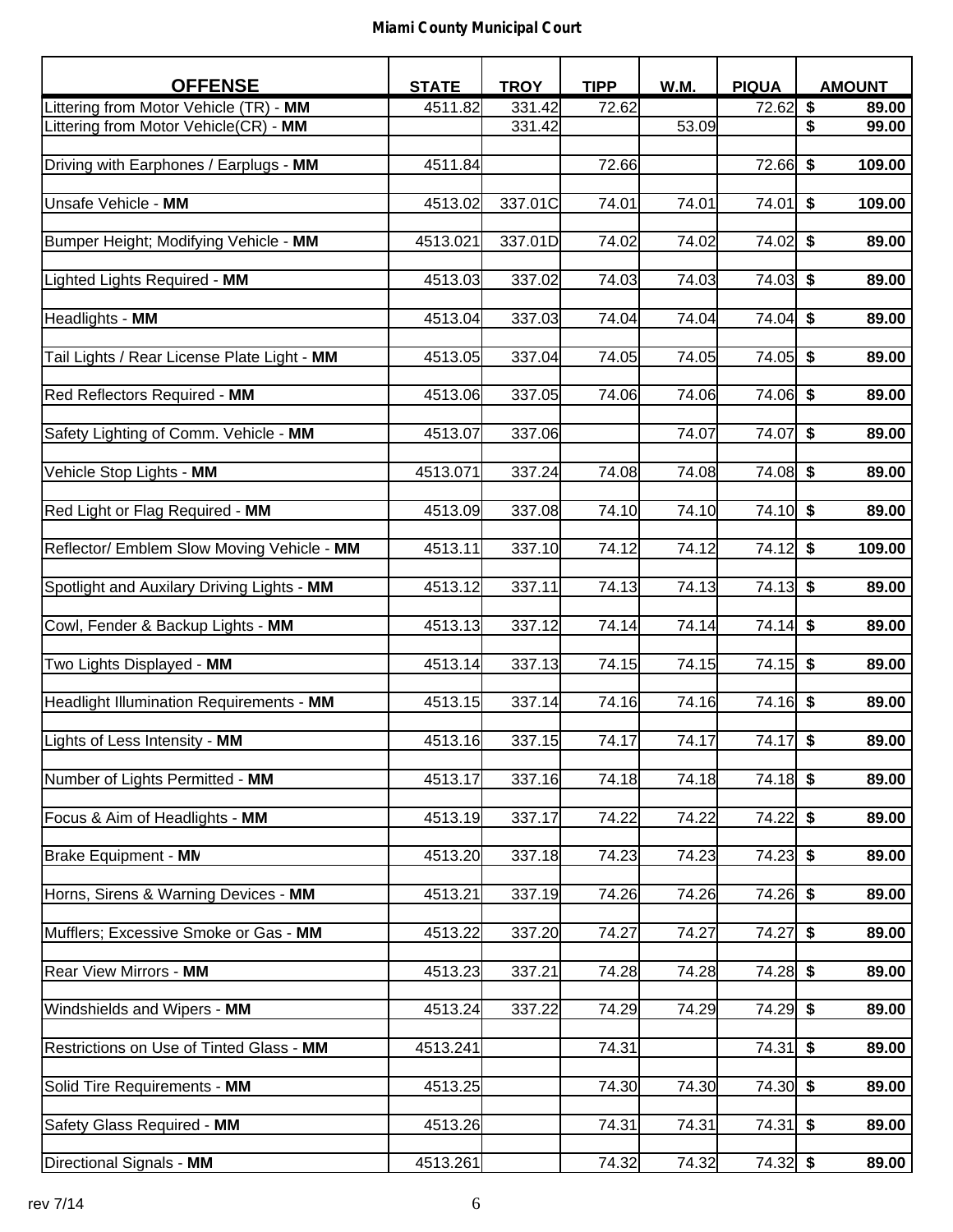**Miami County Municipal Court**

| OFFENSE | STATE | TROY | TIPP | W.M. | PIQUA | AMOUNT |
|---|---|---|---|---|---|---|
| Littering from Motor Vehicle (TR) - **MM** | 4511.82 | 331.42 | 72.62 | | 72.62 | $ 89.00 |
| Littering from Motor Vehicle(CR) - **MM** | | 331.42 | | 53.09 | | $ 99.00 |
| Driving with Earphones / Earplugs - **MM** | 4511.84 | | 72.66 | | 72.66 | $ 109.00 |
| Unsafe Vehicle - **MM** | 4513.02 | 337.01C | 74.01 | 74.01 | 74.01 | $ 109.00 |
| Bumper Height; Modifying Vehicle - **MM** | 4513.021 | 337.01D | 74.02 | 74.02 | 74.02 | $ 89.00 |
| Lighted Lights Required - **MM** | 4513.03 | 337.02 | 74.03 | 74.03 | 74.03 | $ 89.00 |
| Headlights - **MM** | 4513.04 | 337.03 | 74.04 | 74.04 | 74.04 | $ 89.00 |
| Tail Lights / Rear License Plate Light - **MM** | 4513.05 | 337.04 | 74.05 | 74.05 | 74.05 | $ 89.00 |
| Red Reflectors Required - **MM** | 4513.06 | 337.05 | 74.06 | 74.06 | 74.06 | $ 89.00 |
| Safety Lighting of Comm. Vehicle - **MM** | 4513.07 | 337.06 | | 74.07 | 74.07 | $ 89.00 |
| Vehicle Stop Lights - **MM** | 4513.071 | 337.24 | 74.08 | 74.08 | 74.08 | $ 89.00 |
| Red Light or Flag Required - **MM** | 4513.09 | 337.08 | 74.10 | 74.10 | 74.10 | $ 89.00 |
| Reflector/ Emblem Slow Moving Vehicle - **MM** | 4513.11 | 337.10 | 74.12 | 74.12 | 74.12 | $ 109.00 |
| Spotlight and Auxilary Driving Lights - **MM** | 4513.12 | 337.11 | 74.13 | 74.13 | 74.13 | $ 89.00 |
| Cowl, Fender & Backup Lights - **MM** | 4513.13 | 337.12 | 74.14 | 74.14 | 74.14 | $ 89.00 |
| Two Lights Displayed - **MM** | 4513.14 | 337.13 | 74.15 | 74.15 | 74.15 | $ 89.00 |
| Headlight Illumination Requirements - **MM** | 4513.15 | 337.14 | 74.16 | 74.16 | 74.16 | $ 89.00 |
| Lights of Less Intensity - **MM** | 4513.16 | 337.15 | 74.17 | 74.17 | 74.17 | $ 89.00 |
| Number of Lights Permitted - **MM** | 4513.17 | 337.16 | 74.18 | 74.18 | 74.18 | $ 89.00 |
| Focus & Aim of Headlights - **MM** | 4513.19 | 337.17 | 74.22 | 74.22 | 74.22 | $ 89.00 |
| Brake Equipment - **MM** | 4513.20 | 337.18 | 74.23 | 74.23 | 74.23 | $ 89.00 |
| Horns, Sirens & Warning Devices - **MM** | 4513.21 | 337.19 | 74.26 | 74.26 | 74.26 | $ 89.00 |
| Mufflers; Excessive Smoke or Gas - **MM** | 4513.22 | 337.20 | 74.27 | 74.27 | 74.27 | $ 89.00 |
| Rear View Mirrors - **MM** | 4513.23 | 337.21 | 74.28 | 74.28 | 74.28 | $ 89.00 |
| Windshields and Wipers - **MM** | 4513.24 | 337.22 | 74.29 | 74.29 | 74.29 | $ 89.00 |
| Restrictions on Use of Tinted Glass - **MM** | 4513.241 | | 74.31 | | 74.31 | $ 89.00 |
| Solid Tire Requirements - **MM** | 4513.25 | | 74.30 | 74.30 | 74.30 | $ 89.00 |
| Safety Glass Required - **MM** | 4513.26 | | 74.31 | 74.31 | 74.31 | $ 89.00 |
| Directional Signals - **MM** | 4513.261 | | 74.32 | 74.32 | 74.32 | $ 89.00 |

rev 7/14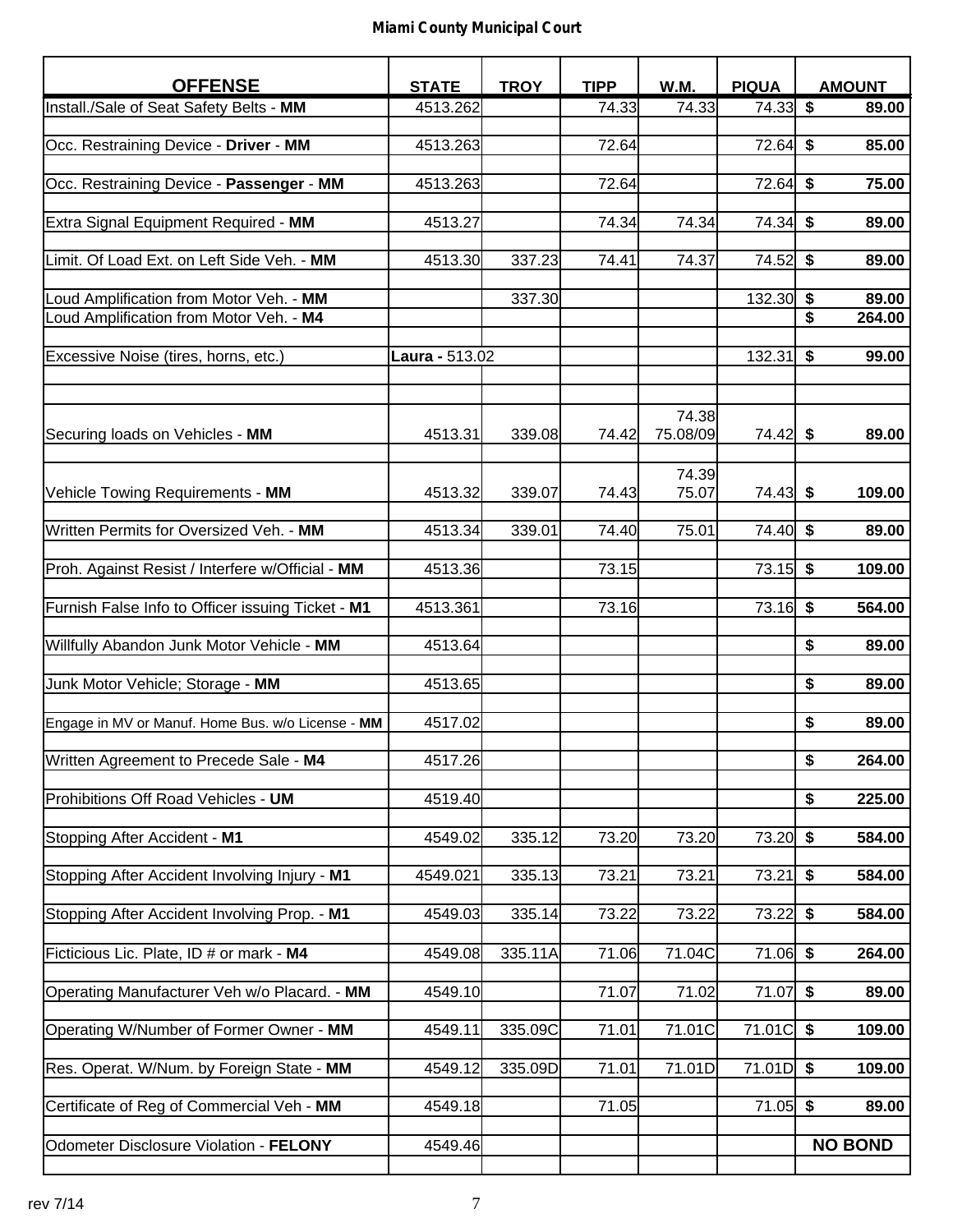**Miami County Municipal Court**

| OFFENSE | STATE | TROY | TIPP | W.M. | PIQUA | AMOUNT |
|---|---|---|---|---|---|---|
| Install./Sale of Seat Safety Belts - **MM** | 4513.262 | | 74.33 | 74.33 | 74.33 | $ 89.00 |
| Occ. Restraining Device - **Driver** - **MM** | 4513.263 | | 72.64 | | 72.64 | $ 85.00 |
| Occ. Restraining Device - **Passenger** - **MM** | 4513.263 | | 72.64 | | 72.64 | $ 75.00 |
| Extra Signal Equipment Required - **MM** | 4513.27 | | 74.34 | 74.34 | 74.34 | $ 89.00 |
| Limit. Of Load Ext. on Left Side Veh. - **MM** | 4513.30 | 337.23 | 74.41 | 74.37 | 74.52 | $ 89.00 |
| Loud Amplification from Motor Veh. - **MM** | | 337.30 | | | 132.30 | $ 89.00 |
| Loud Amplification from Motor Veh. - **M4** | | | | | | $ 264.00 |
| Excessive Noise (tires, horns, etc.) | **Laura** - 513.02 | | | | 132.31 | $ 99.00 |
| Securing loads on Vehicles - **MM** | 4513.31 | 339.08 | 74.42 | 74.38 75.08/09 | 74.42 | $ 89.00 |
| Vehicle Towing Requirements - **MM** | 4513.32 | 339.07 | 74.43 | 74.39 75.07 | 74.43 | $ 109.00 |
| Written Permits for Oversized Veh. - **MM** | 4513.34 | 339.01 | 74.40 | 75.01 | 74.40 | $ 89.00 |
| Proh. Against Resist / Interfere w/Official - **MM** | 4513.36 | | 73.15 | | 73.15 | $ 109.00 |
| Furnish False Info to Officer issuing Ticket - **M1** | 4513.361 | | 73.16 | | 73.16 | $ 564.00 |
| Willfully Abandon Junk Motor Vehicle - **MM** | 4513.64 | | | | | $ 89.00 |
| Junk Motor Vehicle; Storage - **MM** | 4513.65 | | | | | $ 89.00 |
| Engage in MV or Manuf. Home Bus. w/o License - **MM** | 4517.02 | | | | | $ 89.00 |
| Written Agreement to Precede Sale - **M4** | 4517.26 | | | | | $ 264.00 |
| Prohibitions Off Road Vehicles - **UM** | 4519.40 | | | | | $ 225.00 |
| Stopping After Accident - **M1** | 4549.02 | 335.12 | 73.20 | 73.20 | 73.20 | $ 584.00 |
| Stopping After Accident Involving Injury - **M1** | 4549.021 | 335.13 | 73.21 | 73.21 | 73.21 | $ 584.00 |
| Stopping After Accident Involving Prop. - **M1** | 4549.03 | 335.14 | 73.22 | 73.22 | 73.22 | $ 584.00 |
| Ficticious Lic. Plate, ID # or mark - **M4** | 4549.08 | 335.11A | 71.06 | 71.04C | 71.06 | $ 264.00 |
| Operating Manufacturer Veh w/o Placard. - **MM** | 4549.10 | | 71.07 | 71.02 | 71.07 | $ 89.00 |
| Operating W/Number of Former Owner - **MM** | 4549.11 | 335.09C | 71.01 | 71.01C | 71.01C | $ 109.00 |
| Res. Operat. W/Num. by Foreign State - **MM** | 4549.12 | 335.09D | 71.01 | 71.01D | 71.01D | $ 109.00 |
| Certificate of Reg of Commercial Veh - **MM** | 4549.18 | | 71.05 | | 71.05 | $ 89.00 |
| Odometer Disclosure Violation - **FELONY** | 4549.46 | | | | | **NO BOND** |

rev 7/14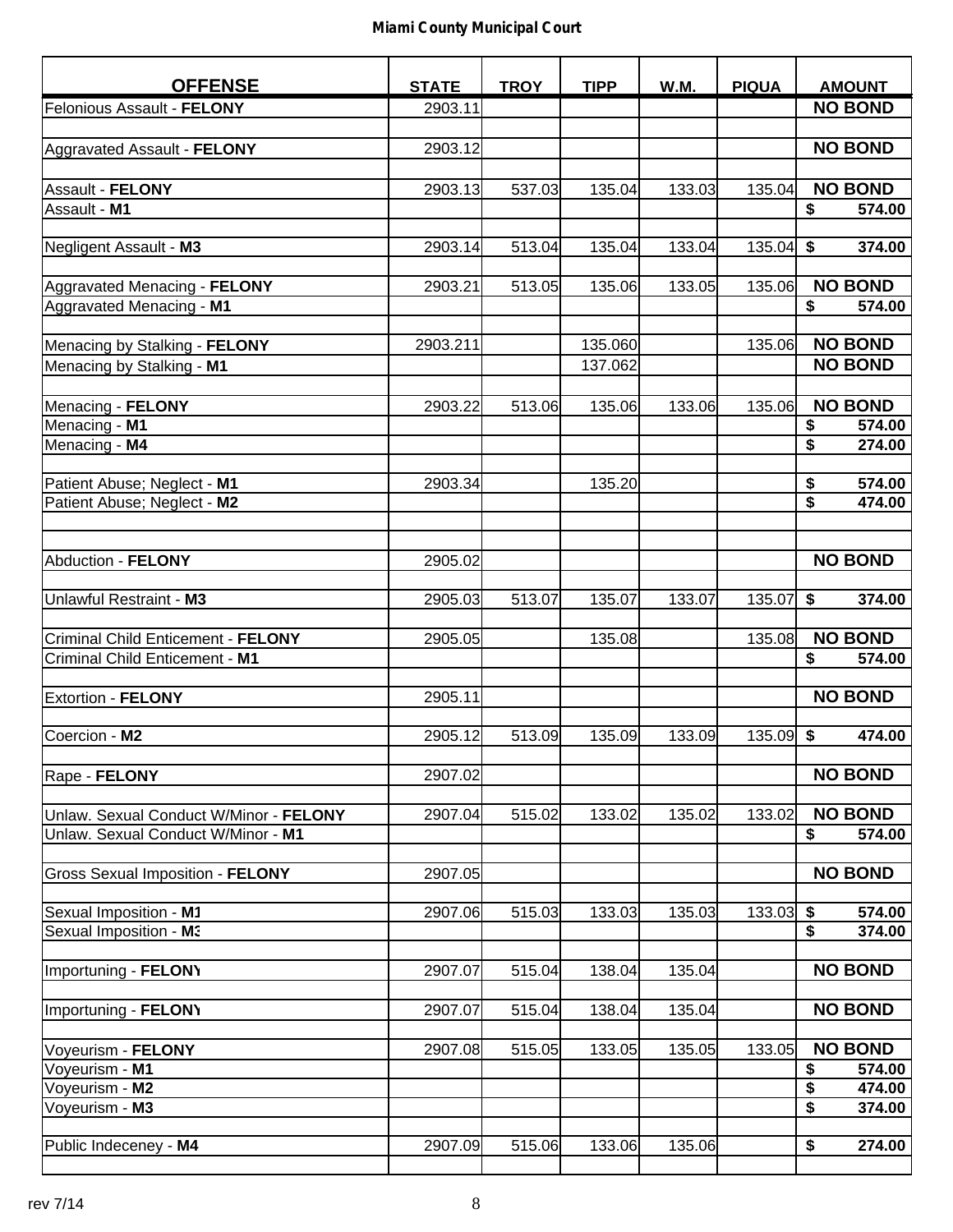**Miami County Municipal Court**

| OFFENSE | STATE | TROY | TIPP | W.M. | PIQUA | AMOUNT |
|---|---|---|---|---|---|---|
| Felonious Assault - **FELONY** | 2903.11 | | | | | **NO BOND** |
| | | | | | | |
| Aggravated Assault - **FELONY** | 2903.12 | | | | | **NO BOND** |
| | | | | | | |
| Assault - **FELONY** | 2903.13 | 537.03 | 135.04 | 133.03 | 135.04 | **NO BOND** |
| Assault - **M1** | | | | | | **$ 574.00** |
| | | | | | | |
| Negligent Assault - **M3** | 2903.14 | 513.04 | 135.04 | 133.04 | 135.04 | **$ 374.00** |
| | | | | | | |
| Aggravated Menacing - **FELONY** | 2903.21 | 513.05 | 135.06 | 133.05 | 135.06 | **NO BOND** |
| Aggravated Menacing - **M1** | | | | | | **$ 574.00** |
| | | | | | | |
| Menacing by Stalking - **FELONY** | 2903.211 | | 135.060 | | 135.06 | **NO BOND** |
| Menacing by Stalking - **M1** | | | 137.062 | | | **NO BOND** |
| | | | | | | |
| Menacing - **FELONY** | 2903.22 | 513.06 | 135.06 | 133.06 | 135.06 | **NO BOND** |
| Menacing - **M1** | | | | | | **$ 574.00** |
| Menacing - **M4** | | | | | | **$ 274.00** |
| | | | | | | |
| Patient Abuse; Neglect - **M1** | 2903.34 | | 135.20 | | | **$ 574.00** |
| Patient Abuse; Neglect - **M2** | | | | | | **$ 474.00** |
| | | | | | | |
| | | | | | | |
| Abduction - **FELONY** | 2905.02 | | | | | **NO BOND** |
| | | | | | | |
| Unlawful Restraint - **M3** | 2905.03 | 513.07 | 135.07 | 133.07 | 135.07 | **$ 374.00** |
| | | | | | | |
| Criminal Child Enticement - **FELONY** | 2905.05 | | 135.08 | | 135.08 | **NO BOND** |
| Criminal Child Enticement - **M1** | | | | | | **$ 574.00** |
| | | | | | | |
| Extortion - **FELONY** | 2905.11 | | | | | **NO BOND** |
| | | | | | | |
| Coercion - **M2** | 2905.12 | 513.09 | 135.09 | 133.09 | 135.09 | **$ 474.00** |
| | | | | | | |
| Rape - **FELONY** | 2907.02 | | | | | **NO BOND** |
| | | | | | | |
| Unlaw. Sexual Conduct W/Minor - **FELONY** | 2907.04 | 515.02 | 133.02 | 135.02 | 133.02 | **NO BOND** |
| Unlaw. Sexual Conduct W/Minor - **M1** | | | | | | **$ 574.00** |
| | | | | | | |
| Gross Sexual Imposition - **FELONY** | 2907.05 | | | | | **NO BOND** |
| | | | | | | |
| Sexual Imposition - **M1** | 2907.06 | 515.03 | 133.03 | 135.03 | 133.03 | **$ 574.00** |
| Sexual Imposition - **M3** | | | | | | **$ 374.00** |
| | | | | | | |
| Importuning - **FELONY** | 2907.07 | 515.04 | 138.04 | 135.04 | | **NO BOND** |
| | | | | | | |
| Importuning - **FELONY** | 2907.07 | 515.04 | 138.04 | 135.04 | | **NO BOND** |
| | | | | | | |
| Voyeurism - **FELONY** | 2907.08 | 515.05 | 133.05 | 135.05 | 133.05 | **NO BOND** |
| Voyeurism - **M1** | | | | | | **$ 574.00** |
| Voyeurism - **M2** | | | | | | **$ 474.00** |
| Voyeurism - **M3** | | | | | | **$ 374.00** |
| | | | | | | |
| Public Indeceney - **M4** | 2907.09 | 515.06 | 133.06 | 135.06 | | **$ 274.00** |
| | | | | | | |

rev 7/14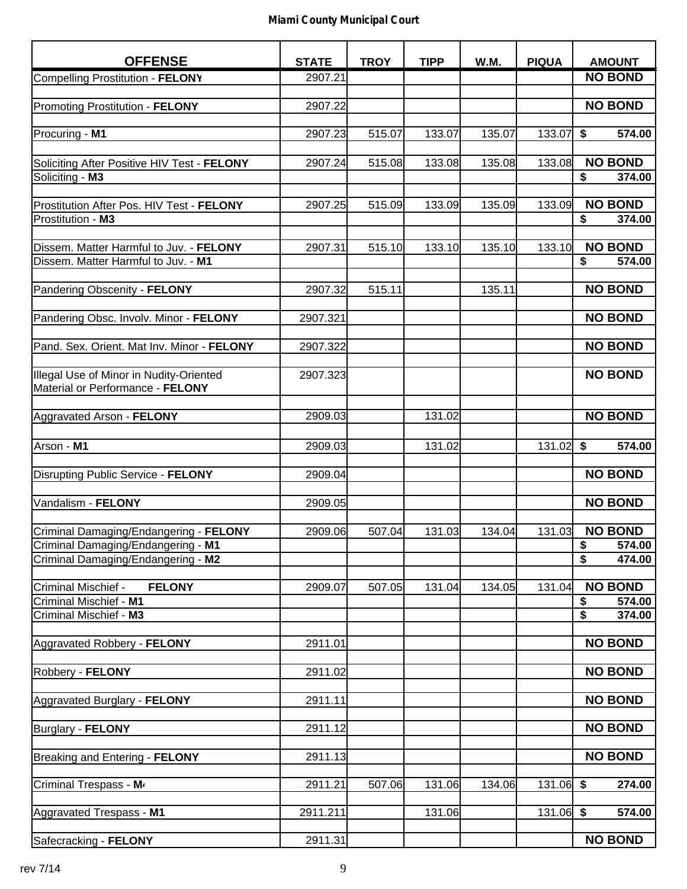| OFFENSE | STATE | TROY | TIPP | W.M. | PIQUA | AMOUNT |
|---|---|---|---|---|---|---|
| Compelling Prostitution - **FELONY** | 2907.21 | | | | | **NO BOND** |
| Promoting Prostitution - **FELONY** | 2907.22 | | | | | **NO BOND** |
| Procuring - **M1** | 2907.23 | 515.07 | 133.07 | 135.07 | 133.07 | **$ 574.00** |
| Soliciting After Positive HIV Test - **FELONY** | 2907.24 | 515.08 | 133.08 | 135.08 | 133.08 | **NO BOND** |
| Soliciting - **M3** | | | | | | **$ 374.00** |
| Prostitution After Pos. HIV Test - **FELONY** | 2907.25 | 515.09 | 133.09 | 135.09 | 133.09 | **NO BOND** |
| Prostitution - **M3** | | | | | | **$ 374.00** |
| Dissem. Matter Harmful to Juv. - **FELONY** | 2907.31 | 515.10 | 133.10 | 135.10 | 133.10 | **NO BOND** |
| Dissem. Matter Harmful to Juv. - **M1** | | | | | | **$ 574.00** |
| Pandering Obscenity - **FELONY** | 2907.32 | 515.11 | | 135.11 | | **NO BOND** |
| Pandering Obsc. Involv. Minor - **FELONY** | 2907.321 | | | | | **NO BOND** |
| Pand. Sex. Orient. Mat Inv. Minor - **FELONY** | 2907.322 | | | | | **NO BOND** |
| Illegal Use of Minor in Nudity-Oriented Material or Performance - **FELONY** | 2907.323 | | | | | **NO BOND** |
| Aggravated Arson - **FELONY** | 2909.03 | | 131.02 | | | **NO BOND** |
| Arson - **M1** | 2909.03 | | 131.02 | | 131.02 | **$ 574.00** |
| Disrupting Public Service - **FELONY** | 2909.04 | | | | | **NO BOND** |
| Vandalism - **FELONY** | 2909.05 | | | | | **NO BOND** |
| Criminal Damaging/Endangering - **FELONY** | 2909.06 | 507.04 | 131.03 | 134.04 | 131.03 | **NO BOND** |
| Criminal Damaging/Endangering - **M1** | | | | | | **$ 574.00** |
| Criminal Damaging/Endangering - **M2** | | | | | | **$ 474.00** |
| Criminal Mischief - **FELONY** | 2909.07 | 507.05 | 131.04 | 134.05 | 131.04 | **NO BOND** |
| Criminal Mischief - **M1** | | | | | | **$ 574.00** |
| Criminal Mischief - **M3** | | | | | | **$ 374.00** |
| Aggravated Robbery - **FELONY** | 2911.01 | | | | | **NO BOND** |
| Robbery - **FELONY** | 2911.02 | | | | | **NO BOND** |
| Aggravated Burglary - **FELONY** | 2911.11 | | | | | **NO BOND** |
| Burglary - **FELONY** | 2911.12 | | | | | **NO BOND** |
| Breaking and Entering - **FELONY** | 2911.13 | | | | | **NO BOND** |
| Criminal Trespass - **M4** | 2911.21 | 507.06 | 131.06 | 134.06 | 131.06 | **$ 274.00** |
| Aggravated Trespass - **M1** | 2911.211 | | 131.06 | | 131.06 | **$ 574.00** |
| Safecracking - **FELONY** | 2911.31 | | | | | **NO BOND** |

rev 7/14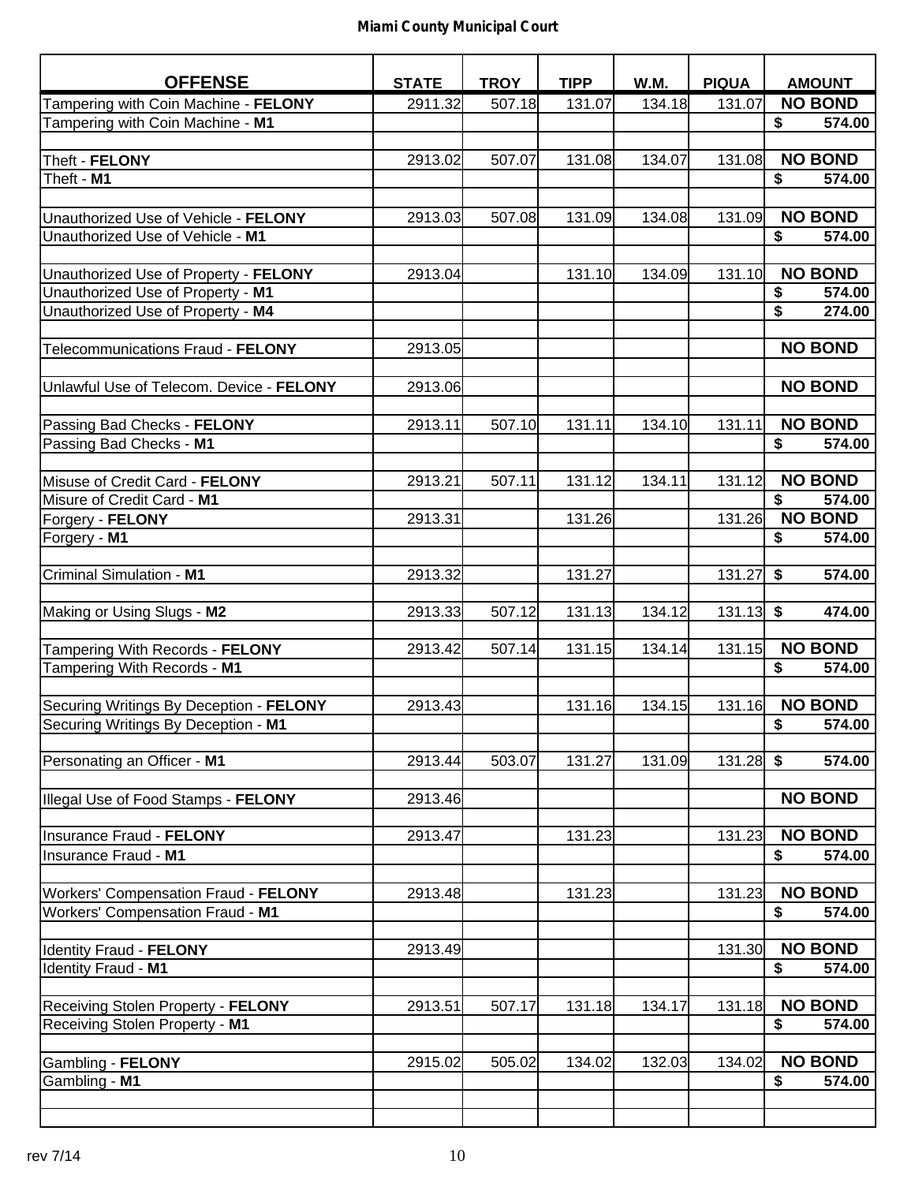**Miami County Municipal Court**

| OFFENSE | STATE | TROY | TIPP | W.M. | PIQUA | AMOUNT |
|---|---|---|---|---|---|---|
| Tampering with Coin Machine - **FELONY** | 2911.32 | 507.18 | 131.07 | 134.18 | 131.07 | **NO BOND** |
| Tampering with Coin Machine - **M1** | | | | | | **$ 574.00** |
| | | | | | | |
| Theft - **FELONY** | 2913.02 | 507.07 | 131.08 | 134.07 | 131.08 | **NO BOND** |
| Theft - **M1** | | | | | | **$ 574.00** |
| | | | | | | |
| Unauthorized Use of Vehicle - **FELONY** | 2913.03 | 507.08 | 131.09 | 134.08 | 131.09 | **NO BOND** |
| Unauthorized Use of Vehicle - **M1** | | | | | | **$ 574.00** |
| | | | | | | |
| Unauthorized Use of Property - **FELONY** | 2913.04 | | 131.10 | 134.09 | 131.10 | **NO BOND** |
| Unauthorized Use of Property - **M1** | | | | | | **$ 574.00** |
| Unauthorized Use of Property - **M4** | | | | | | **$ 274.00** |
| | | | | | | |
| Telecommunications Fraud - **FELONY** | 2913.05 | | | | | **NO BOND** |
| | | | | | | |
| Unlawful Use of Telecom. Device - **FELONY** | 2913.06 | | | | | **NO BOND** |
| | | | | | | |
| Passing Bad Checks - **FELONY** | 2913.11 | 507.10 | 131.11 | 134.10 | 131.11 | **NO BOND** |
| Passing Bad Checks - **M1** | | | | | | **$ 574.00** |
| | | | | | | |
| Misuse of Credit Card - **FELONY** | 2913.21 | 507.11 | 131.12 | 134.11 | 131.12 | **NO BOND** |
| Misure of Credit Card - **M1** | | | | | | **$ 574.00** |
| Forgery - **FELONY** | 2913.31 | | 131.26 | | 131.26 | **NO BOND** |
| Forgery - **M1** | | | | | | **$ 574.00** |
| | | | | | | |
| Criminal Simulation - **M1** | 2913.32 | | 131.27 | | 131.27 | **$ 574.00** |
| | | | | | | |
| Making or Using Slugs - **M2** | 2913.33 | 507.12 | 131.13 | 134.12 | 131.13 | **$ 474.00** |
| | | | | | | |
| Tampering With Records - **FELONY** | 2913.42 | 507.14 | 131.15 | 134.14 | 131.15 | **NO BOND** |
| Tampering With Records - **M1** | | | | | | **$ 574.00** |
| | | | | | | |
| Securing Writings By Deception - **FELONY** | 2913.43 | | 131.16 | 134.15 | 131.16 | **NO BOND** |
| Securing Writings By Deception - **M1** | | | | | | **$ 574.00** |
| | | | | | | |
| Personating an Officer - **M1** | 2913.44 | 503.07 | 131.27 | 131.09 | 131.28 | **$ 574.00** |
| | | | | | | |
| Illegal Use of Food Stamps - **FELONY** | 2913.46 | | | | | **NO BOND** |
| | | | | | | |
| Insurance Fraud - **FELONY** | 2913.47 | | 131.23 | | 131.23 | **NO BOND** |
| Insurance Fraud - **M1** | | | | | | **$ 574.00** |
| | | | | | | |
| Workers' Compensation Fraud - **FELONY** | 2913.48 | | 131.23 | | 131.23 | **NO BOND** |
| Workers' Compensation Fraud - **M1** | | | | | | **$ 574.00** |
| | | | | | | |
| Identity Fraud - **FELONY** | 2913.49 | | | | 131.30 | **NO BOND** |
| Identity Fraud - **M1** | | | | | | **$ 574.00** |
| | | | | | | |
| Receiving Stolen Property - **FELONY** | 2913.51 | 507.17 | 131.18 | 134.17 | 131.18 | **NO BOND** |
| Receiving Stolen Property - **M1** | | | | | | **$ 574.00** |
| | | | | | | |
| Gambling - **FELONY** | 2915.02 | 505.02 | 134.02 | 132.03 | 134.02 | **NO BOND** |
| Gambling - **M1** | | | | | | **$ 574.00** |

rev 7/14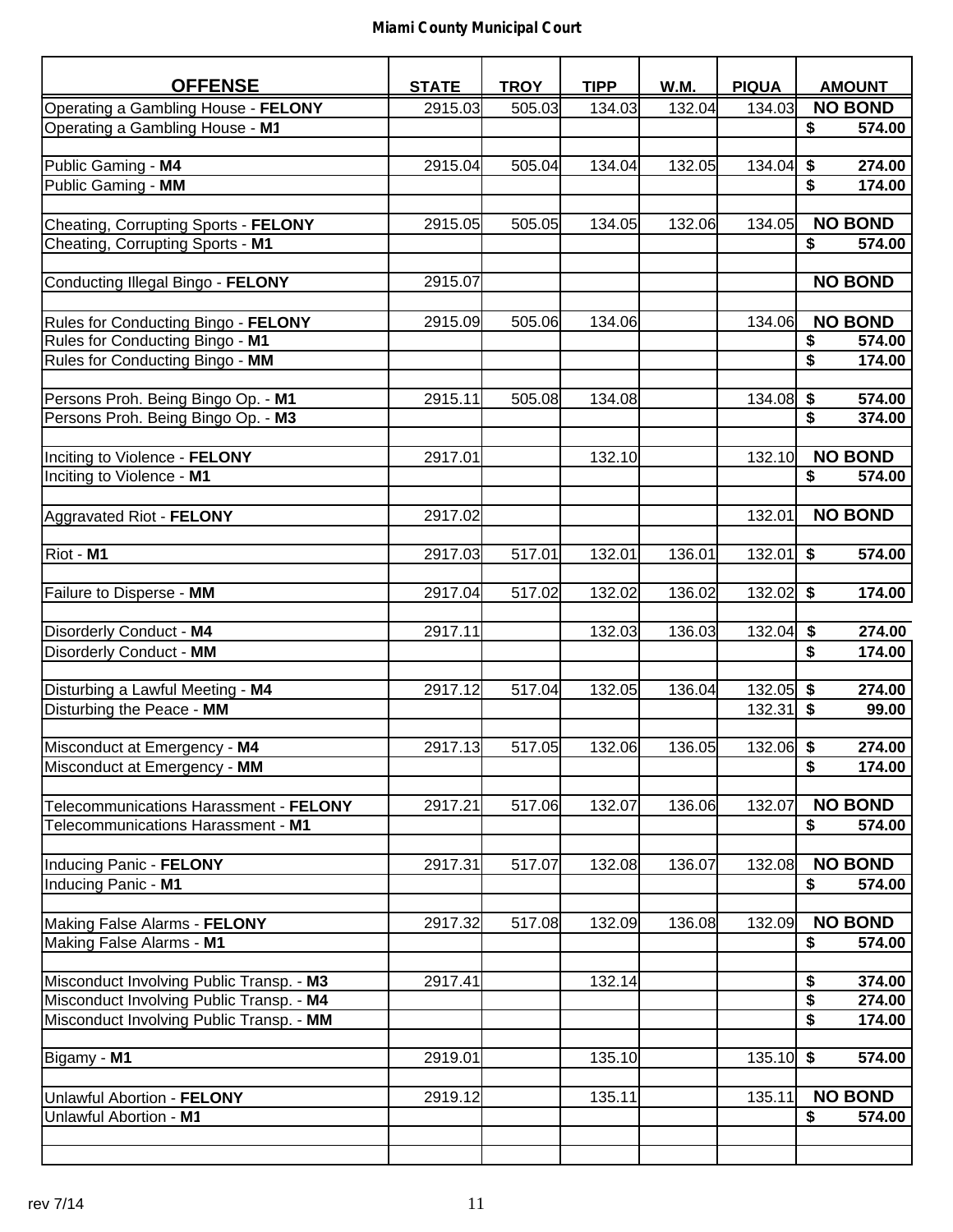## Miami County Municipal Court

| OFFENSE | STATE | TROY | TIPP | W.M. | PIQUA | AMOUNT |
|---|---|---|---|---|---|---|
| Operating a Gambling House - **FELONY** | 2915.03 | 505.03 | 134.03 | 132.04 | 134.03 | **NO BOND** |
| Operating a Gambling House - **M1** | | | | | | **$ 574.00** |
| | | | | | | |
| Public Gaming - **M4** | 2915.04 | 505.04 | 134.04 | 132.05 | 134.04 | **$ 274.00** |
| Public Gaming - **MM** | | | | | | **$ 174.00** |
| | | | | | | |
| Cheating, Corrupting Sports - **FELONY** | 2915.05 | 505.05 | 134.05 | 132.06 | 134.05 | **NO BOND** |
| Cheating, Corrupting Sports - **M1** | | | | | | **$ 574.00** |
| | | | | | | |
| Conducting Illegal Bingo - **FELONY** | 2915.07 | | | | | **NO BOND** |
| | | | | | | |
| Rules for Conducting Bingo - **FELONY** | 2915.09 | 505.06 | 134.06 | | 134.06 | **NO BOND** |
| Rules for Conducting Bingo - **M1** | | | | | | **$ 574.00** |
| Rules for Conducting Bingo - **MM** | | | | | | **$ 174.00** |
| | | | | | | |
| Persons Proh. Being Bingo Op. - **M1** | 2915.11 | 505.08 | 134.08 | | 134.08 | **$ 574.00** |
| Persons Proh. Being Bingo Op. - **M3** | | | | | | **$ 374.00** |
| | | | | | | |
| Inciting to Violence - **FELONY** | 2917.01 | | 132.10 | | 132.10 | **NO BOND** |
| Inciting to Violence - **M1** | | | | | | **$ 574.00** |
| | | | | | | |
| Aggravated Riot - **FELONY** | 2917.02 | | | | 132.01 | **NO BOND** |
| | | | | | | |
| Riot - **M1** | 2917.03 | 517.01 | 132.01 | 136.01 | 132.01 | **$ 574.00** |
| | | | | | | |
| Failure to Disperse - **MM** | 2917.04 | 517.02 | 132.02 | 136.02 | 132.02 | **$ 174.00** |
| | | | | | | |
| Disorderly Conduct - **M4** | 2917.11 | | 132.03 | 136.03 | 132.04 | **$ 274.00** |
| Disorderly Conduct - **MM** | | | | | | **$ 174.00** |
| | | | | | | |
| Disturbing a Lawful Meeting - **M4** | 2917.12 | 517.04 | 132.05 | 136.04 | 132.05 | **$ 274.00** |
| Disturbing the Peace - **MM** | | | | | 132.31 | **$ 99.00** |
| | | | | | | |
| Misconduct at Emergency - **M4** | 2917.13 | 517.05 | 132.06 | 136.05 | 132.06 | **$ 274.00** |
| Misconduct at Emergency - **MM** | | | | | | **$ 174.00** |
| | | | | | | |
| Telecommunications Harassment - **FELONY** | 2917.21 | 517.06 | 132.07 | 136.06 | 132.07 | **NO BOND** |
| Telecommunications Harassment - **M1** | | | | | | **$ 574.00** |
| | | | | | | |
| Inducing Panic - **FELONY** | 2917.31 | 517.07 | 132.08 | 136.07 | 132.08 | **NO BOND** |
| Inducing Panic - **M1** | | | | | | **$ 574.00** |
| | | | | | | |
| Making False Alarms - **FELONY** | 2917.32 | 517.08 | 132.09 | 136.08 | 132.09 | **NO BOND** |
| Making False Alarms - **M1** | | | | | | **$ 574.00** |
| | | | | | | |
| Misconduct Involving Public Transp. - **M3** | 2917.41 | | 132.14 | | | **$ 374.00** |
| Misconduct Involving Public Transp. - **M4** | | | | | | **$ 274.00** |
| Misconduct Involving Public Transp. - **MM** | | | | | | **$ 174.00** |
| | | | | | | |
| Bigamy - **M1** | 2919.01 | | 135.10 | | 135.10 | **$ 574.00** |
| | | | | | | |
| Unlawful Abortion - **FELONY** | 2919.12 | | 135.11 | | 135.11 | **NO BOND** |
| Unlawful Abortion - **M1** | | | | | | **$ 574.00** |

rev 7/14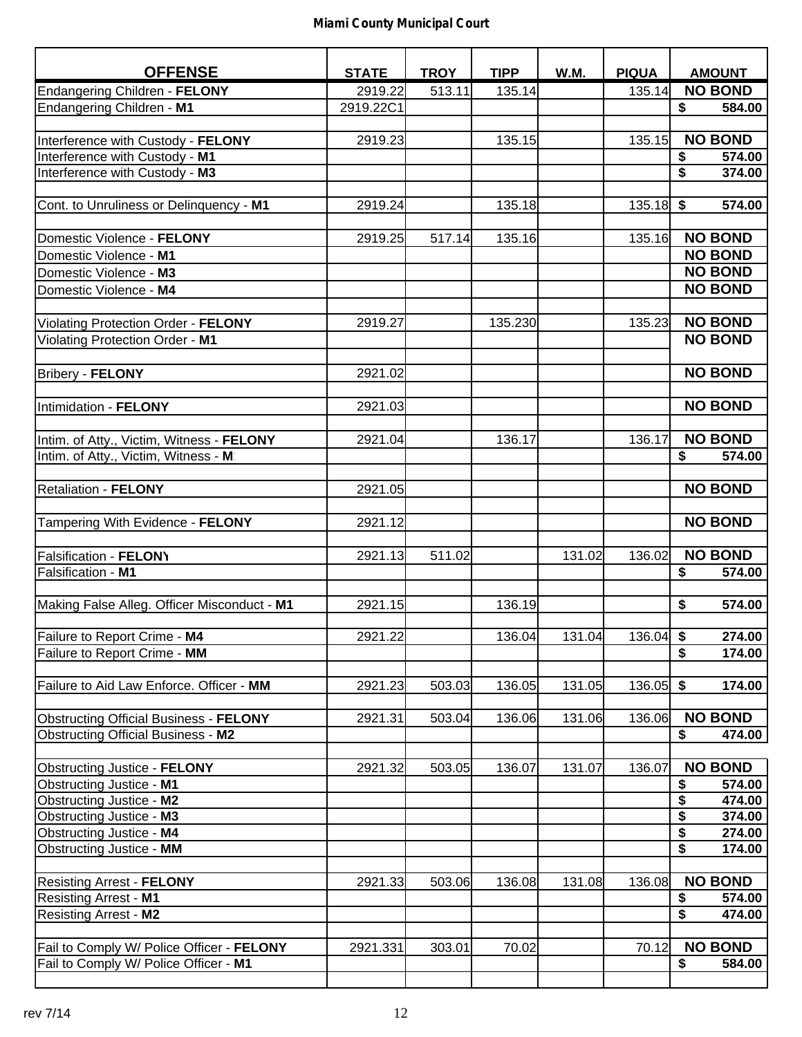**Miami County Municipal Court**

| OFFENSE | STATE | TROY | TIPP | W.M. | PIQUA | AMOUNT |
|---|---|---|---|---|---|---|
| Endangering Children - **FELONY** | 2919.22 | 513.11 | 135.14 | | 135.14 | **NO BOND** |
| Endangering Children - **M1** | 2919.22C1 | | | | | **$ 584.00** |
| | | | | | | |
| Interference with Custody - **FELONY** | 2919.23 | | 135.15 | | 135.15 | **NO BOND** |
| Interference with Custody - **M1** | | | | | | **$ 574.00** |
| Interference with Custody - **M3** | | | | | | **$ 374.00** |
| | | | | | | |
| Cont. to Unruliness or Delinquency - **M1** | 2919.24 | | 135.18 | | 135.18 | **$ 574.00** |
| | | | | | | |
| Domestic Violence - **FELONY** | 2919.25 | 517.14 | 135.16 | | 135.16 | **NO BOND** |
| Domestic Violence - **M1** | | | | | | **NO BOND** |
| Domestic Violence - **M3** | | | | | | **NO BOND** |
| Domestic Violence - **M4** | | | | | | **NO BOND** |
| | | | | | | |
| Violating Protection Order - **FELONY** | 2919.27 | | 135.230 | | 135.23 | **NO BOND** |
| Violating Protection Order - **M1** | | | | | | **NO BOND** |
| | | | | | | |
| Bribery - **FELONY** | 2921.02 | | | | | **NO BOND** |
| | | | | | | |
| Intimidation - **FELONY** | 2921.03 | | | | | **NO BOND** |
| | | | | | | |
| Intim. of Atty., Victim, Witness - **FELONY** | 2921.04 | | 136.17 | | 136.17 | **NO BOND** |
| Intim. of Atty., Victim, Witness - **M1** | | | | | | **$ 574.00** |
| | | | | | | |
| Retaliation - **FELONY** | 2921.05 | | | | | **NO BOND** |
| | | | | | | |
| Tampering With Evidence - **FELONY** | 2921.12 | | | | | **NO BOND** |
| | | | | | | |
| Falsification - **FELONY** | 2921.13 | 511.02 | | 131.02 | 136.02 | **NO BOND** |
| Falsification - **M1** | | | | | | **$ 574.00** |
| | | | | | | |
| Making False Alleg. Officer Misconduct - **M1** | 2921.15 | | 136.19 | | | **$ 574.00** |
| | | | | | | |
| Failure to Report Crime - **M4** | 2921.22 | | 136.04 | 131.04 | 136.04 | **$ 274.00** |
| Failure to Report Crime - **MM** | | | | | | **$ 174.00** |
| | | | | | | |
| Failure to Aid Law Enforce. Officer - **MM** | 2921.23 | 503.03 | 136.05 | 131.05 | 136.05 | **$ 174.00** |
| | | | | | | |
| Obstructing Official Business - **FELONY** | 2921.31 | 503.04 | 136.06 | 131.06 | 136.06 | **NO BOND** |
| Obstructing Official Business - **M2** | | | | | | **$ 474.00** |
| | | | | | | |
| Obstructing Justice - **FELONY** | 2921.32 | 503.05 | 136.07 | 131.07 | 136.07 | **NO BOND** |
| Obstructing Justice - **M1** | | | | | | **$ 574.00** |
| Obstructing Justice - **M2** | | | | | | **$ 474.00** |
| Obstructing Justice - **M3** | | | | | | **$ 374.00** |
| Obstructing Justice - **M4** | | | | | | **$ 274.00** |
| Obstructing Justice - **MM** | | | | | | **$ 174.00** |
| | | | | | | |
| Resisting Arrest - **FELONY** | 2921.33 | 503.06 | 136.08 | 131.08 | 136.08 | **NO BOND** |
| Resisting Arrest - **M1** | | | | | | **$ 574.00** |
| Resisting Arrest - **M2** | | | | | | **$ 474.00** |
| | | | | | | |
| Fail to Comply W/ Police Officer - **FELONY** | 2921.331 | 303.01 | 70.02 | | 70.12 | **NO BOND** |
| Fail to Comply W/ Police Officer - **M1** | | | | | | **$ 584.00** |

rev 7/14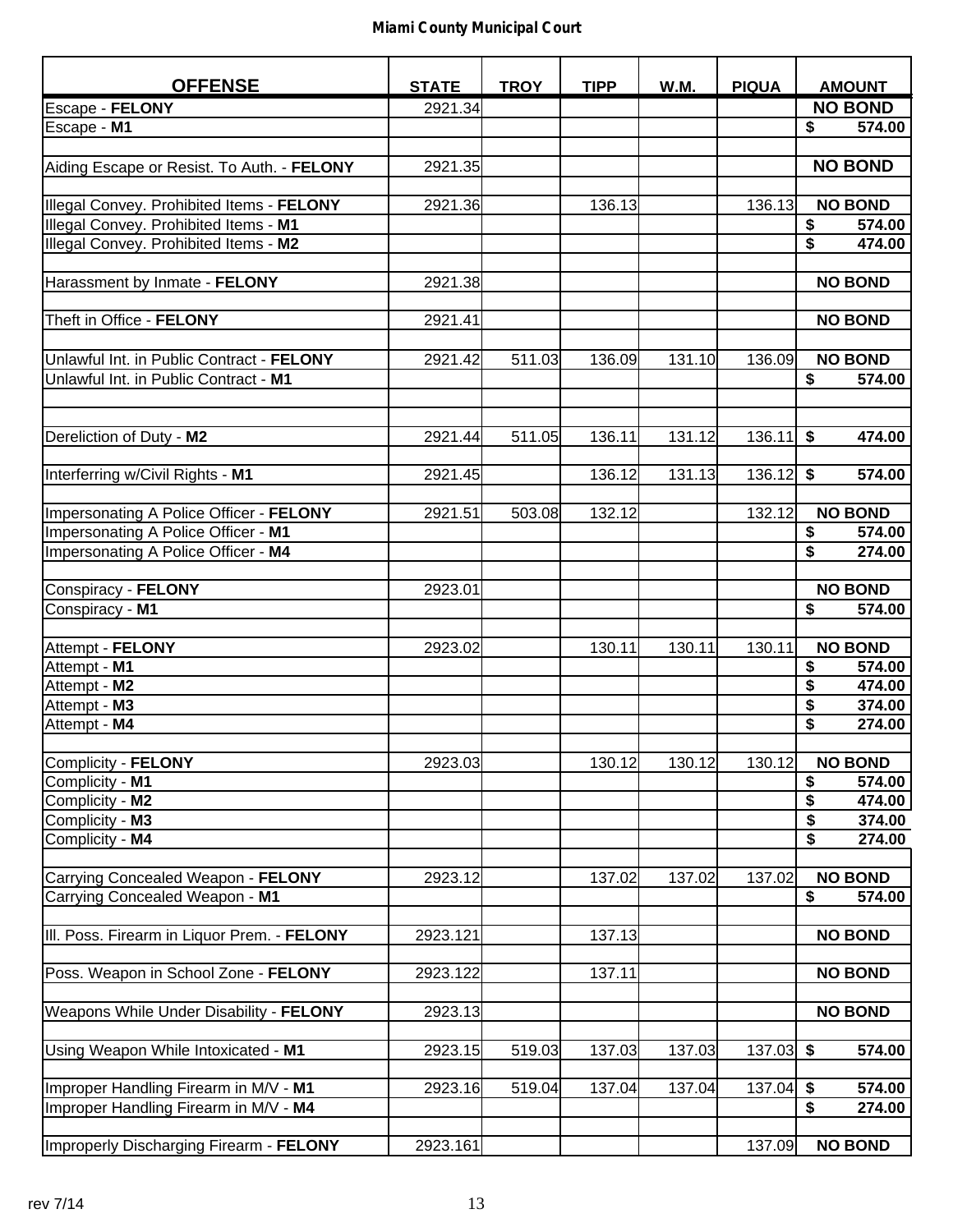**Miami County Municipal Court**

| OFFENSE | STATE | TROY | TIPP | W.M. | PIQUA | AMOUNT |
|---|---|---|---|---|---|---|
| Escape - **FELONY** | 2921.34 | | | | | **NO BOND** |
| Escape - **M1** | | | | | | **$ 574.00** |
| | | | | | | |
| Aiding Escape or Resist. To Auth. - **FELONY** | 2921.35 | | | | | **NO BOND** |
| | | | | | | |
| Illegal Convey. Prohibited Items - **FELONY** | 2921.36 | | 136.13 | | 136.13 | **NO BOND** |
| Illegal Convey. Prohibited Items - **M1** | | | | | | **$ 574.00** |
| Illegal Convey. Prohibited Items - **M2** | | | | | | **$ 474.00** |
| | | | | | | |
| Harassment by Inmate - **FELONY** | 2921.38 | | | | | **NO BOND** |
| | | | | | | |
| Theft in Office - **FELONY** | 2921.41 | | | | | **NO BOND** |
| | | | | | | |
| Unlawful Int. in Public Contract - **FELONY** | 2921.42 | 511.03 | 136.09 | 131.10 | 136.09 | **NO BOND** |
| Unlawful Int. in Public Contract - **M1** | | | | | | **$ 574.00** |
| | | | | | | |
| | | | | | | |
| Dereliction of Duty - **M2** | 2921.44 | 511.05 | 136.11 | 131.12 | 136.11 | **$ 474.00** |
| | | | | | | |
| Interferring w/Civil Rights - **M1** | 2921.45 | | 136.12 | 131.13 | 136.12 | **$ 574.00** |
| | | | | | | |
| Impersonating A Police Officer - **FELONY** | 2921.51 | 503.08 | 132.12 | | 132.12 | **NO BOND** |
| Impersonating A Police Officer - **M1** | | | | | | **$ 574.00** |
| Impersonating A Police Officer - **M4** | | | | | | **$ 274.00** |
| | | | | | | |
| Conspiracy - **FELONY** | 2923.01 | | | | | **NO BOND** |
| Conspiracy - **M1** | | | | | | **$ 574.00** |
| | | | | | | |
| Attempt - **FELONY** | 2923.02 | | 130.11 | 130.11 | 130.11 | **NO BOND** |
| Attempt - **M1** | | | | | | **$ 574.00** |
| Attempt - **M2** | | | | | | **$ 474.00** |
| Attempt - **M3** | | | | | | **$ 374.00** |
| Attempt - **M4** | | | | | | **$ 274.00** |
| | | | | | | |
| Complicity - **FELONY** | 2923.03 | | 130.12 | 130.12 | 130.12 | **NO BOND** |
| Complicity - **M1** | | | | | | **$ 574.00** |
| Complicity - **M2** | | | | | | **$ 474.00** |
| Complicity - **M3** | | | | | | **$ 374.00** |
| Complicity - **M4** | | | | | | **$ 274.00** |
| | | | | | | |
| Carrying Concealed Weapon - **FELONY** | 2923.12 | | 137.02 | 137.02 | 137.02 | **NO BOND** |
| Carrying Concealed Weapon - **M1** | | | | | | **$ 574.00** |
| | | | | | | |
| Ill. Poss. Firearm in Liquor Prem. - **FELONY** | 2923.121 | | 137.13 | | | **NO BOND** |
| | | | | | | |
| Poss. Weapon in School Zone - **FELONY** | 2923.122 | | 137.11 | | | **NO BOND** |
| | | | | | | |
| Weapons While Under Disability - **FELONY** | 2923.13 | | | | | **NO BOND** |
| | | | | | | |
| Using Weapon While Intoxicated - **M1** | 2923.15 | 519.03 | 137.03 | 137.03 | 137.03 | **$ 574.00** |
| | | | | | | |
| Improper Handling Firearm in M/V - **M1** | 2923.16 | 519.04 | 137.04 | 137.04 | 137.04 | **$ 574.00** |
| Improper Handling Firearm in M/V - **M4** | | | | | | **$ 274.00** |
| | | | | | | |
| Improperly Discharging Firearm - **FELONY** | 2923.161 | | | | 137.09 | **NO BOND** |

rev 7/14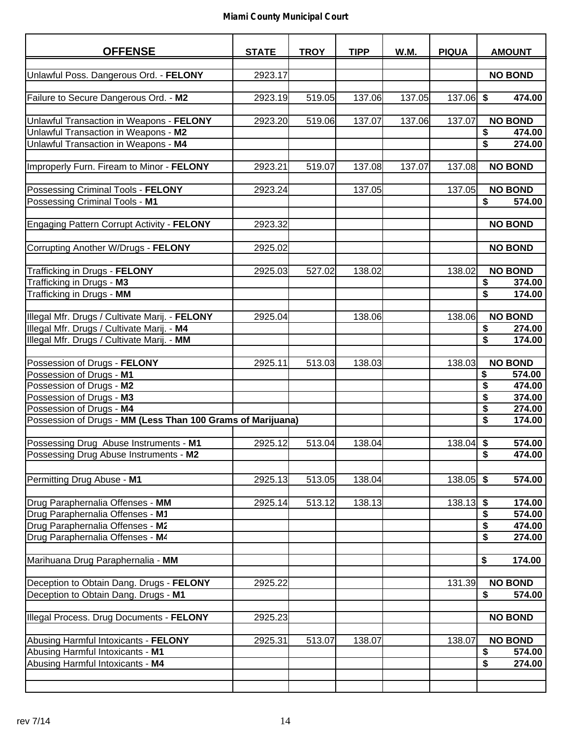**Miami County Municipal Court**

| OFFENSE | STATE | TROY | TIPP | W.M. | PIQUA | AMOUNT |
|---|---|---|---|---|---|---|
| Unlawful Poss. Dangerous Ord. - **FELONY** | 2923.17 | | | | | **NO BOND** |
| Failure to Secure Dangerous Ord. - **M2** | 2923.19 | 519.05 | 137.06 | 137.05 | 137.06 | **$ 474.00** |
| Unlawful Transaction in Weapons - **FELONY** | 2923.20 | 519.06 | 137.07 | 137.06 | 137.07 | **NO BOND** |
| Unlawful Transaction in Weapons - **M2** | | | | | | **$ 474.00** |
| Unlawful Transaction in Weapons - **M4** | | | | | | **$ 274.00** |
| Improperly Furn. Fiream to Minor - **FELONY** | 2923.21 | 519.07 | 137.08 | 137.07 | 137.08 | **NO BOND** |
| Possessing Criminal Tools - **FELONY** | 2923.24 | | 137.05 | | 137.05 | **NO BOND** |
| Possessing Criminal Tools - **M1** | | | | | | **$ 574.00** |
| Engaging Pattern Corrupt Activity - **FELONY** | 2923.32 | | | | | **NO BOND** |
| Corrupting Another W/Drugs - **FELONY** | 2925.02 | | | | | **NO BOND** |
| Trafficking in Drugs - **FELONY** | 2925.03 | 527.02 | 138.02 | | 138.02 | **NO BOND** |
| Trafficking in Drugs - **M3** | | | | | | **$ 374.00** |
| Trafficking in Drugs - **MM** | | | | | | **$ 174.00** |
| Illegal Mfr. Drugs / Cultivate Marij. - **FELONY** | 2925.04 | | 138.06 | | 138.06 | **NO BOND** |
| Illegal Mfr. Drugs / Cultivate Marij. - **M4** | | | | | | **$ 274.00** |
| Illegal Mfr. Drugs / Cultivate Marij. - **MM** | | | | | | **$ 174.00** |
| Possession of Drugs - **FELONY** | 2925.11 | 513.03 | 138.03 | | 138.03 | **NO BOND** |
| Possession of Drugs - **M1** | | | | | | **$ 574.00** |
| Possession of Drugs - **M2** | | | | | | **$ 474.00** |
| Possession of Drugs - **M3** | | | | | | **$ 374.00** |
| Possession of Drugs - **M4** | | | | | | **$ 274.00** |
| Possession of Drugs - **MM (Less Than 100 Grams of Marijuana)** | | | | | | **$ 174.00** |
| Possessing Drug Abuse Instruments - **M1** | 2925.12 | 513.04 | 138.04 | | 138.04 | **$ 574.00** |
| Possessing Drug Abuse Instruments - **M2** | | | | | | **$ 474.00** |
| Permitting Drug Abuse - **M1** | 2925.13 | 513.05 | 138.04 | | 138.05 | **$ 574.00** |
| Drug Paraphernalia Offenses - **MM** | 2925.14 | 513.12 | 138.13 | | 138.13 | **$ 174.00** |
| Drug Paraphernalia Offenses - **M1** | | | | | | **$ 574.00** |
| Drug Paraphernalia Offenses - **M2** | | | | | | **$ 474.00** |
| Drug Paraphernalia Offenses - **M4** | | | | | | **$ 274.00** |
| Marihuana Drug Paraphernalia - **MM** | | | | | | **$ 174.00** |
| Deception to Obtain Dang. Drugs - **FELONY** | 2925.22 | | | | 131.39 | **NO BOND** |
| Deception to Obtain Dang. Drugs - **M1** | | | | | | **$ 574.00** |
| Illegal Process. Drug Documents - **FELONY** | 2925.23 | | | | | **NO BOND** |
| Abusing Harmful Intoxicants - **FELONY** | 2925.31 | 513.07 | 138.07 | | 138.07 | **NO BOND** |
| Abusing Harmful Intoxicants - **M1** | | | | | | **$ 574.00** |
| Abusing Harmful Intoxicants - **M4** | | | | | | **$ 274.00** |

rev 7/14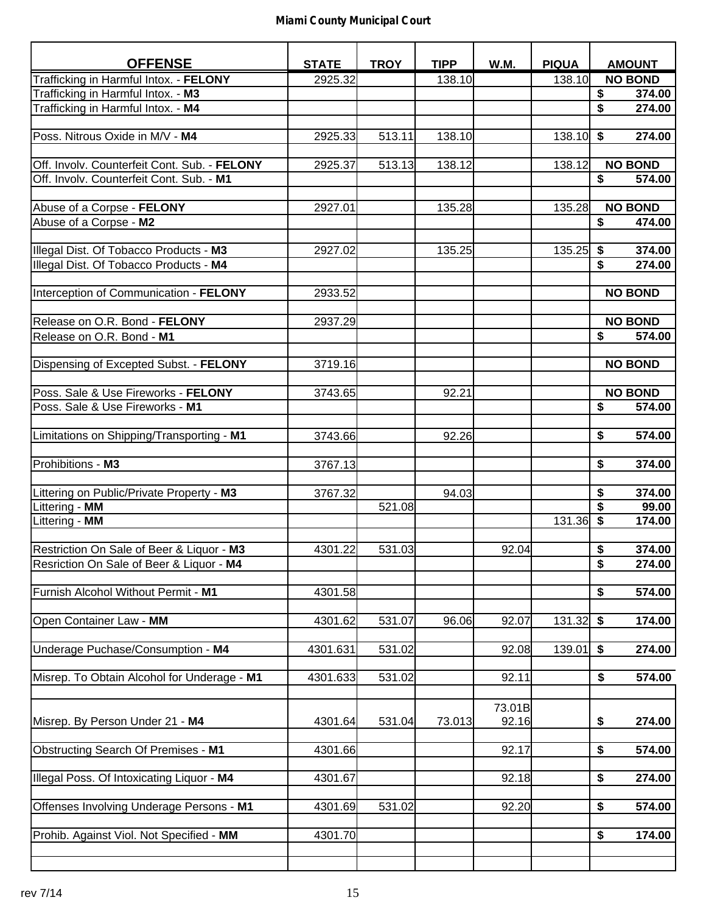**Miami County Municipal Court**

| OFFENSE | STATE | TROY | TIPP | W.M. | PIQUA | AMOUNT |
|---|---|---|---|---|---|---|
| Trafficking in Harmful Intox. - **FELONY** | 2925.32 | | 138.10 | | 138.10 | **NO BOND** |
| Trafficking in Harmful Intox. - **M3** | | | | | | **$ 374.00** |
| Trafficking in Harmful Intox. - **M4** | | | | | | **$ 274.00** |
| | | | | | | |
| Poss. Nitrous Oxide in M/V - **M4** | 2925.33 | 513.11 | 138.10 | | 138.10 | **$ 274.00** |
| | | | | | | |
| Off. Involv. Counterfeit Cont. Sub. - **FELONY** | 2925.37 | 513.13 | 138.12 | | 138.12 | **NO BOND** |
| Off. Involv. Counterfeit Cont. Sub. - **M1** | | | | | | **$ 574.00** |
| | | | | | | |
| Abuse of a Corpse - **FELONY** | 2927.01 | | 135.28 | | 135.28 | **NO BOND** |
| Abuse of a Corpse - **M2** | | | | | | **$ 474.00** |
| | | | | | | |
| Illegal Dist. Of Tobacco Products - **M3** | 2927.02 | | 135.25 | | 135.25 | **$ 374.00** |
| Illegal Dist. Of Tobacco Products - **M4** | | | | | | **$ 274.00** |
| | | | | | | |
| Interception of Communication - **FELONY** | 2933.52 | | | | | **NO BOND** |
| | | | | | | |
| Release on O.R. Bond - **FELONY** | 2937.29 | | | | | **NO BOND** |
| Release on O.R. Bond - **M1** | | | | | | **$ 574.00** |
| | | | | | | |
| Dispensing of Excepted Subst. - **FELONY** | 3719.16 | | | | | **NO BOND** |
| | | | | | | |
| Poss. Sale & Use Fireworks - **FELONY** | 3743.65 | | 92.21 | | | **NO BOND** |
| Poss. Sale & Use Fireworks - **M1** | | | | | | **$ 574.00** |
| | | | | | | |
| Limitations on Shipping/Transporting - **M1** | 3743.66 | | 92.26 | | | **$ 574.00** |
| | | | | | | |
| Prohibitions - **M3** | 3767.13 | | | | | **$ 374.00** |
| | | | | | | |
| Littering on Public/Private Property - **M3** | 3767.32 | | 94.03 | | | **$ 374.00** |
| Littering - **MM** | | 521.08 | | | | **$ 99.00** |
| Littering - **MM** | | | | | 131.36 | **$ 174.00** |
| | | | | | | |
| Restriction On Sale of Beer & Liquor - **M3** | 4301.22 | 531.03 | | 92.04 | | **$ 374.00** |
| Resriction On Sale of Beer & Liquor - **M4** | | | | | | **$ 274.00** |
| | | | | | | |
| Furnish Alcohol Without Permit - **M1** | 4301.58 | | | | | **$ 574.00** |
| | | | | | | |
| Open Container Law - **MM** | 4301.62 | 531.07 | 96.06 | 92.07 | 131.32 | **$ 174.00** |
| | | | | | | |
| Underage Puchase/Consumption - **M4** | 4301.631 | 531.02 | | 92.08 | 139.01 | **$ 274.00** |
| | | | | | | |
| Misrep. To Obtain Alcohol for Underage - **M1** | 4301.633 | 531.02 | | 92.11 | | **$ 574.00** |
| | | | | | | |
| Misrep. By Person Under 21 - **M4** | 4301.64 | 531.04 | 73.013 | 73.01B 92.16 | | **$ 274.00** |
| | | | | | | |
| Obstructing Search Of Premises - **M1** | 4301.66 | | | 92.17 | | **$ 574.00** |
| | | | | | | |
| Illegal Poss. Of Intoxicating Liquor - **M4** | 4301.67 | | | 92.18 | | **$ 274.00** |
| | | | | | | |
| Offenses Involving Underage Persons - **M1** | 4301.69 | 531.02 | | 92.20 | | **$ 574.00** |
| | | | | | | |
| Prohib. Against Viol. Not Specified - **MM** | 4301.70 | | | | | **$ 174.00** |

rev 7/14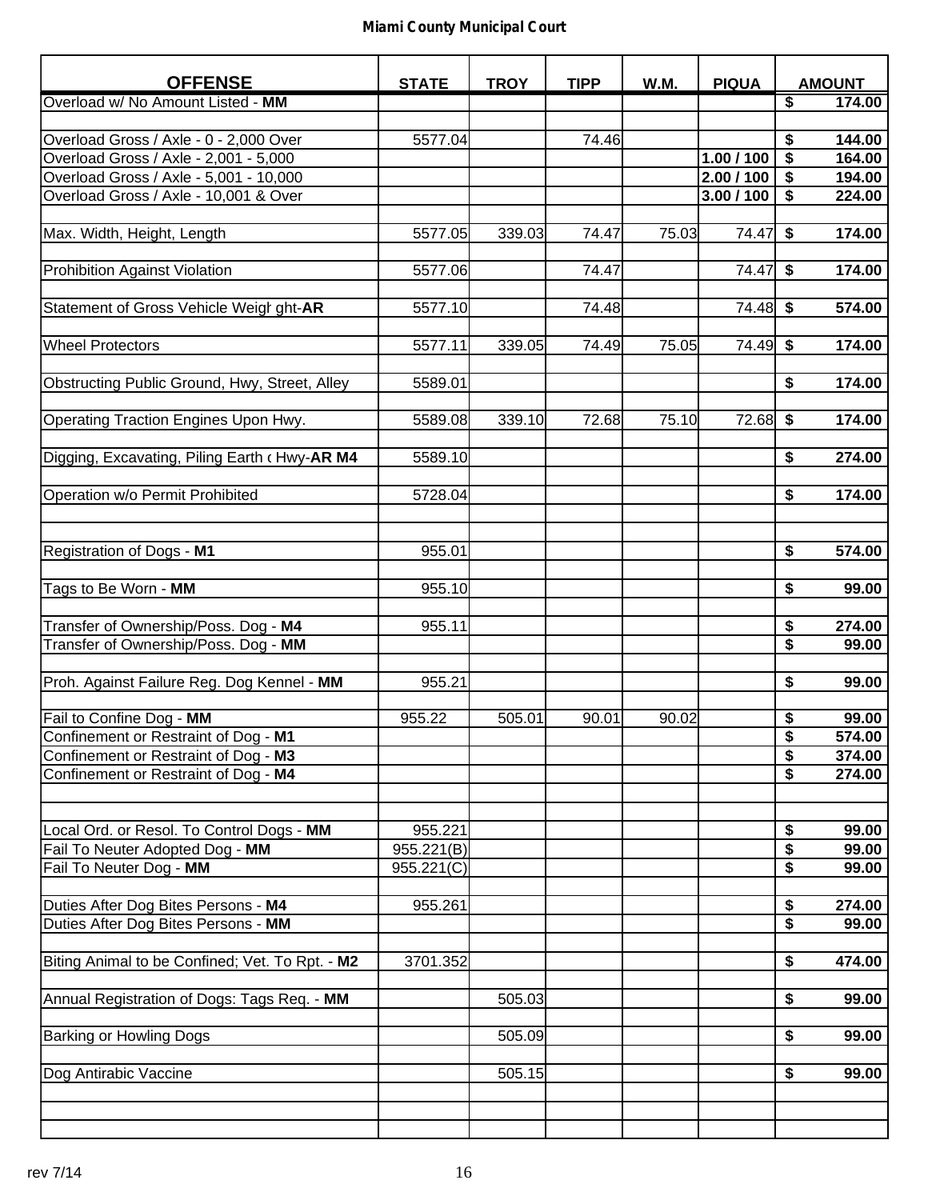**Miami County Municipal Court**

| OFFENSE | STATE | TROY | TIPP | W.M. | PIQUA | AMOUNT |
|---|---|---|---|---|---|---|
| Overload w/ No Amount Listed - **MM** | | | | | | $ 174.00 |
| | | | | | | |
| Overload Gross / Axle - 0 - 2,000 Over | 5577.04 | | 74.46 | | | $ 144.00 |
| Overload Gross / Axle - 2,001 - 5,000 | | | | | **1.00 / 100** | $ 164.00 |
| Overload Gross / Axle - 5,001 - 10,000 | | | | | **2.00 / 100** | $ 194.00 |
| Overload Gross / Axle - 10,001 & Over | | | | | **3.00 / 100** | $ 224.00 |
| | | | | | | |
| Max. Width, Height, Length | 5577.05 | 339.03 | 74.47 | 75.03 | 74.47 | $ 174.00 |
| | | | | | | |
| Prohibition Against Violation | 5577.06 | | 74.47 | | 74.47 | $ 174.00 |
| | | | | | | |
| Statement of Gross Vehicle Weigl ght-**AR** | 5577.10 | | 74.48 | | 74.48 | $ 574.00 |
| | | | | | | |
| Wheel Protectors | 5577.11 | 339.05 | 74.49 | 75.05 | 74.49 | $ 174.00 |
| | | | | | | |
| Obstructing Public Ground, Hwy, Street, Alley | 5589.01 | | | | | $ 174.00 |
| | | | | | | |
| Operating Traction Engines Upon Hwy. | 5589.08 | 339.10 | 72.68 | 75.10 | 72.68 | $ 174.00 |
| | | | | | | |
| Digging, Excavating, Piling Earth ( Hwy-**AR M4** | 5589.10 | | | | | $ 274.00 |
| | | | | | | |
| Operation w/o Permit Prohibited | 5728.04 | | | | | $ 174.00 |
| | | | | | | |
| | | | | | | |
| Registration of Dogs - **M1** | 955.01 | | | | | $ 574.00 |
| | | | | | | |
| Tags to Be Worn - **MM** | 955.10 | | | | | $ 99.00 |
| | | | | | | |
| Transfer of Ownership/Poss. Dog - **M4** | 955.11 | | | | | $ 274.00 |
| Transfer of Ownership/Poss. Dog - **MM** | | | | | | $ 99.00 |
| | | | | | | |
| Proh. Against Failure Reg. Dog Kennel - **MM** | 955.21 | | | | | $ 99.00 |
| | | | | | | |
| Fail to Confine Dog - **MM** | 955.22 | 505.01 | 90.01 | 90.02 | | $ 99.00 |
| Confinement or Restraint of Dog - **M1** | | | | | | $ 574.00 |
| Confinement or Restraint of Dog - **M3** | | | | | | $ 374.00 |
| Confinement or Restraint of Dog - **M4** | | | | | | $ 274.00 |
| | | | | | | |
| | | | | | | |
| Local Ord. or Resol. To Control Dogs - **MM** | 955.221 | | | | | $ 99.00 |
| Fail To Neuter Adopted Dog - **MM** | 955.221(B) | | | | | $ 99.00 |
| Fail To Neuter Dog - **MM** | 955.221(C) | | | | | $ 99.00 |
| | | | | | | |
| Duties After Dog Bites Persons - **M4** | 955.261 | | | | | $ 274.00 |
| Duties After Dog Bites Persons - **MM** | | | | | | $ 99.00 |
| | | | | | | |
| Biting Animal to be Confined; Vet. To Rpt. - **M2** | 3701.352 | | | | | $ 474.00 |
| | | | | | | |
| Annual Registration of Dogs: Tags Req. - **MM** | | 505.03 | | | | $ 99.00 |
| | | | | | | |
| Barking or Howling Dogs | | 505.09 | | | | $ 99.00 |
| | | | | | | |
| Dog Antirabic Vaccine | | 505.15 | | | | $ 99.00 |

rev 7/14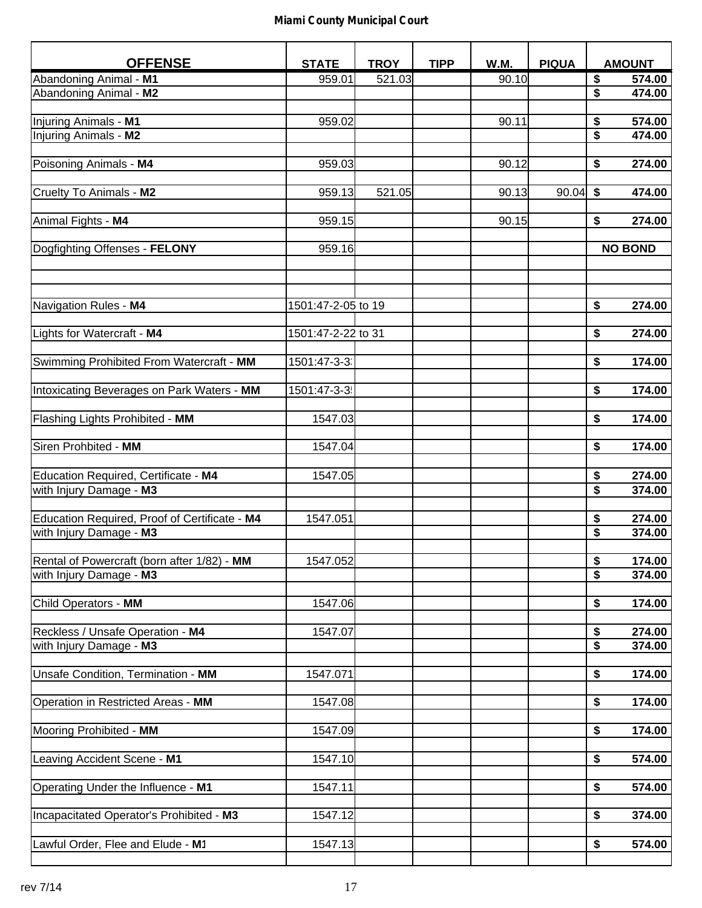**Miami County Municipal Court**

| OFFENSE | STATE | TROY | TIPP | W.M. | PIQUA | AMOUNT |
|---|---|---|---|---|---|---|
| Abandoning Animal - **M1** | 959.01 | 521.03 | | 90.10 | | $ 574.00 |
| Abandoning Animal - **M2** | | | | | | $ 474.00 |
| | | | | | | |
| Injuring Animals - **M1** | 959.02 | | | 90.11 | | $ 574.00 |
| Injuring Animals - **M2** | | | | | | $ 474.00 |
| | | | | | | |
| Poisoning Animals - **M4** | 959.03 | | | 90.12 | | $ 274.00 |
| | | | | | | |
| Cruelty To Animals - **M2** | 959.13 | 521.05 | | 90.13 | 90.04 | $ 474.00 |
| | | | | | | |
| Animal Fights - **M4** | 959.15 | | | 90.15 | | $ 274.00 |
| | | | | | | |
| Dogfighting Offenses - **FELONY** | 959.16 | | | | | **NO BOND** |
| | | | | | | |
| | | | | | | |
| | | | | | | |
| Navigation Rules - **M4** | 1501:47-2-05 to 19 | | | | | $ 274.00 |
| | | | | | | |
| Lights for Watercraft - **M4** | 1501:47-2-22 to 31 | | | | | $ 274.00 |
| | | | | | | |
| Swimming Prohibited From Watercraft - **MM** | 1501:47-3-3 | | | | | $ 174.00 |
| | | | | | | |
| Intoxicating Beverages on Park Waters - **MM** | 1501:47-3-3 | | | | | $ 174.00 |
| | | | | | | |
| Flashing Lights Prohibited - **MM** | 1547.03 | | | | | $ 174.00 |
| | | | | | | |
| Siren Prohbited - **MM** | 1547.04 | | | | | $ 174.00 |
| | | | | | | |
| Education Required, Certificate - **M4** | 1547.05 | | | | | $ 274.00 |
| with Injury Damage - **M3** | | | | | | $ 374.00 |
| | | | | | | |
| Education Required, Proof of Certificate - **M4** | 1547.051 | | | | | $ 274.00 |
| with Injury Damage - **M3** | | | | | | $ 374.00 |
| | | | | | | |
| Rental of Powercraft (born after 1/82) - **MM** | 1547.052 | | | | | $ 174.00 |
| with Injury Damage - **M3** | | | | | | $ 374.00 |
| | | | | | | |
| Child Operators - **MM** | 1547.06 | | | | | $ 174.00 |
| | | | | | | |
| Reckless / Unsafe Operation - **M4** | 1547.07 | | | | | $ 274.00 |
| with Injury Damage - **M3** | | | | | | $ 374.00 |
| | | | | | | |
| Unsafe Condition, Termination - **MM** | 1547.071 | | | | | $ 174.00 |
| | | | | | | |
| Operation in Restricted Areas - **MM** | 1547.08 | | | | | $ 174.00 |
| | | | | | | |
| Mooring Prohibited - **MM** | 1547.09 | | | | | $ 174.00 |
| | | | | | | |
| Leaving Accident Scene - **M1** | 1547.10 | | | | | $ 574.00 |
| | | | | | | |
| Operating Under the Influence - **M1** | 1547.11 | | | | | $ 574.00 |
| | | | | | | |
| Incapacitated Operator's Prohibited - **M3** | 1547.12 | | | | | $ 374.00 |
| | | | | | | |
| Lawful Order, Flee and Elude - **M1** | 1547.13 | | | | | $ 574.00 |
| | | | | | | |

rev 7/14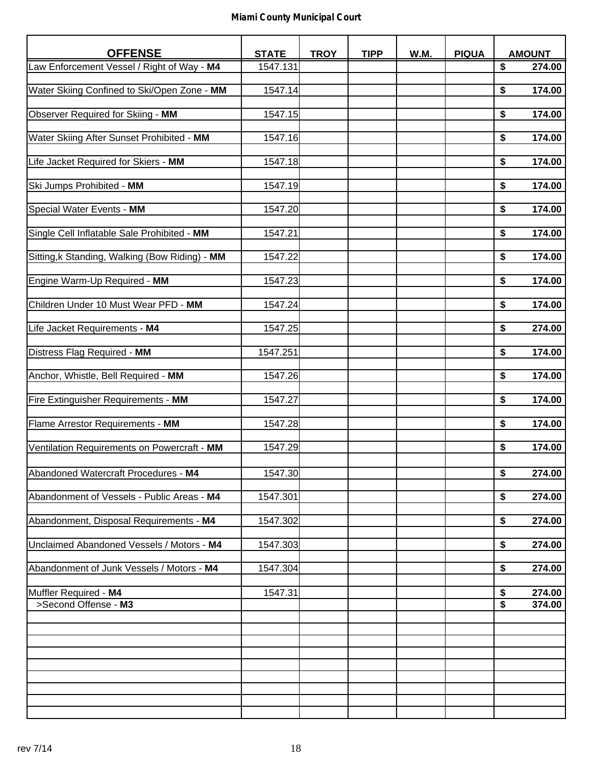**Miami County Municipal Court**

| OFFENSE | STATE | TROY | TIPP | W.M. | PIQUA | AMOUNT |
|---|---|---|---|---|---|---|
| Law Enforcement Vessel / Right of Way - **M4** | 1547.131 | | | | | **$ 274.00** |
| Water Skiing Confined to Ski/Open Zone - **MM** | 1547.14 | | | | | **$ 174.00** |
| Observer Required for Skiing - **MM** | 1547.15 | | | | | **$ 174.00** |
| Water Skiing After Sunset Prohibited - **MM** | 1547.16 | | | | | **$ 174.00** |
| Life Jacket Required for Skiers - **MM** | 1547.18 | | | | | **$ 174.00** |
| Ski Jumps Prohibited - **MM** | 1547.19 | | | | | **$ 174.00** |
| Special Water Events - **MM** | 1547.20 | | | | | **$ 174.00** |
| Single Cell Inflatable Sale Prohibited - **MM** | 1547.21 | | | | | **$ 174.00** |
| Sitting,k Standing, Walking (Bow Riding) - **MM** | 1547.22 | | | | | **$ 174.00** |
| Engine Warm-Up Required - **MM** | 1547.23 | | | | | **$ 174.00** |
| Children Under 10 Must Wear PFD - **MM** | 1547.24 | | | | | **$ 174.00** |
| Life Jacket Requirements - **M4** | 1547.25 | | | | | **$ 274.00** |
| Distress Flag Required - **MM** | 1547.251 | | | | | **$ 174.00** |
| Anchor, Whistle, Bell Required - **MM** | 1547.26 | | | | | **$ 174.00** |
| Fire Extinguisher Requirements - **MM** | 1547.27 | | | | | **$ 174.00** |
| Flame Arrestor Requirements - **MM** | 1547.28 | | | | | **$ 174.00** |
| Ventilation Requirements on Powercraft - **MM** | 1547.29 | | | | | **$ 174.00** |
| Abandoned Watercraft Procedures - **M4** | 1547.30 | | | | | **$ 274.00** |
| Abandonment of Vessels - Public Areas - **M4** | 1547.301 | | | | | **$ 274.00** |
| Abandonment, Disposal Requirements - **M4** | 1547.302 | | | | | **$ 274.00** |
| Unclaimed Abandoned Vessels / Motors - **M4** | 1547.303 | | | | | **$ 274.00** |
| Abandonment of Junk Vessels / Motors - **M4** | 1547.304 | | | | | **$ 274.00** |
| Muffler Required - **M4** | 1547.31 | | | | | **$ 274.00** |
| >Second Offense - **M3** | | | | | | **$ 374.00** |

rev 7/14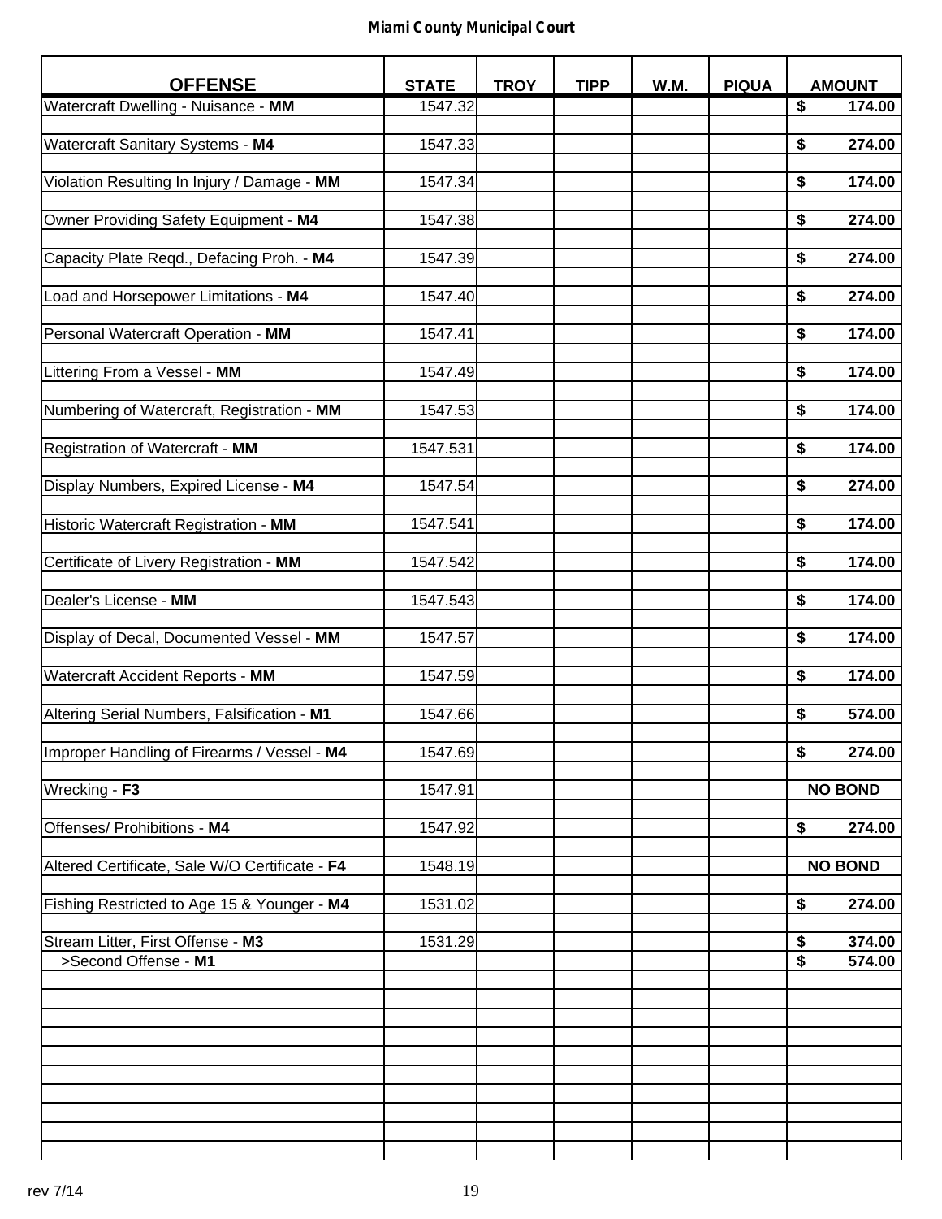**Miami County Municipal Court**

| OFFENSE | STATE | TROY | TIPP | W.M. | PIQUA | AMOUNT |
|---|---|---|---|---|---|---|
| Watercraft Dwelling - Nuisance - **MM** | 1547.32 | | | | | **$ 174.00** |
| Watercraft Sanitary Systems - **M4** | 1547.33 | | | | | **$ 274.00** |
| Violation Resulting In Injury / Damage - **MM** | 1547.34 | | | | | **$ 174.00** |
| Owner Providing Safety Equipment - **M4** | 1547.38 | | | | | **$ 274.00** |
| Capacity Plate Reqd., Defacing Proh. - **M4** | 1547.39 | | | | | **$ 274.00** |
| Load and Horsepower Limitations - **M4** | 1547.40 | | | | | **$ 274.00** |
| Personal Watercraft Operation - **MM** | 1547.41 | | | | | **$ 174.00** |
| Littering From a Vessel - **MM** | 1547.49 | | | | | **$ 174.00** |
| Numbering of Watercraft, Registration - **MM** | 1547.53 | | | | | **$ 174.00** |
| Registration of Watercraft - **MM** | 1547.531 | | | | | **$ 174.00** |
| Display Numbers, Expired License - **M4** | 1547.54 | | | | | **$ 274.00** |
| Historic Watercraft Registration - **MM** | 1547.541 | | | | | **$ 174.00** |
| Certificate of Livery Registration - **MM** | 1547.542 | | | | | **$ 174.00** |
| Dealer's License - **MM** | 1547.543 | | | | | **$ 174.00** |
| Display of Decal, Documented Vessel - **MM** | 1547.57 | | | | | **$ 174.00** |
| Watercraft Accident Reports - **MM** | 1547.59 | | | | | **$ 174.00** |
| Altering Serial Numbers, Falsification - **M1** | 1547.66 | | | | | **$ 574.00** |
| Improper Handling of Firearms / Vessel - **M4** | 1547.69 | | | | | **$ 274.00** |
| Wrecking - **F3** | 1547.91 | | | | | **NO BOND** |
| Offenses/ Prohibitions - **M4** | 1547.92 | | | | | **$ 274.00** |
| Altered Certificate, Sale W/O Certificate - **F4** | 1548.19 | | | | | **NO BOND** |
| Fishing Restricted to Age 15 & Younger - **M4** | 1531.02 | | | | | **$ 274.00** |
| Stream Litter, First Offense - **M3** | 1531.29 | | | | | **$ 374.00** |
| >Second Offense - **M1** | | | | | | **$ 574.00** |

rev 7/14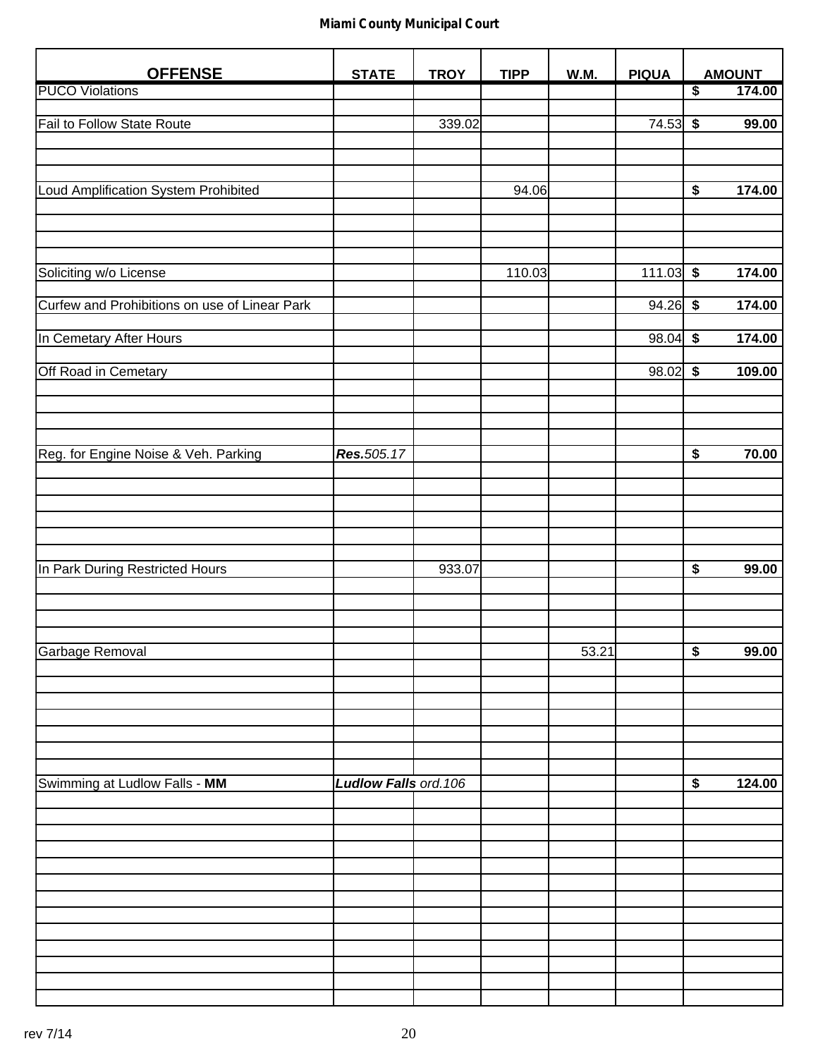**Miami County Municipal Court**

| OFFENSE | STATE | TROY | TIPP | W.M. | PIQUA | AMOUNT |
|---|---|---|---|---|---|---|
| PUCO Violations | | | | | | $ 174.00 |
| | | | | | | |
| Fail to Follow State Route | | 339.02 | | | 74.53 | $ 99.00 |
| | | | | | | |
| | | | | | | |
| | | | | | | |
| Loud Amplification System Prohibited | | | 94.06 | | | $ 174.00 |
| | | | | | | |
| | | | | | | |
| | | | | | | |
| | | | | | | |
| Soliciting w/o License | | | 110.03 | | 111.03 | $ 174.00 |
| | | | | | | |
| Curfew and Prohibitions on use of Linear Park | | | | | 94.26 | $ 174.00 |
| | | | | | | |
| In Cemetary After Hours | | | | | 98.04 | $ 174.00 |
| | | | | | | |
| Off Road in Cemetary | | | | | 98.02 | $ 109.00 |
| | | | | | | |
| | | | | | | |
| | | | | | | |
| | | | | | | |
| Reg. for Engine Noise & Veh. Parking | ***Res.****505.17* | | | | | $ 70.00 |
| | | | | | | |
| | | | | | | |
| | | | | | | |
| | | | | | | |
| | | | | | | |
| | | | | | | |
| In Park During Restricted Hours | | 933.07 | | | | $ 99.00 |
| | | | | | | |
| | | | | | | |
| | | | | | | |
| | | | | | | |
| Garbage Removal | | | | 53.21 | | $ 99.00 |
| | | | | | | |
| | | | | | | |
| | | | | | | |
| | | | | | | |
| | | | | | | |
| | | | | | | |
| | | | | | | |
| Swimming at Ludlow Falls - **MM** | ***Ludlow Falls*** *ord.106* | | | | | $ 124.00 |
| | | | | | | |
| | | | | | | |
| | | | | | | |
| | | | | | | |
| | | | | | | |
| | | | | | | |
| | | | | | | |
| | | | | | | |
| | | | | | | |
| | | | | | | |
| | | | | | | |
| | | | | | | |

rev 7/14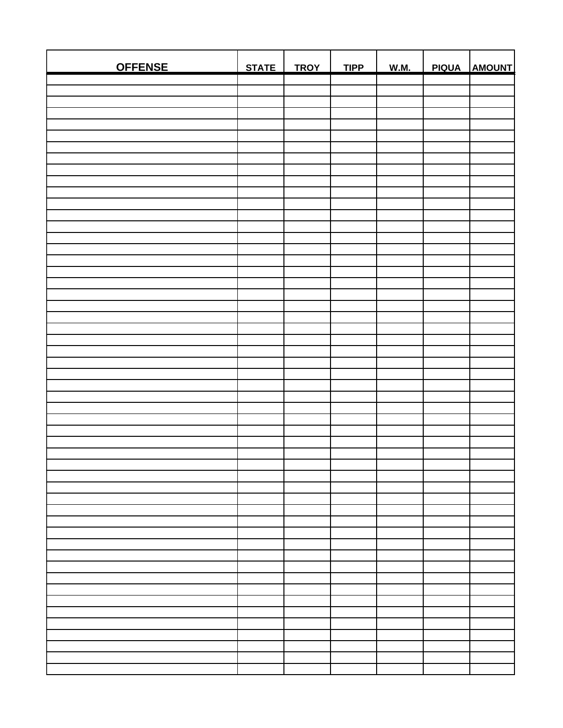| OFFENSE | STATE | TROY | TIPP | W.M. | PIQUA | AMOUNT |
|---|---|---|---|---|---|---|
| | | | | | | |
| | | | | | | |
| | | | | | | |
| | | | | | | |
| | | | | | | |
| | | | | | | |
| | | | | | | |
| | | | | | | |
| | | | | | | |
| | | | | | | |
| | | | | | | |
| | | | | | | |
| | | | | | | |
| | | | | | | |
| | | | | | | |
| | | | | | | |
| | | | | | | |
| | | | | | | |
| | | | | | | |
| | | | | | | |
| | | | | | | |
| | | | | | | |
| | | | | | | |
| | | | | | | |
| | | | | | | |
| | | | | | | |
| | | | | | | |
| | | | | | | |
| | | | | | | |
| | | | | | | |
| | | | | | | |
| | | | | | | |
| | | | | | | |
| | | | | | | |
| | | | | | | |
| | | | | | | |
| | | | | | | |
| | | | | | | |
| | | | | | | |
| | | | | | | |
| | | | | | | |
| | | | | | | |
| | | | | | | |
| | | | | | | |
| | | | | | | |
| | | | | | | |
| | | | | | | |
| | | | | | | |
| | | | | | | |
| | | | | | | |
| | | | | | | |
| | | | | | | |
| | | | | | | |
| | | | | | | |
| | | | | | | |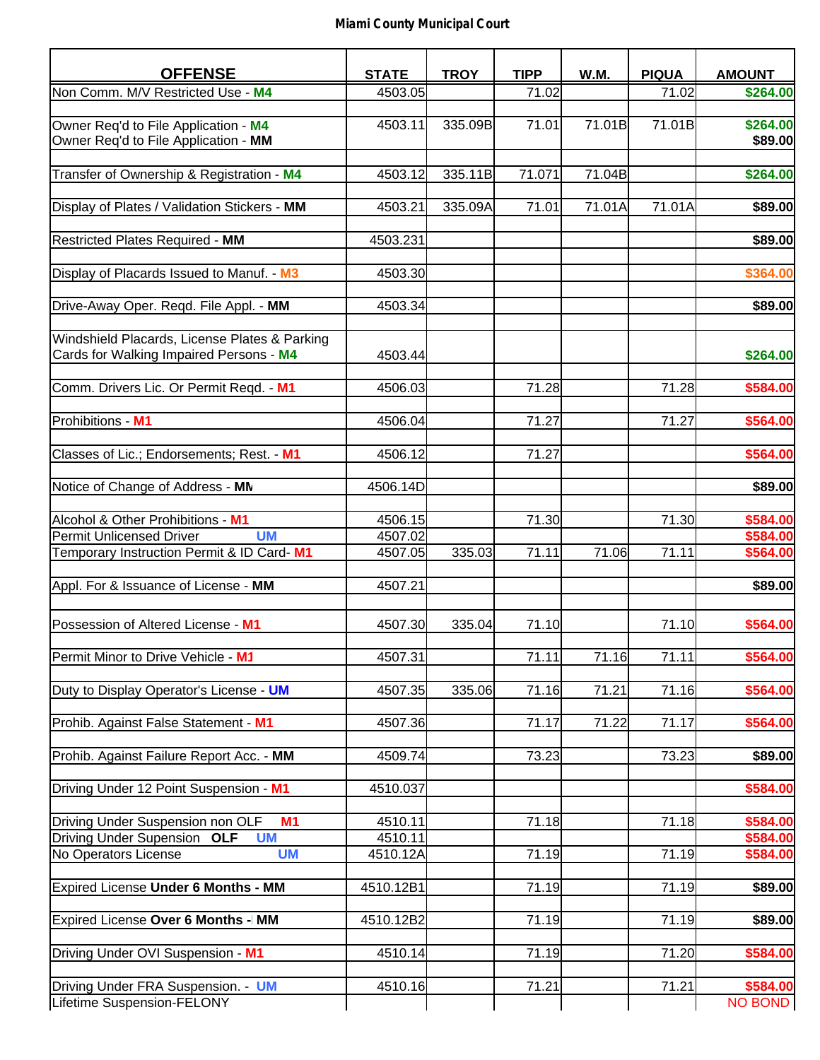**Miami County Municipal Court**

| OFFENSE | STATE | TROY | TIPP | W.M. | PIQUA | AMOUNT |
|---|---|---|---|---|---|---|
| Non Comm. M/V Restricted Use - M4 | 4503.05 | | 71.02 | | 71.02 | $264.00 |
| Owner Req'd to File Application - M4<br>Owner Req'd to File Application - MM | 4503.11 | 335.09B | 71.01 | 71.01B | 71.01B | $264.00<br>$89.00 |
| Transfer of Ownership & Registration - M4 | 4503.12 | 335.11B | 71.071 | 71.04B | | $264.00 |
| Display of Plates / Validation Stickers - MM | 4503.21 | 335.09A | 71.01 | 71.01A | 71.01A | $89.00 |
| Restricted Plates Required - MM | 4503.231 | | | | | $89.00 |
| Display of Placards Issued to Manuf. - M3 | 4503.30 | | | | | $364.00 |
| Drive-Away Oper. Reqd. File Appl. - MM | 4503.34 | | | | | $89.00 |
| Windshield Placards, License Plates & Parking Cards for Walking Impaired Persons - M4 | 4503.44 | | | | | $264.00 |
| Comm. Drivers Lic. Or Permit Reqd. - M1 | 4506.03 | | 71.28 | | 71.28 | $584.00 |
| Prohibitions - M1 | 4506.04 | | 71.27 | | 71.27 | $564.00 |
| Classes of Lic.; Endorsements; Rest. - M1 | 4506.12 | | 71.27 | | | $564.00 |
| Notice of Change of Address - MM | 4506.14D | | | | | $89.00 |
| Alcohol & Other Prohibitions - M1 | 4506.15 | | 71.30 | | 71.30 | $584.00 |
| Permit Unlicensed Driver UM | 4507.02 | | | | | $584.00 |
| Temporary Instruction Permit & ID Card- M1 | 4507.05 | 335.03 | 71.11 | 71.06 | 71.11 | $564.00 |
| Appl. For & Issuance of License - MM | 4507.21 | | | | | $89.00 |
| Possession of Altered License - M1 | 4507.30 | 335.04 | 71.10 | | 71.10 | $564.00 |
| Permit Minor to Drive Vehicle - M1 | 4507.31 | | 71.11 | 71.16 | 71.11 | $564.00 |
| Duty to Display Operator's License - UM | 4507.35 | 335.06 | 71.16 | 71.21 | 71.16 | $564.00 |
| Prohib. Against False Statement - M1 | 4507.36 | | 71.17 | 71.22 | 71.17 | $564.00 |
| Prohib. Against Failure Report Acc. - MM | 4509.74 | | 73.23 | | 73.23 | $89.00 |
| Driving Under 12 Point Suspension - M1 | 4510.037 | | | | | $584.00 |
| Driving Under Suspension non OLF M1 | 4510.11 | | 71.18 | | 71.18 | $584.00 |
| Driving Under Supension OLF UM | 4510.11 | | | | | $584.00 |
| No Operators License UM | 4510.12A | | 71.19 | | 71.19 | $584.00 |
| Expired License **Under 6 Months - MM** | 4510.12B1 | | 71.19 | | 71.19 | $89.00 |
| Expired License **Over 6 Months - MM** | 4510.12B2 | | 71.19 | | 71.19 | $89.00 |
| Driving Under OVI Suspension - M1 | 4510.14 | | 71.19 | | 71.20 | $584.00 |
| Driving Under FRA Suspension. - UM | 4510.16 | | 71.21 | | 71.21 | $584.00 |
| Lifetime Suspension-FELONY | | | | | | NO BOND |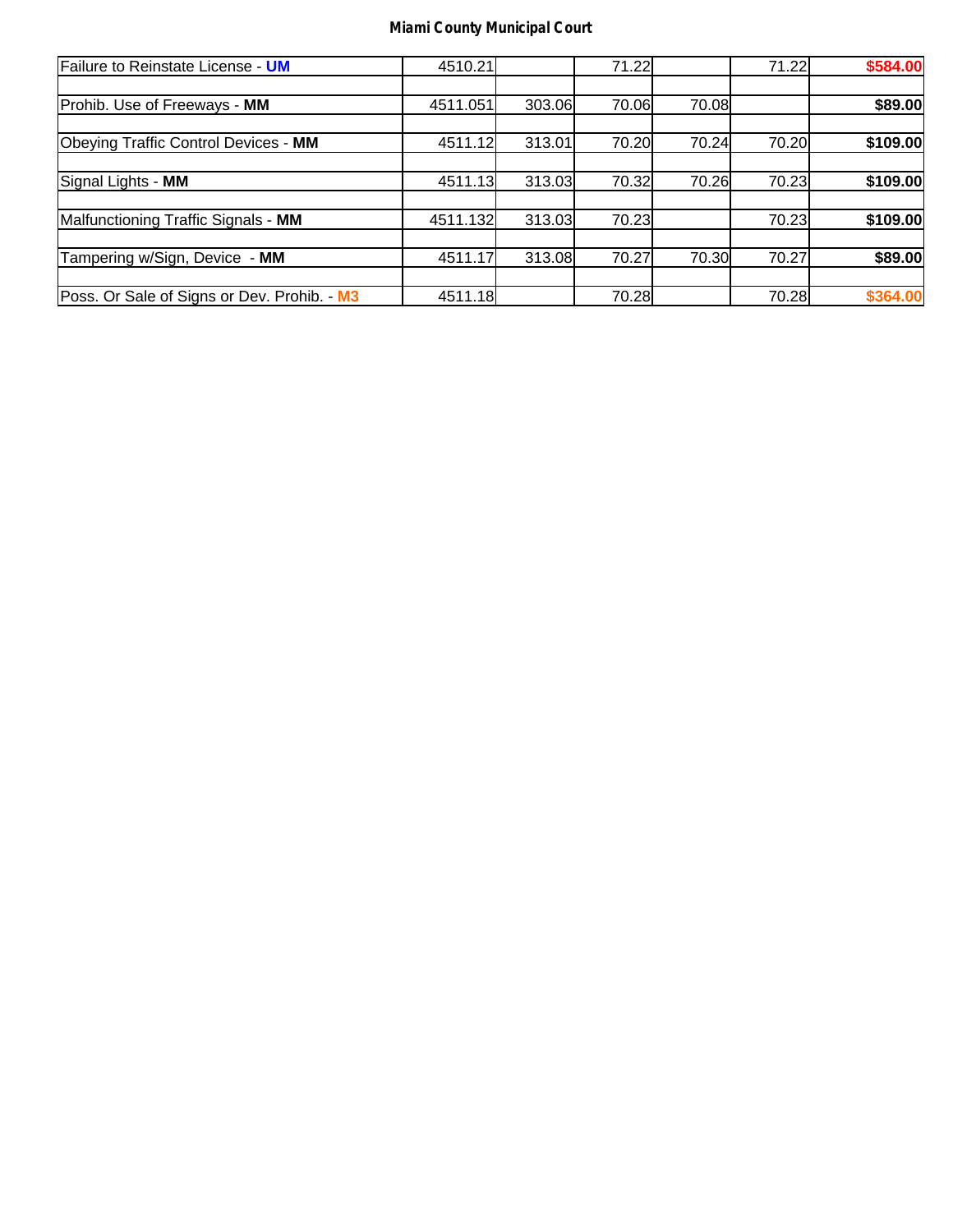**Miami County Municipal Court**

| | | | | | | |
|---|---|---|---|---|---|---|
| Failure to Reinstate License - **UM** | 4510.21 | | 71.22 | | 71.22 | **$584.00** |
| | | | | | | |
| Prohib. Use of Freeways - **MM** | 4511.051 | 303.06 | 70.06 | 70.08 | | **$89.00** |
| | | | | | | |
| Obeying Traffic Control Devices - **MM** | 4511.12 | 313.01 | 70.20 | 70.24 | 70.20 | **$109.00** |
| | | | | | | |
| Signal Lights - **MM** | 4511.13 | 313.03 | 70.32 | 70.26 | 70.23 | **$109.00** |
| | | | | | | |
| Malfunctioning Traffic Signals - **MM** | 4511.132 | 313.03 | 70.23 | | 70.23 | **$109.00** |
| | | | | | | |
| Tampering w/Sign, Device - **MM** | 4511.17 | 313.08 | 70.27 | 70.30 | 70.27 | **$89.00** |
| | | | | | | |
| Poss. Or Sale of Signs or Dev. Prohib. - **M3** | 4511.18 | | 70.28 | | 70.28 | **$364.00** |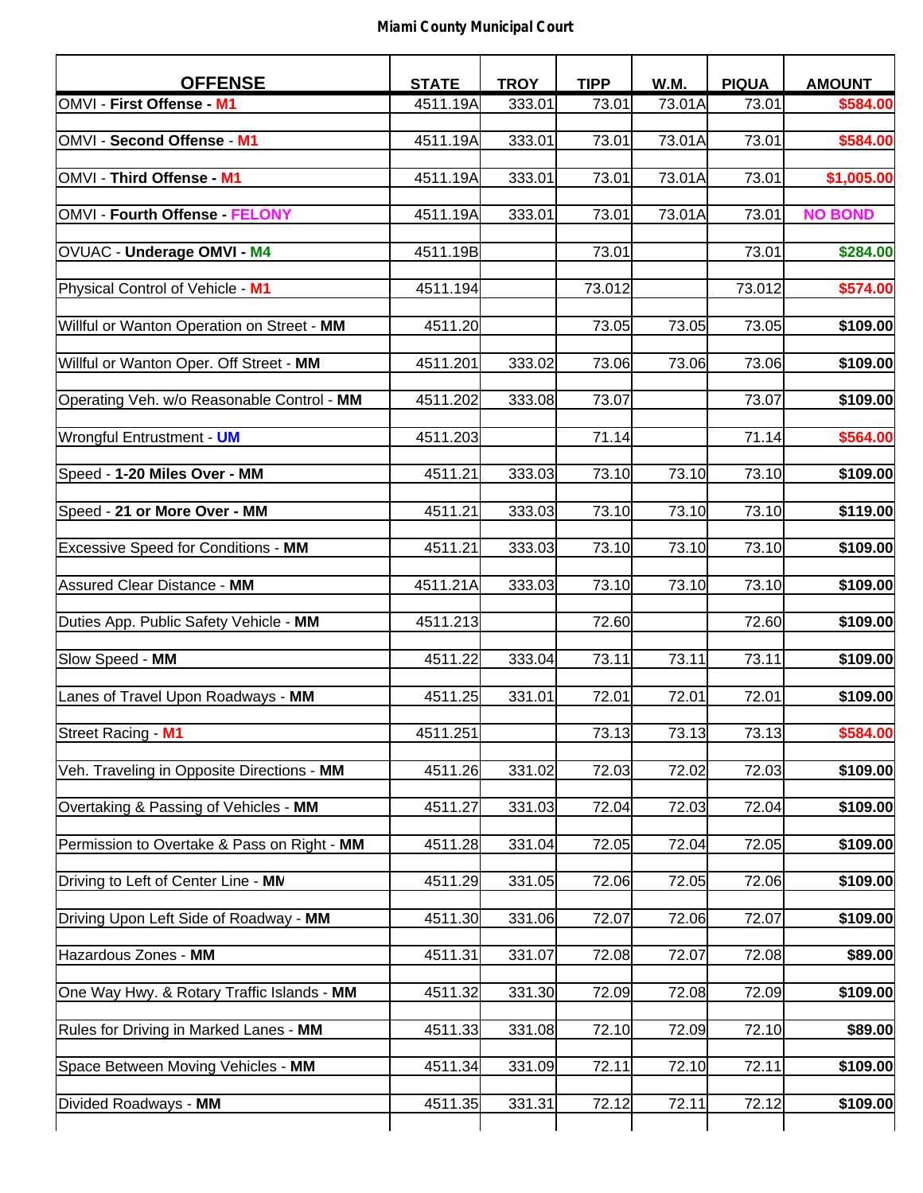**Miami County Municipal Court**

| OFFENSE | STATE | TROY | TIPP | W.M. | PIQUA | AMOUNT |
|---|---|---|---|---|---|---|
| OMVI - **First Offense - M1** | 4511.19A | 333.01 | 73.01 | 73.01A | 73.01 | **$584.00** |
| OMVI - **Second Offense** - **M1** | 4511.19A | 333.01 | 73.01 | 73.01A | 73.01 | **$584.00** |
| OMVI - **Third Offense - M1** | 4511.19A | 333.01 | 73.01 | 73.01A | 73.01 | **$1,005.00** |
| OMVI - **Fourth Offense - FELONY** | 4511.19A | 333.01 | 73.01 | 73.01A | 73.01 | **NO BOND** |
| OVUAC - **Underage OMVI - M4** | 4511.19B | | 73.01 | | 73.01 | **$284.00** |
| Physical Control of Vehicle - **M1** | 4511.194 | | 73.012 | | 73.012 | **$574.00** |
| Willful or Wanton Operation on Street - **MM** | 4511.20 | | 73.05 | 73.05 | 73.05 | **$109.00** |
| Willful or Wanton Oper. Off Street - **MM** | 4511.201 | 333.02 | 73.06 | 73.06 | 73.06 | **$109.00** |
| Operating Veh. w/o Reasonable Control - **MM** | 4511.202 | 333.08 | 73.07 | | 73.07 | **$109.00** |
| Wrongful Entrustment - **UM** | 4511.203 | | 71.14 | | 71.14 | **$564.00** |
| Speed - **1-20 Miles Over - MM** | 4511.21 | 333.03 | 73.10 | 73.10 | 73.10 | **$109.00** |
| Speed - **21 or More Over - MM** | 4511.21 | 333.03 | 73.10 | 73.10 | 73.10 | **$119.00** |
| Excessive Speed for Conditions - **MM** | 4511.21 | 333.03 | 73.10 | 73.10 | 73.10 | **$109.00** |
| Assured Clear Distance - **MM** | 4511.21A | 333.03 | 73.10 | 73.10 | 73.10 | **$109.00** |
| Duties App. Public Safety Vehicle - **MM** | 4511.213 | | 72.60 | | 72.60 | **$109.00** |
| Slow Speed - **MM** | 4511.22 | 333.04 | 73.11 | 73.11 | 73.11 | **$109.00** |
| Lanes of Travel Upon Roadways - **MM** | 4511.25 | 331.01 | 72.01 | 72.01 | 72.01 | **$109.00** |
| Street Racing - **M1** | 4511.251 | | 73.13 | 73.13 | 73.13 | **$584.00** |
| Veh. Traveling in Opposite Directions - **MM** | 4511.26 | 331.02 | 72.03 | 72.02 | 72.03 | **$109.00** |
| Overtaking & Passing of Vehicles - **MM** | 4511.27 | 331.03 | 72.04 | 72.03 | 72.04 | **$109.00** |
| Permission to Overtake & Pass on Right - **MM** | 4511.28 | 331.04 | 72.05 | 72.04 | 72.05 | **$109.00** |
| Driving to Left of Center Line - **MM** | 4511.29 | 331.05 | 72.06 | 72.05 | 72.06 | **$109.00** |
| Driving Upon Left Side of Roadway - **MM** | 4511.30 | 331.06 | 72.07 | 72.06 | 72.07 | **$109.00** |
| Hazardous Zones - **MM** | 4511.31 | 331.07 | 72.08 | 72.07 | 72.08 | **$89.00** |
| One Way Hwy. & Rotary Traffic Islands - **MM** | 4511.32 | 331.30 | 72.09 | 72.08 | 72.09 | **$109.00** |
| Rules for Driving in Marked Lanes - **MM** | 4511.33 | 331.08 | 72.10 | 72.09 | 72.10 | **$89.00** |
| Space Between Moving Vehicles - **MM** | 4511.34 | 331.09 | 72.11 | 72.10 | 72.11 | **$109.00** |
| Divided Roadways - **MM** | 4511.35 | 331.31 | 72.12 | 72.11 | 72.12 | **$109.00** |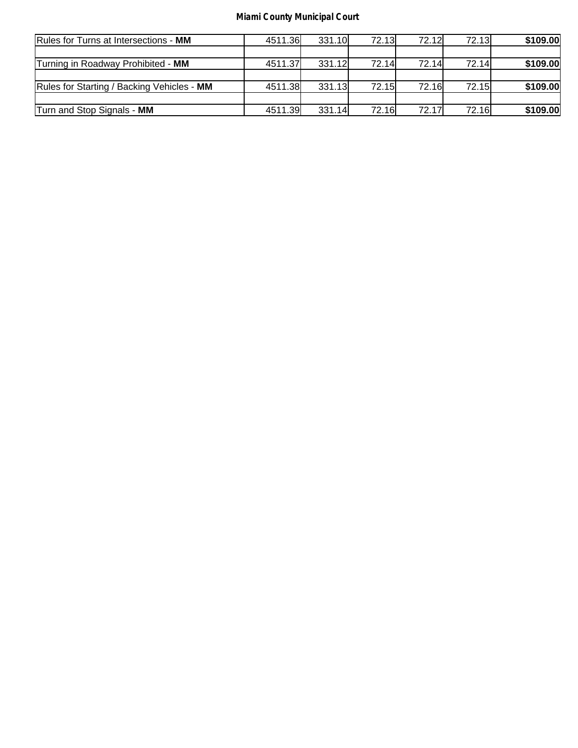**Miami County Municipal Court**

| | | | | | | |
|---|---|---|---|---|---|---|
| Rules for Turns at Intersections - **MM** | 4511.36 | 331.10 | 72.13 | 72.12 | 72.13 | **$109.00** |
| | | | | | | |
| Turning in Roadway Prohibited - **MM** | 4511.37 | 331.12 | 72.14 | 72.14 | 72.14 | **$109.00** |
| | | | | | | |
| Rules for Starting / Backing Vehicles - **MM** | 4511.38 | 331.13 | 72.15 | 72.16 | 72.15 | **$109.00** |
| | | | | | | |
| Turn and Stop Signals - **MM** | 4511.39 | 331.14 | 72.16 | 72.17 | 72.16 | **$109.00** |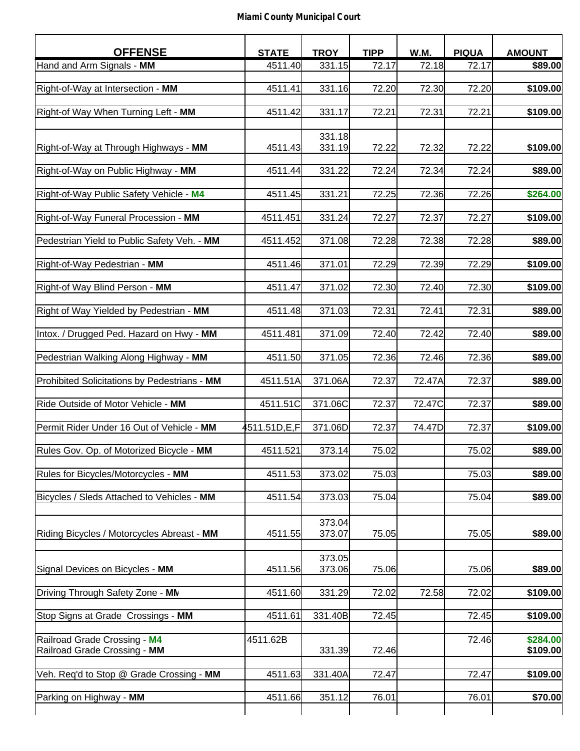**Miami County Municipal Court**

| OFFENSE | STATE | TROY | TIPP | W.M. | PIQUA | AMOUNT |
|---|---|---|---|---|---|---|
| Hand and Arm Signals - **MM** | 4511.40 | 331.15 | 72.17 | 72.18 | 72.17 | **$89.00** |
| Right-of-Way at Intersection - **MM** | 4511.41 | 331.16 | 72.20 | 72.30 | 72.20 | **$109.00** |
| Right-of Way When Turning Left - **MM** | 4511.42 | 331.17 | 72.21 | 72.31 | 72.21 | **$109.00** |
| Right-of-Way at Through Highways - **MM** | 4511.43 | 331.18<br>331.19 | 72.22 | 72.32 | 72.22 | **$109.00** |
| Right-of-Way on Public Highway - **MM** | 4511.44 | 331.22 | 72.24 | 72.34 | 72.24 | **$89.00** |
| Right-of-Way Public Safety Vehicle - **M4** | 4511.45 | 331.21 | 72.25 | 72.36 | 72.26 | **$264.00** |
| Right-of-Way Funeral Procession - **MM** | 4511.451 | 331.24 | 72.27 | 72.37 | 72.27 | **$109.00** |
| Pedestrian Yield to Public Safety Veh. - **MM** | 4511.452 | 371.08 | 72.28 | 72.38 | 72.28 | **$89.00** |
| Right-of-Way Pedestrian - **MM** | 4511.46 | 371.01 | 72.29 | 72.39 | 72.29 | **$109.00** |
| Right-of Way Blind Person - **MM** | 4511.47 | 371.02 | 72.30 | 72.40 | 72.30 | **$109.00** |
| Right of Way Yielded by Pedestrian - **MM** | 4511.48 | 371.03 | 72.31 | 72.41 | 72.31 | **$89.00** |
| Intox. / Drugged Ped. Hazard on Hwy - **MM** | 4511.481 | 371.09 | 72.40 | 72.42 | 72.40 | **$89.00** |
| Pedestrian Walking Along Highway - **MM** | 4511.50 | 371.05 | 72.36 | 72.46 | 72.36 | **$89.00** |
| Prohibited Solicitations by Pedestrians - **MM** | 4511.51A | 371.06A | 72.37 | 72.47A | 72.37 | **$89.00** |
| Ride Outside of Motor Vehicle - **MM** | 4511.51C | 371.06C | 72.37 | 72.47C | 72.37 | **$89.00** |
| Permit Rider Under 16 Out of Vehicle - **MM** | 4511.51D,E,F | 371.06D | 72.37 | 74.47D | 72.37 | **$109.00** |
| Rules Gov. Op. of Motorized Bicycle - **MM** | 4511.521 | 373.14 | 75.02 | | 75.02 | **$89.00** |
| Rules for Bicycles/Motorcycles - **MM** | 4511.53 | 373.02 | 75.03 | | 75.03 | **$89.00** |
| Bicycles / Sleds Attached to Vehicles - **MM** | 4511.54 | 373.03 | 75.04 | | 75.04 | **$89.00** |
| Riding Bicycles / Motorcycles Abreast - **MM** | 4511.55 | 373.04<br>373.07 | 75.05 | | 75.05 | **$89.00** |
| Signal Devices on Bicycles - **MM** | 4511.56 | 373.05<br>373.06 | 75.06 | | 75.06 | **$89.00** |
| Driving Through Safety Zone - **MM** | 4511.60 | 331.29 | 72.02 | 72.58 | 72.02 | **$109.00** |
| Stop Signs at Grade Crossings - **MM** | 4511.61 | 331.40B | 72.45 | | 72.45 | **$109.00** |
| Railroad Grade Crossing - **M4**<br>Railroad Grade Crossing - **MM** | 4511.62B | <br>331.39 | <br>72.46 | | 72.46 | **$284.00**<br>**$109.00** |
| Veh. Req'd to Stop @ Grade Crossing - **MM** | 4511.63 | 331.40A | 72.47 | | 72.47 | **$109.00** |
| Parking on Highway - **MM** | 4511.66 | 351.12 | 76.01 | | 76.01 | **$70.00** |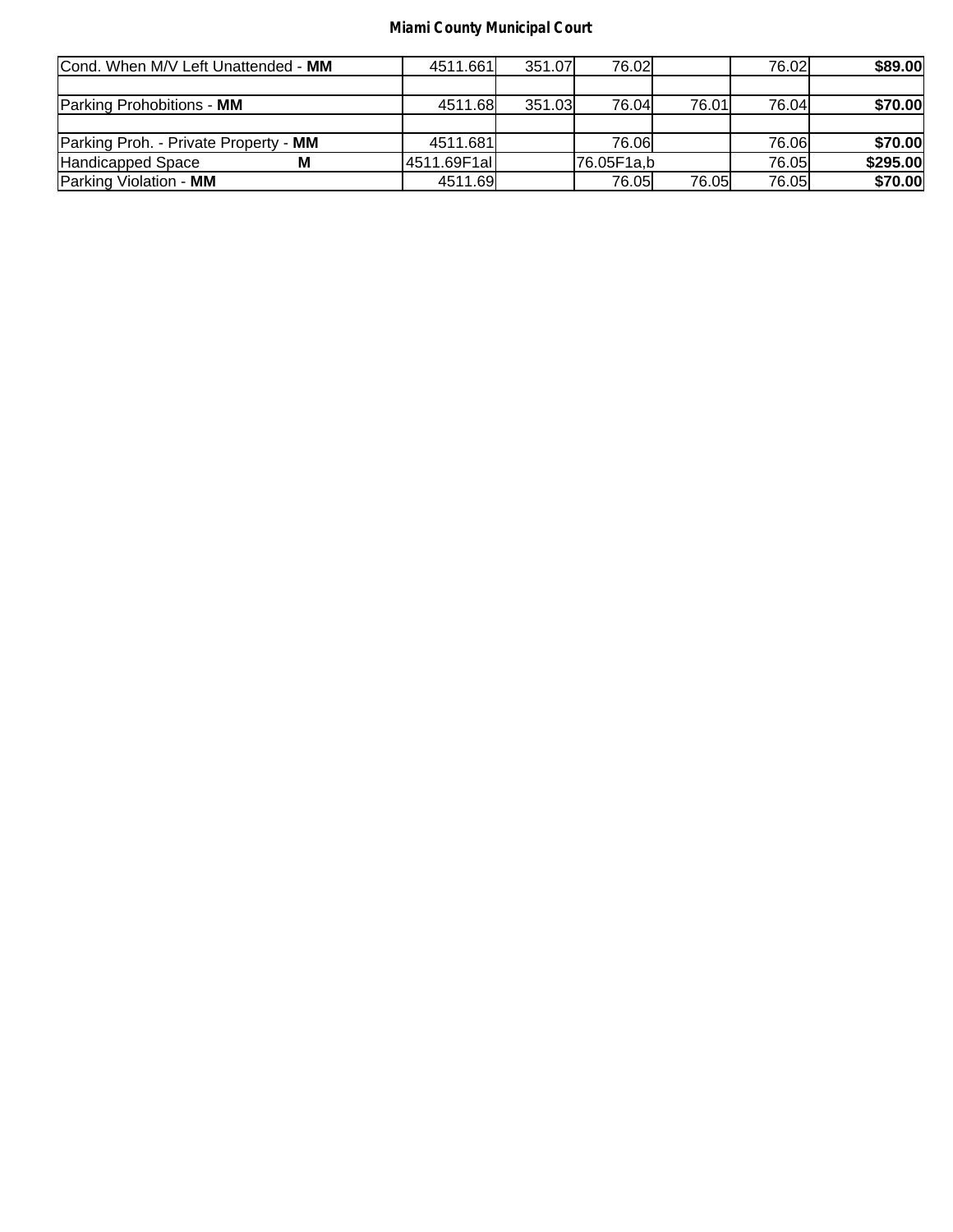**Miami County Municipal Court**

| | | | | | | |
|---|---|---|---|---|---|---|
| Cond. When M/V Left Unattended - **MM** | 4511.661 | 351.07 | 76.02 | | 76.02 | **$89.00** |
| | | | | | | |
| Parking Prohobitions - **MM** | 4511.68 | 351.03 | 76.04 | 76.01 | 76.04 | **$70.00** |
| | | | | | | |
| Parking Proh. - Private Property - **MM** | 4511.681 | | 76.06 | | 76.06 | **$70.00** |
| Handicapped Space **M** | 4511.69F1al | | 76.05F1a,b | | 76.05 | **$295.00** |
| Parking Violation - **MM** | 4511.69 | | 76.05 | 76.05 | 76.05 | **$70.00** |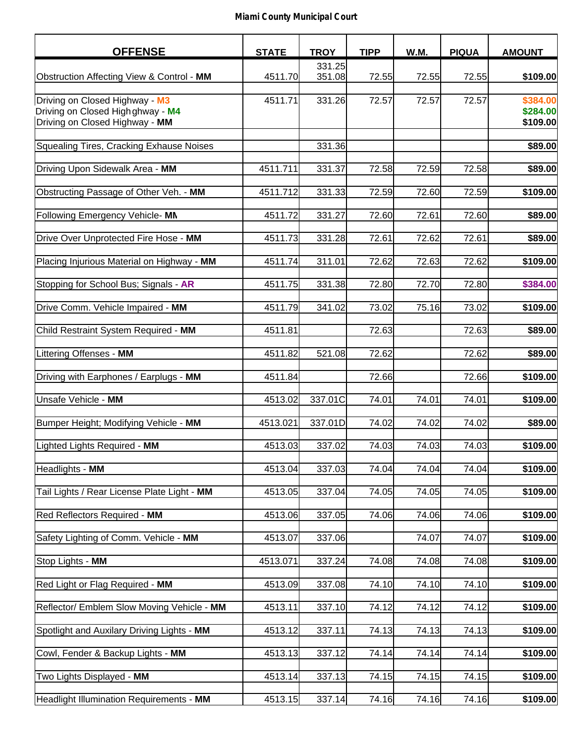**Miami County Municipal Court**

| OFFENSE | STATE | TROY | TIPP | W.M. | PIQUA | AMOUNT |
|---|---|---|---|---|---|---|
| Obstruction Affecting View & Control - **MM** | 4511.70 | 331.25<br>351.08 | 72.55 | 72.55 | 72.55 | **$109.00** |
| Driving on Closed Highway - **M3**<br>Driving on Closed Highghway - **M4**<br>Driving on Closed Highway - **MM** | 4511.71 | 331.26 | 72.57 | 72.57 | 72.57 | **$384.00**<br>**$284.00**<br>**$109.00** |
| Squealing Tires, Cracking Exhause Noises | | 331.36 | | | | **$89.00** |
| Driving Upon Sidewalk Area - **MM** | 4511.711 | 331.37 | 72.58 | 72.59 | 72.58 | **$89.00** |
| Obstructing Passage of Other Veh. - **MM** | 4511.712 | 331.33 | 72.59 | 72.60 | 72.59 | **$109.00** |
| Following Emergency Vehicle- **MM** | 4511.72 | 331.27 | 72.60 | 72.61 | 72.60 | **$89.00** |
| Drive Over Unprotected Fire Hose - **MM** | 4511.73 | 331.28 | 72.61 | 72.62 | 72.61 | **$89.00** |
| Placing Injurious Material on Highway - **MM** | 4511.74 | 311.01 | 72.62 | 72.63 | 72.62 | **$109.00** |
| Stopping for School Bus; Signals - **AR** | 4511.75 | 331.38 | 72.80 | 72.70 | 72.80 | **$384.00** |
| Drive Comm. Vehicle Impaired - **MM** | 4511.79 | 341.02 | 73.02 | 75.16 | 73.02 | **$109.00** |
| Child Restraint System Required - **MM** | 4511.81 | | 72.63 | | 72.63 | **$89.00** |
| Littering Offenses - **MM** | 4511.82 | 521.08 | 72.62 | | 72.62 | **$89.00** |
| Driving with Earphones / Earplugs - **MM** | 4511.84 | | 72.66 | | 72.66 | **$109.00** |
| Unsafe Vehicle - **MM** | 4513.02 | 337.01C | 74.01 | 74.01 | 74.01 | **$109.00** |
| Bumper Height; Modifying Vehicle - **MM** | 4513.021 | 337.01D | 74.02 | 74.02 | 74.02 | **$89.00** |
| Lighted Lights Required - **MM** | 4513.03 | 337.02 | 74.03 | 74.03 | 74.03 | **$109.00** |
| Headlights - **MM** | 4513.04 | 337.03 | 74.04 | 74.04 | 74.04 | **$109.00** |
| Tail Lights / Rear License Plate Light - **MM** | 4513.05 | 337.04 | 74.05 | 74.05 | 74.05 | **$109.00** |
| Red Reflectors Required - **MM** | 4513.06 | 337.05 | 74.06 | 74.06 | 74.06 | **$109.00** |
| Safety Lighting of Comm. Vehicle - **MM** | 4513.07 | 337.06 | | 74.07 | 74.07 | **$109.00** |
| Stop Lights - **MM** | 4513.071 | 337.24 | 74.08 | 74.08 | 74.08 | **$109.00** |
| Red Light or Flag Required - **MM** | 4513.09 | 337.08 | 74.10 | 74.10 | 74.10 | **$109.00** |
| Reflector/ Emblem Slow Moving Vehicle - **MM** | 4513.11 | 337.10 | 74.12 | 74.12 | 74.12 | **$109.00** |
| Spotlight and Auxilary Driving Lights - **MM** | 4513.12 | 337.11 | 74.13 | 74.13 | 74.13 | **$109.00** |
| Cowl, Fender & Backup Lights - **MM** | 4513.13 | 337.12 | 74.14 | 74.14 | 74.14 | **$109.00** |
| Two Lights Displayed - **MM** | 4513.14 | 337.13 | 74.15 | 74.15 | 74.15 | **$109.00** |
| Headlight Illumination Requirements - **MM** | 4513.15 | 337.14 | 74.16 | 74.16 | 74.16 | **$109.00** |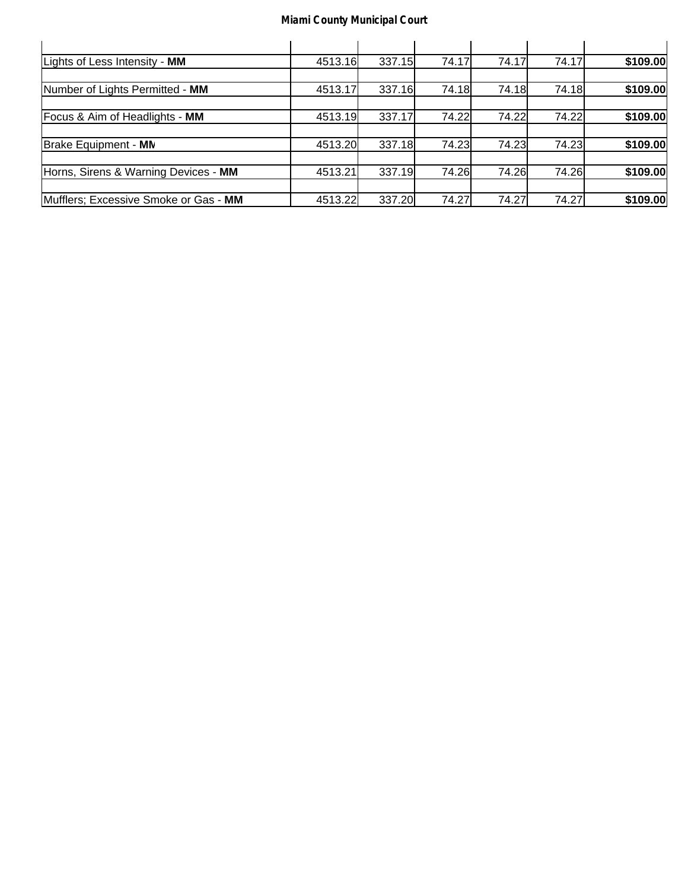**Miami County Municipal Court**

| | | | | | | |
|---|---|---|---|---|---|---|
| Lights of Less Intensity - **MM** | 4513.16 | 337.15 | 74.17 | 74.17 | 74.17 | **$109.00** |
| | | | | | | |
| Number of Lights Permitted - **MM** | 4513.17 | 337.16 | 74.18 | 74.18 | 74.18 | **$109.00** |
| | | | | | | |
| Focus & Aim of Headlights - **MM** | 4513.19 | 337.17 | 74.22 | 74.22 | 74.22 | **$109.00** |
| | | | | | | |
| Brake Equipment - **MM** | 4513.20 | 337.18 | 74.23 | 74.23 | 74.23 | **$109.00** |
| | | | | | | |
| Horns, Sirens & Warning Devices - **MM** | 4513.21 | 337.19 | 74.26 | 74.26 | 74.26 | **$109.00** |
| | | | | | | |
| Mufflers; Excessive Smoke or Gas - **MM** | 4513.22 | 337.20 | 74.27 | 74.27 | 74.27 | **$109.00** |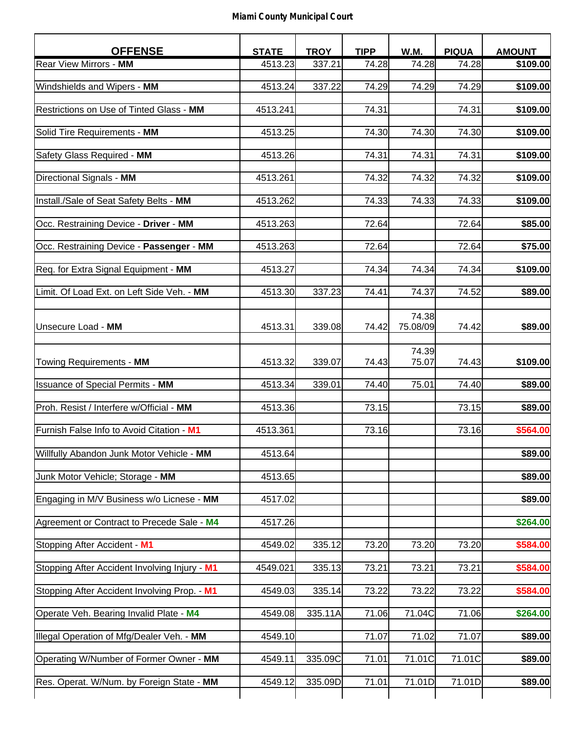**Miami County Municipal Court**

| OFFENSE | STATE | TROY | TIPP | W.M. | PIQUA | AMOUNT |
|---|---|---|---|---|---|---|
| Rear View Mirrors - **MM** | 4513.23 | 337.21 | 74.28 | 74.28 | 74.28 | **$109.00** |
| Windshields and Wipers - **MM** | 4513.24 | 337.22 | 74.29 | 74.29 | 74.29 | **$109.00** |
| Restrictions on Use of Tinted Glass - **MM** | 4513.241 | | 74.31 | | 74.31 | **$109.00** |
| Solid Tire Requirements - **MM** | 4513.25 | | 74.30 | 74.30 | 74.30 | **$109.00** |
| Safety Glass Required - **MM** | 4513.26 | | 74.31 | 74.31 | 74.31 | **$109.00** |
| Directional Signals - **MM** | 4513.261 | | 74.32 | 74.32 | 74.32 | **$109.00** |
| Install./Sale of Seat Safety Belts - **MM** | 4513.262 | | 74.33 | 74.33 | 74.33 | **$109.00** |
| Occ. Restraining Device - **Driver** - **MM** | 4513.263 | | 72.64 | | 72.64 | **$85.00** |
| Occ. Restraining Device - **Passenger** - **MM** | 4513.263 | | 72.64 | | 72.64 | **$75.00** |
| Req. for Extra Signal Equipment - **MM** | 4513.27 | | 74.34 | 74.34 | 74.34 | **$109.00** |
| Limit. Of Load Ext. on Left Side Veh. - **MM** | 4513.30 | 337.23 | 74.41 | 74.37 | 74.52 | **$89.00** |
| Unsecure Load - **MM** | 4513.31 | 339.08 | 74.42 | 74.38 75.08/09 | 74.42 | **$89.00** |
| Towing Requirements - **MM** | 4513.32 | 339.07 | 74.43 | 74.39 75.07 | 74.43 | **$109.00** |
| Issuance of Special Permits - **MM** | 4513.34 | 339.01 | 74.40 | 75.01 | 74.40 | **$89.00** |
| Proh. Resist / Interfere w/Official - **MM** | 4513.36 | | 73.15 | | 73.15 | **$89.00** |
| Furnish False Info to Avoid Citation - **M1** | 4513.361 | | 73.16 | | 73.16 | **$564.00** |
| Willfully Abandon Junk Motor Vehicle - **MM** | 4513.64 | | | | | **$89.00** |
| Junk Motor Vehicle; Storage - **MM** | 4513.65 | | | | | **$89.00** |
| Engaging in M/V Business w/o Licnese - **MM** | 4517.02 | | | | | **$89.00** |
| Agreement or Contract to Precede Sale - **M4** | 4517.26 | | | | | **$264.00** |
| Stopping After Accident - **M1** | 4549.02 | 335.12 | 73.20 | 73.20 | 73.20 | **$584.00** |
| Stopping After Accident Involving Injury - **M1** | 4549.021 | 335.13 | 73.21 | 73.21 | 73.21 | **$584.00** |
| Stopping After Accident Involving Prop. - **M1** | 4549.03 | 335.14 | 73.22 | 73.22 | 73.22 | **$584.00** |
| Operate Veh. Bearing Invalid Plate - **M4** | 4549.08 | 335.11A | 71.06 | 71.04C | 71.06 | **$264.00** |
| Illegal Operation of Mfg/Dealer Veh. - **MM** | 4549.10 | | 71.07 | 71.02 | 71.07 | **$89.00** |
| Operating W/Number of Former Owner - **MM** | 4549.11 | 335.09C | 71.01 | 71.01C | 71.01C | **$89.00** |
| Res. Operat. W/Num. by Foreign State - **MM** | 4549.12 | 335.09D | 71.01 | 71.01D | 71.01D | **$89.00** |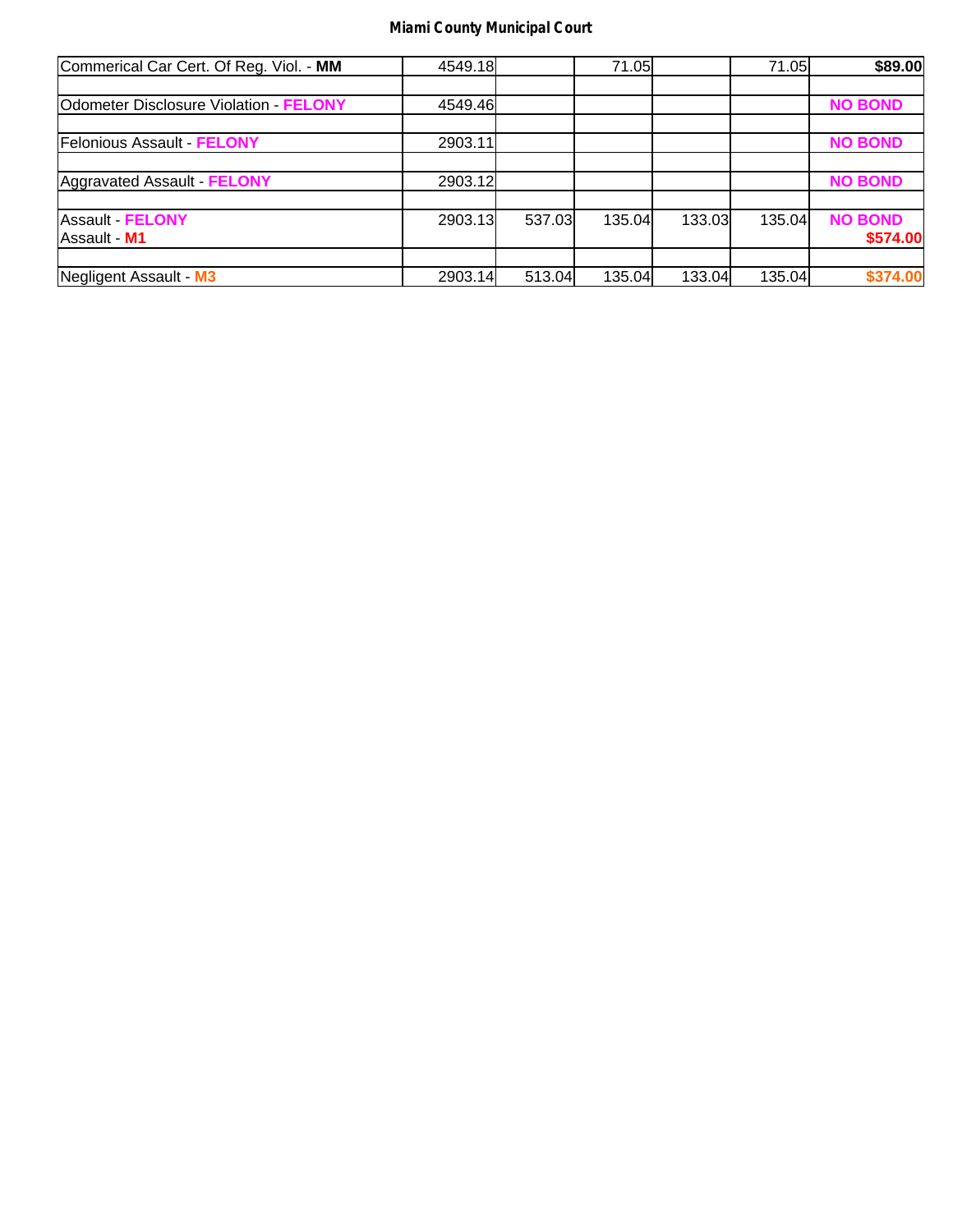**Miami County Municipal Court**

| | | | | | | |
|---|---|---|---|---|---|---|
| Commerical Car Cert. Of Reg. Viol. - **MM** | 4549.18 | | 71.05 | | 71.05 | **$89.00** |
| | | | | | | |
| Odometer Disclosure Violation - **FELONY** | 4549.46 | | | | | **NO BOND** |
| | | | | | | |
| Felonious Assault - **FELONY** | 2903.11 | | | | | **NO BOND** |
| | | | | | | |
| Aggravated Assault - **FELONY** | 2903.12 | | | | | **NO BOND** |
| | | | | | | |
| Assault - **FELONY**<br>Assault - **M1** | 2903.13 | 537.03 | 135.04 | 133.03 | 135.04 | **NO BOND**<br>**$574.00** |
| | | | | | | |
| Negligent Assault - **M3** | 2903.14 | 513.04 | 135.04 | 133.04 | 135.04 | **$374.00** |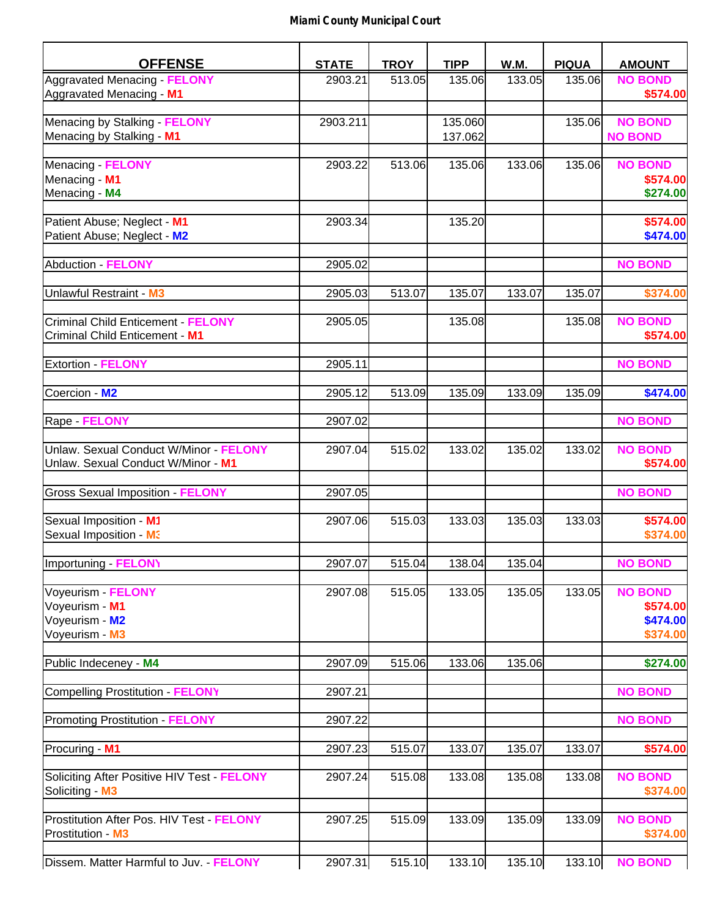**Miami County Municipal Court**

| OFFENSE | STATE | TROY | TIPP | W.M. | PIQUA | AMOUNT |
|---|---|---|---|---|---|---|
| Aggravated Menacing - FELONY | 2903.21 | 513.05 | 135.06 | 133.05 | 135.06 | NO BOND |
| Aggravated Menacing - M1 | | | | | | $574.00 |
| | | | | | | |
| Menacing by Stalking - FELONY | 2903.211 | | 135.060 | | 135.06 | NO BOND |
| Menacing by Stalking - M1 | | | 137.062 | | | NO BOND |
| | | | | | | |
| Menacing - FELONY | 2903.22 | 513.06 | 135.06 | 133.06 | 135.06 | NO BOND |
| Menacing - M1 | | | | | | $574.00 |
| Menacing - M4 | | | | | | $274.00 |
| | | | | | | |
| Patient Abuse; Neglect - M1 | 2903.34 | | 135.20 | | | $574.00 |
| Patient Abuse; Neglect - M2 | | | | | | $474.00 |
| | | | | | | |
| Abduction - FELONY | 2905.02 | | | | | NO BOND |
| | | | | | | |
| Unlawful Restraint - M3 | 2905.03 | 513.07 | 135.07 | 133.07 | 135.07 | $374.00 |
| | | | | | | |
| Criminal Child Enticement - FELONY | 2905.05 | | 135.08 | | 135.08 | NO BOND |
| Criminal Child Enticement - M1 | | | | | | $574.00 |
| | | | | | | |
| Extortion - FELONY | 2905.11 | | | | | NO BOND |
| | | | | | | |
| Coercion - M2 | 2905.12 | 513.09 | 135.09 | 133.09 | 135.09 | $474.00 |
| | | | | | | |
| Rape - FELONY | 2907.02 | | | | | NO BOND |
| | | | | | | |
| Unlaw. Sexual Conduct W/Minor - FELONY | 2907.04 | 515.02 | 133.02 | 135.02 | 133.02 | NO BOND |
| Unlaw. Sexual Conduct W/Minor - M1 | | | | | | $574.00 |
| | | | | | | |
| Gross Sexual Imposition - FELONY | 2907.05 | | | | | NO BOND |
| | | | | | | |
| Sexual Imposition - M1 | 2907.06 | 515.03 | 133.03 | 135.03 | 133.03 | $574.00 |
| Sexual Imposition - M3 | | | | | | $374.00 |
| | | | | | | |
| Importuning - FELONY | 2907.07 | 515.04 | 138.04 | 135.04 | | NO BOND |
| | | | | | | |
| Voyeurism - FELONY | 2907.08 | 515.05 | 133.05 | 135.05 | 133.05 | NO BOND |
| Voyeurism - M1 | | | | | | $574.00 |
| Voyeurism - M2 | | | | | | $474.00 |
| Voyeurism - M3 | | | | | | $374.00 |
| | | | | | | |
| Public Indeceney - M4 | 2907.09 | 515.06 | 133.06 | 135.06 | | $274.00 |
| | | | | | | |
| Compelling Prostitution - FELONY | 2907.21 | | | | | NO BOND |
| | | | | | | |
| Promoting Prostitution - FELONY | 2907.22 | | | | | NO BOND |
| | | | | | | |
| Procuring - M1 | 2907.23 | 515.07 | 133.07 | 135.07 | 133.07 | $574.00 |
| | | | | | | |
| Soliciting After Positive HIV Test - FELONY | 2907.24 | 515.08 | 133.08 | 135.08 | 133.08 | NO BOND |
| Soliciting - M3 | | | | | | $374.00 |
| | | | | | | |
| Prostitution After Pos. HIV Test - FELONY | 2907.25 | 515.09 | 133.09 | 135.09 | 133.09 | NO BOND |
| Prostitution - M3 | | | | | | $374.00 |
| | | | | | | |
| Dissem. Matter Harmful to Juv. - FELONY | 2907.31 | 515.10 | 133.10 | 135.10 | 133.10 | NO BOND |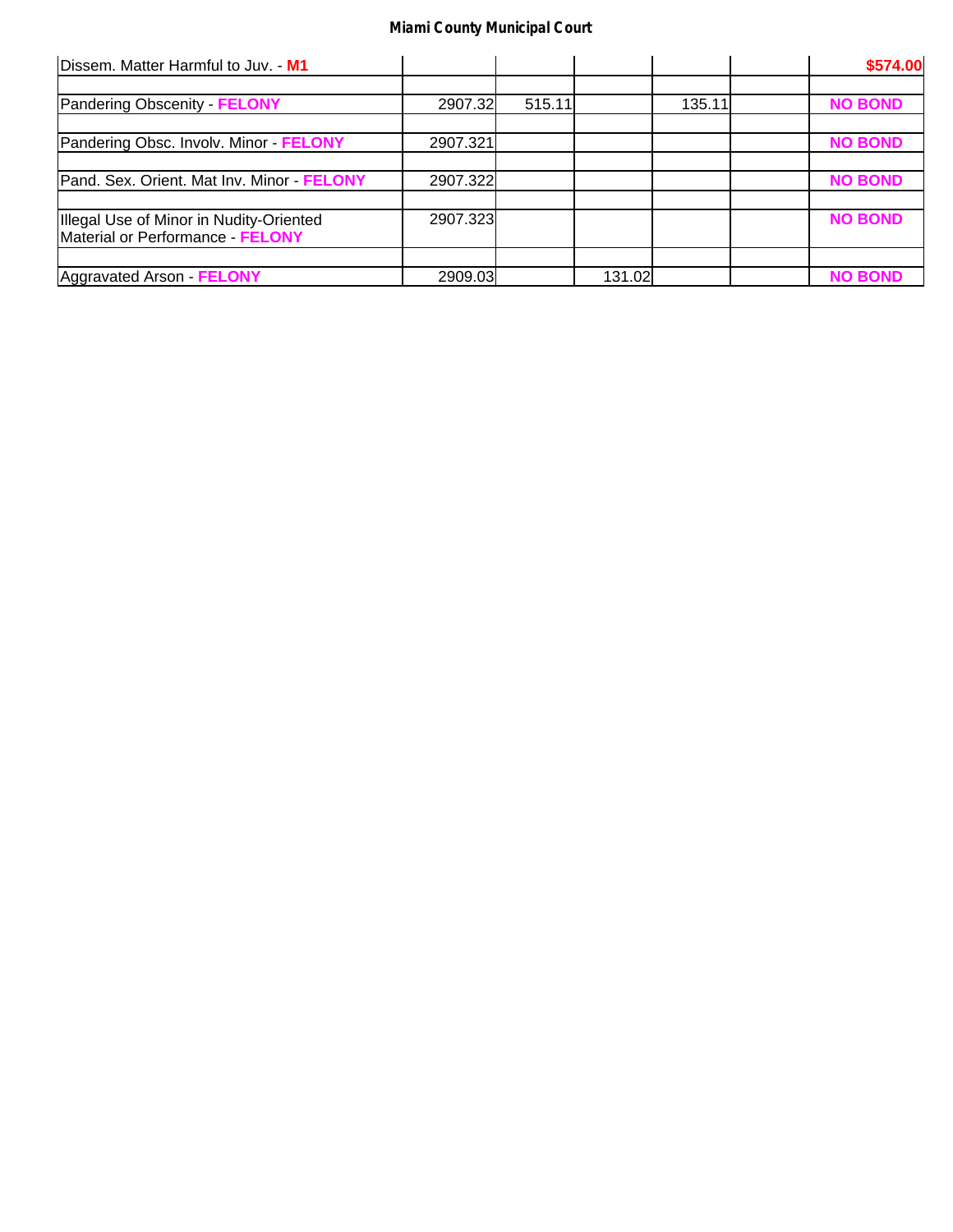| | | | | | | |
|---|---|---|---|---|---|---|
| Dissem. Matter Harmful to Juv. - **M1** | | | | | | **$574.00** |
| Pandering Obscenity - **FELONY** | 2907.32 | 515.11 | | 135.11 | | **NO BOND** |
| Pandering Obsc. Involv. Minor - **FELONY** | 2907.321 | | | | | **NO BOND** |
| Pand. Sex. Orient. Mat Inv. Minor - **FELONY** | 2907.322 | | | | | **NO BOND** |
| Illegal Use of Minor in Nudity-Oriented Material or Performance - **FELONY** | 2907.323 | | | | | **NO BOND** |
| Aggravated Arson - **FELONY** | 2909.03 | | 131.02 | | | **NO BOND** |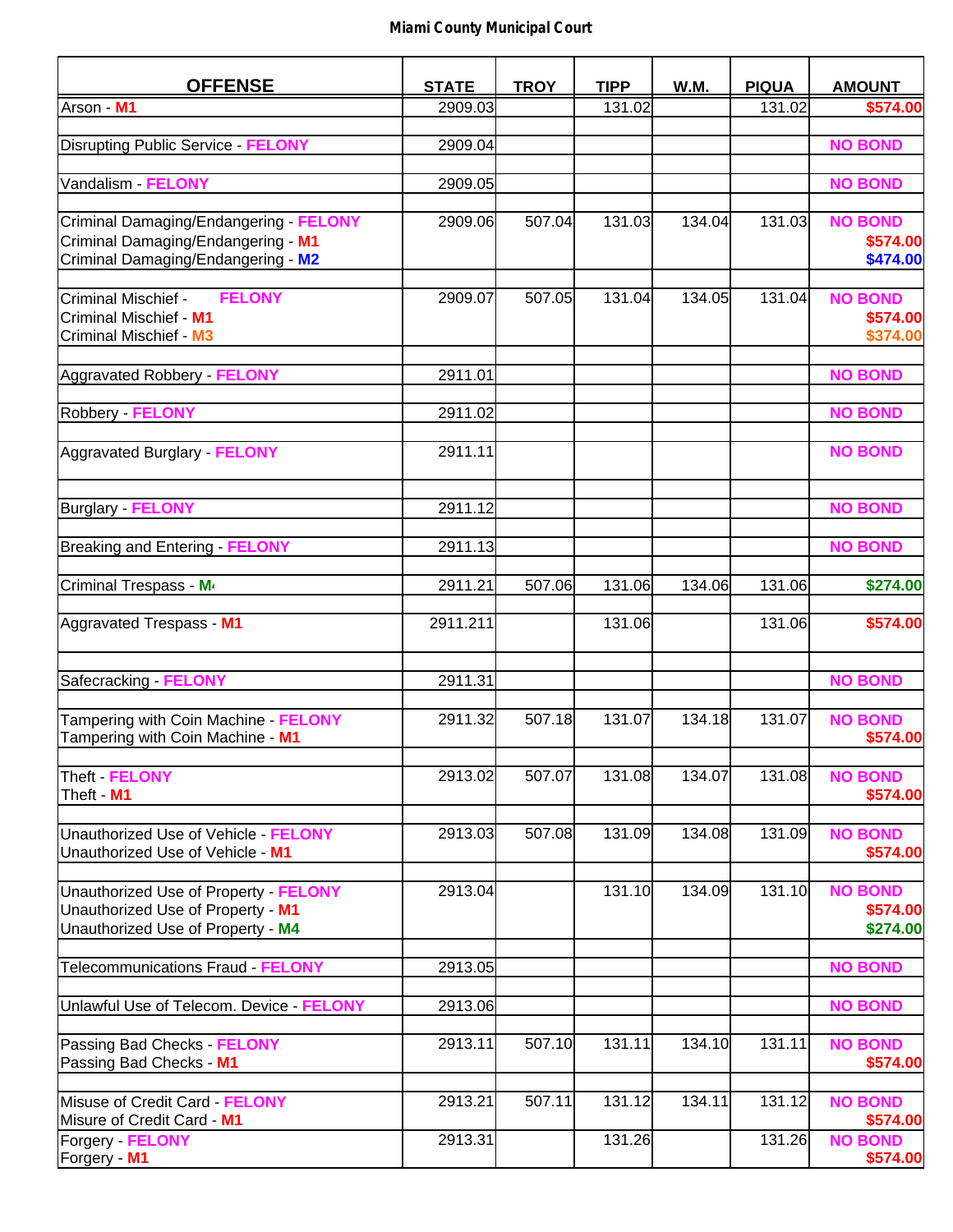# Miami County Municipal Court

| OFFENSE | STATE | TROY | TIPP | W.M. | PIQUA | AMOUNT |
|---|---|---|---|---|---|---|
| Arson - **M1** | 2909.03 | | 131.02 | | 131.02 | **$574.00** |
| | | | | | | |
| Disrupting Public Service - **FELONY** | 2909.04 | | | | | **NO BOND** |
| | | | | | | |
| Vandalism - **FELONY** | 2909.05 | | | | | **NO BOND** |
| | | | | | | |
| Criminal Damaging/Endangering - **FELONY**<br>Criminal Damaging/Endangering - **M1**<br>Criminal Damaging/Endangering - **M2** | 2909.06 | 507.04 | 131.03 | 134.04 | 131.03 | **NO BOND**<br>**$574.00**<br>**$474.00** |
| | | | | | | |
| Criminal Mischief - **FELONY**<br>Criminal Mischief - **M1**<br>Criminal Mischief - **M3** | 2909.07 | 507.05 | 131.04 | 134.05 | 131.04 | **NO BOND**<br>**$574.00**<br>**$374.00** |
| | | | | | | |
| Aggravated Robbery - **FELONY** | 2911.01 | | | | | **NO BOND** |
| | | | | | | |
| Robbery - **FELONY** | 2911.02 | | | | | **NO BOND** |
| | | | | | | |
| Aggravated Burglary - **FELONY** | 2911.11 | | | | | **NO BOND** |
| | | | | | | |
| Burglary - **FELONY** | 2911.12 | | | | | **NO BOND** |
| | | | | | | |
| Breaking and Entering - **FELONY** | 2911.13 | | | | | **NO BOND** |
| | | | | | | |
| Criminal Trespass - **M4** | 2911.21 | 507.06 | 131.06 | 134.06 | 131.06 | **$274.00** |
| | | | | | | |
| Aggravated Trespass - **M1** | 2911.211 | | 131.06 | | 131.06 | **$574.00** |
| | | | | | | |
| Safecracking - **FELONY** | 2911.31 | | | | | **NO BOND** |
| | | | | | | |
| Tampering with Coin Machine - **FELONY**<br>Tampering with Coin Machine - **M1** | 2911.32 | 507.18 | 131.07 | 134.18 | 131.07 | **NO BOND**<br>**$574.00** |
| | | | | | | |
| Theft - **FELONY**<br>Theft - **M1** | 2913.02 | 507.07 | 131.08 | 134.07 | 131.08 | **NO BOND**<br>**$574.00** |
| | | | | | | |
| Unauthorized Use of Vehicle - **FELONY**<br>Unauthorized Use of Vehicle - **M1** | 2913.03 | 507.08 | 131.09 | 134.08 | 131.09 | **NO BOND**<br>**$574.00** |
| | | | | | | |
| Unauthorized Use of Property - **FELONY**<br>Unauthorized Use of Property - **M1**<br>Unauthorized Use of Property - **M4** | 2913.04 | | 131.10 | 134.09 | 131.10 | **NO BOND**<br>**$574.00**<br>**$274.00** |
| | | | | | | |
| Telecommunications Fraud - **FELONY** | 2913.05 | | | | | **NO BOND** |
| | | | | | | |
| Unlawful Use of Telecom. Device - **FELONY** | 2913.06 | | | | | **NO BOND** |
| | | | | | | |
| Passing Bad Checks - **FELONY**<br>Passing Bad Checks - **M1** | 2913.11 | 507.10 | 131.11 | 134.10 | 131.11 | **NO BOND**<br>**$574.00** |
| | | | | | | |
| Misuse of Credit Card - **FELONY**<br>Misure of Credit Card - **M1** | 2913.21 | 507.11 | 131.12 | 134.11 | 131.12 | **NO BOND**<br>**$574.00** |
| Forgery - **FELONY**<br>Forgery - **M1** | 2913.31 | | 131.26 | | 131.26 | **NO BOND**<br>**$574.00** |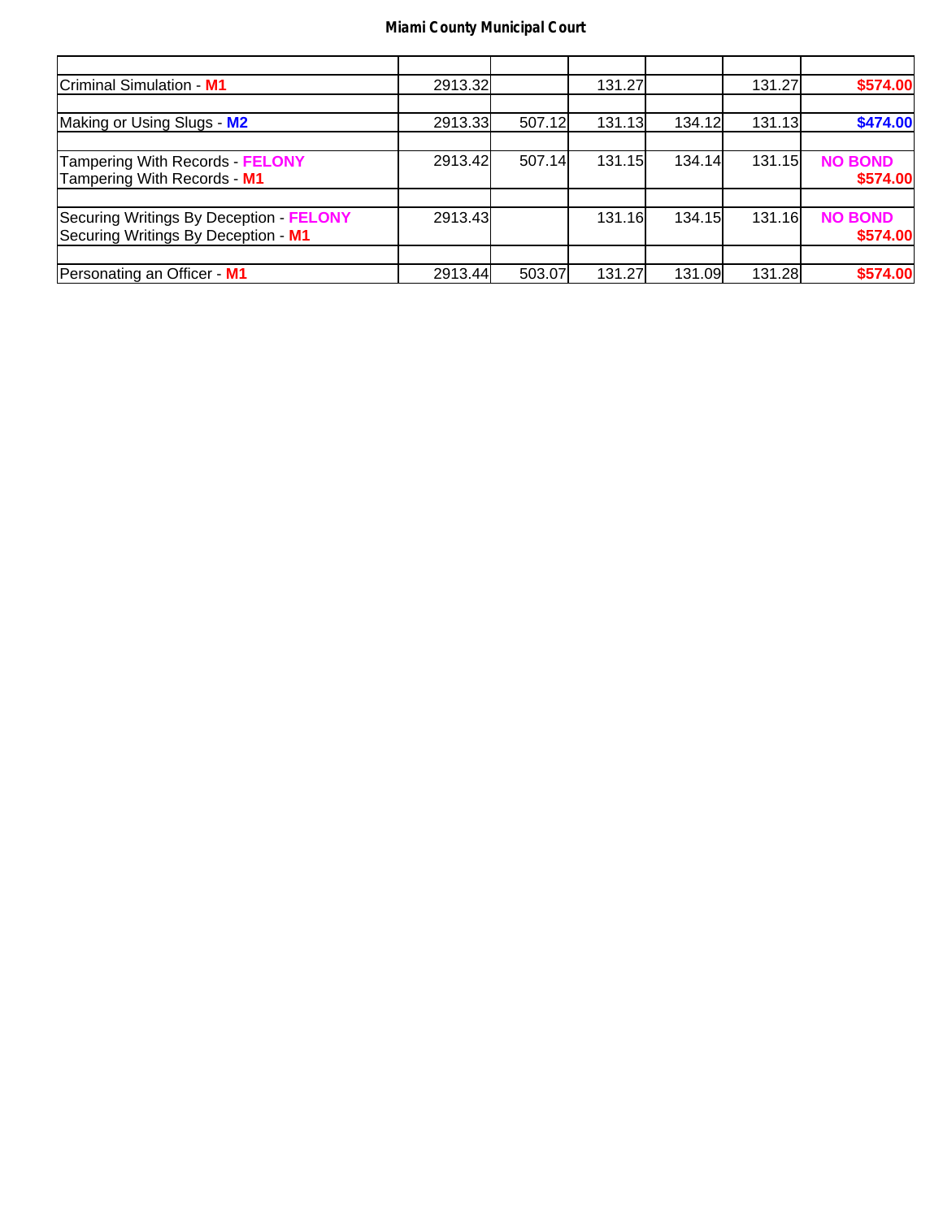**Miami County Municipal Court**

| | | | | | | |
|---|---|---|---|---|---|---|
| Criminal Simulation - **M1** | 2913.32 | | 131.27 | | 131.27 | **$574.00** |
| | | | | | | |
| Making or Using Slugs - **M2** | 2913.33 | 507.12 | 131.13 | 134.12 | 131.13 | **$474.00** |
| | | | | | | |
| Tampering With Records - **FELONY**<br>Tampering With Records - **M1** | 2913.42 | 507.14 | 131.15 | 134.14 | 131.15 | **NO BOND**<br>**$574.00** |
| | | | | | | |
| Securing Writings By Deception - **FELONY**<br>Securing Writings By Deception - **M1** | 2913.43 | | 131.16 | 134.15 | 131.16 | **NO BOND**<br>**$574.00** |
| | | | | | | |
| Personating an Officer - **M1** | 2913.44 | 503.07 | 131.27 | 131.09 | 131.28 | **$574.00** |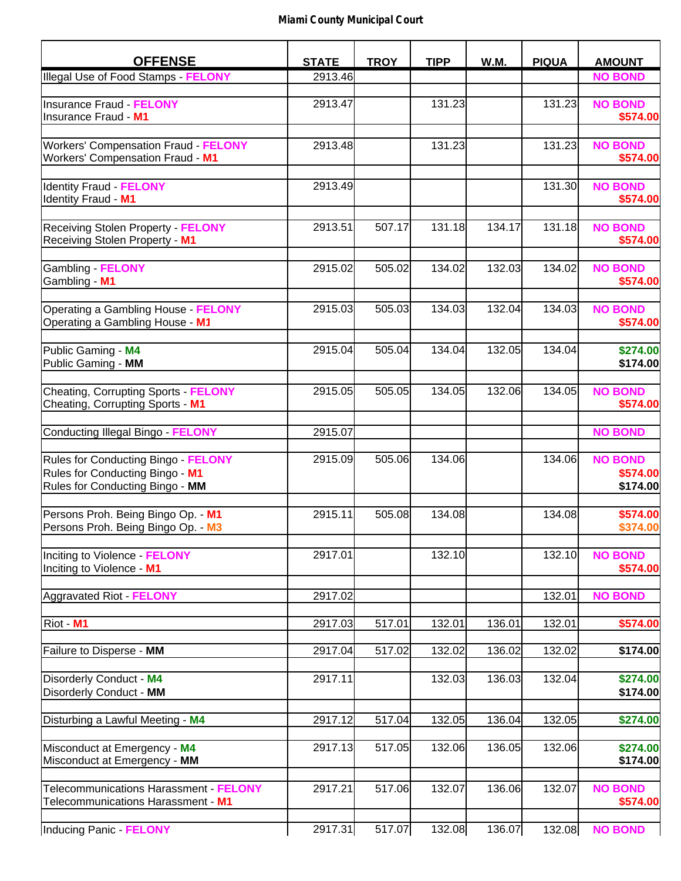**Miami County Municipal Court**

| OFFENSE | STATE | TROY | TIPP | W.M. | PIQUA | AMOUNT |
|---|---|---|---|---|---|---|
| Illegal Use of Food Stamps - FELONY | 2913.46 | | | | | NO BOND |
| Insurance Fraud - FELONY<br>Insurance Fraud - M1 | 2913.47 | | 131.23 | | 131.23 | NO BOND<br>$574.00 |
| Workers' Compensation Fraud - FELONY<br>Workers' Compensation Fraud - M1 | 2913.48 | | 131.23 | | 131.23 | NO BOND<br>$574.00 |
| Identity Fraud - FELONY<br>Identity Fraud - M1 | 2913.49 | | | | 131.30 | NO BOND<br>$574.00 |
| Receiving Stolen Property - FELONY<br>Receiving Stolen Property - M1 | 2913.51 | 507.17 | 131.18 | 134.17 | 131.18 | NO BOND<br>$574.00 |
| Gambling - FELONY<br>Gambling - M1 | 2915.02 | 505.02 | 134.02 | 132.03 | 134.02 | NO BOND<br>$574.00 |
| Operating a Gambling House - FELONY<br>Operating a Gambling House - M1 | 2915.03 | 505.03 | 134.03 | 132.04 | 134.03 | NO BOND<br>$574.00 |
| Public Gaming - M4<br>Public Gaming - MM | 2915.04 | 505.04 | 134.04 | 132.05 | 134.04 | $274.00<br>$174.00 |
| Cheating, Corrupting Sports - FELONY<br>Cheating, Corrupting Sports - M1 | 2915.05 | 505.05 | 134.05 | 132.06 | 134.05 | NO BOND<br>$574.00 |
| Conducting Illegal Bingo - FELONY | 2915.07 | | | | | NO BOND |
| Rules for Conducting Bingo - FELONY<br>Rules for Conducting Bingo - M1<br>Rules for Conducting Bingo - MM | 2915.09 | 505.06 | 134.06 | | 134.06 | NO BOND<br>$574.00<br>$174.00 |
| Persons Proh. Being Bingo Op. - M1<br>Persons Proh. Being Bingo Op. - M3 | 2915.11 | 505.08 | 134.08 | | 134.08 | $574.00<br>$374.00 |
| Inciting to Violence - FELONY<br>Inciting to Violence - M1 | 2917.01 | | 132.10 | | 132.10 | NO BOND<br>$574.00 |
| Aggravated Riot - FELONY | 2917.02 | | | | 132.01 | NO BOND |
| Riot - M1 | 2917.03 | 517.01 | 132.01 | 136.01 | 132.01 | $574.00 |
| Failure to Disperse - MM | 2917.04 | 517.02 | 132.02 | 136.02 | 132.02 | $174.00 |
| Disorderly Conduct - M4<br>Disorderly Conduct - MM | 2917.11 | | 132.03 | 136.03 | 132.04 | $274.00<br>$174.00 |
| Disturbing a Lawful Meeting - M4 | 2917.12 | 517.04 | 132.05 | 136.04 | 132.05 | $274.00 |
| Misconduct at Emergency - M4<br>Misconduct at Emergency - MM | 2917.13 | 517.05 | 132.06 | 136.05 | 132.06 | $274.00<br>$174.00 |
| Telecommunications Harassment - FELONY<br>Telecommunications Harassment - M1 | 2917.21 | 517.06 | 132.07 | 136.06 | 132.07 | NO BOND<br>$574.00 |
| Inducing Panic - FELONY | 2917.31 | 517.07 | 132.08 | 136.07 | 132.08 | NO BOND |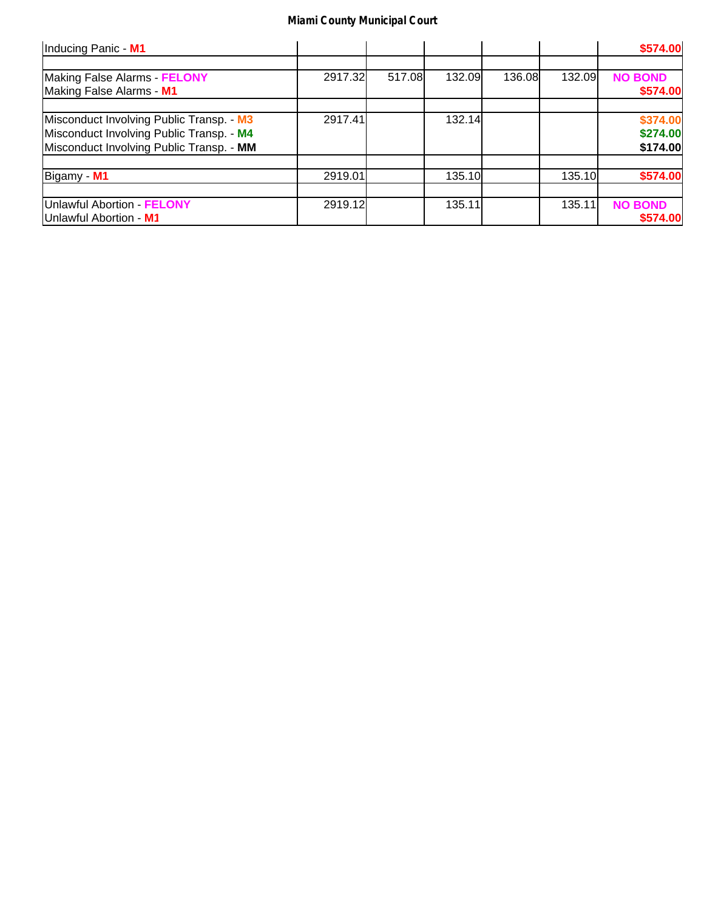**Miami County Municipal Court**

| | | | | | | |
|---|---|---|---|---|---|---|
| Inducing Panic - **M1** | | | | | | **$574.00** |
| | | | | | | |
| Making False Alarms - **FELONY**<br>Making False Alarms - **M1** | 2917.32 | 517.08 | 132.09 | 136.08 | 132.09 | **NO BOND**<br>**$574.00** |
| | | | | | | |
| Misconduct Involving Public Transp. - **M3**<br>Misconduct Involving Public Transp. - **M4**<br>Misconduct Involving Public Transp. - **MM** | 2917.41 | | 132.14 | | | **$374.00**<br>**$274.00**<br>**$174.00** |
| | | | | | | |
| Bigamy - **M1** | 2919.01 | | 135.10 | | 135.10 | **$574.00** |
| | | | | | | |
| Unlawful Abortion - **FELONY**<br>Unlawful Abortion - **M1** | 2919.12 | | 135.11 | | 135.11 | **NO BOND**<br>**$574.00** |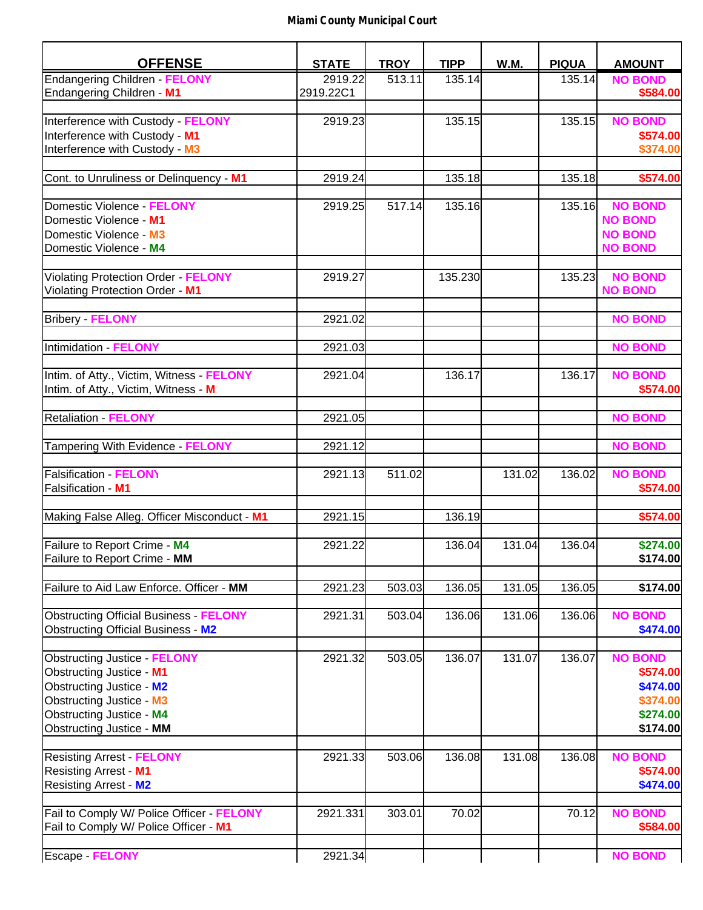**Miami County Municipal Court**

| OFFENSE | STATE | TROY | TIPP | W.M. | PIQUA | AMOUNT |
|---|---|---|---|---|---|---|
| Endangering Children - **FELONY** | 2919.22 | 513.11 | 135.14 | | 135.14 | **NO BOND** |
| Endangering Children - **M1** | 2919.22C1 | | | | | **$584.00** |
| | | | | | | |
| Interference with Custody - **FELONY** | 2919.23 | | 135.15 | | 135.15 | **NO BOND** |
| Interference with Custody - **M1** | | | | | | **$574.00** |
| Interference with Custody - **M3** | | | | | | **$374.00** |
| | | | | | | |
| Cont. to Unruliness or Delinquency - **M1** | 2919.24 | | 135.18 | | 135.18 | **$574.00** |
| | | | | | | |
| Domestic Violence - **FELONY** | 2919.25 | 517.14 | 135.16 | | 135.16 | **NO BOND** |
| Domestic Violence - **M1** | | | | | | **NO BOND** |
| Domestic Violence - **M3** | | | | | | **NO BOND** |
| Domestic Violence - **M4** | | | | | | **NO BOND** |
| | | | | | | |
| Violating Protection Order - **FELONY** | 2919.27 | | 135.230 | | 135.23 | **NO BOND** |
| Violating Protection Order - **M1** | | | | | | **NO BOND** |
| | | | | | | |
| Bribery - **FELONY** | 2921.02 | | | | | **NO BOND** |
| | | | | | | |
| Intimidation - **FELONY** | 2921.03 | | | | | **NO BOND** |
| | | | | | | |
| Intim. of Atty., Victim, Witness - **FELONY** | 2921.04 | | 136.17 | | 136.17 | **NO BOND** |
| Intim. of Atty., Victim, Witness - **M** | | | | | | **$574.00** |
| | | | | | | |
| Retaliation - **FELONY** | 2921.05 | | | | | **NO BOND** |
| | | | | | | |
| Tampering With Evidence - **FELONY** | 2921.12 | | | | | **NO BOND** |
| | | | | | | |
| Falsification - **FELONY** | 2921.13 | 511.02 | | 131.02 | 136.02 | **NO BOND** |
| Falsification - **M1** | | | | | | **$574.00** |
| | | | | | | |
| Making False Alleg. Officer Misconduct - **M1** | 2921.15 | | 136.19 | | | **$574.00** |
| | | | | | | |
| Failure to Report Crime - **M4** | 2921.22 | | 136.04 | 131.04 | 136.04 | **$274.00** |
| Failure to Report Crime - **MM** | | | | | | **$174.00** |
| | | | | | | |
| Failure to Aid Law Enforce. Officer - **MM** | 2921.23 | 503.03 | 136.05 | 131.05 | 136.05 | **$174.00** |
| | | | | | | |
| Obstructing Official Business - **FELONY** | 2921.31 | 503.04 | 136.06 | 131.06 | 136.06 | **NO BOND** |
| Obstructing Official Business - **M2** | | | | | | **$474.00** |
| | | | | | | |
| Obstructing Justice - **FELONY** | 2921.32 | 503.05 | 136.07 | 131.07 | 136.07 | **NO BOND** |
| Obstructing Justice - **M1** | | | | | | **$574.00** |
| Obstructing Justice - **M2** | | | | | | **$474.00** |
| Obstructing Justice - **M3** | | | | | | **$374.00** |
| Obstructing Justice - **M4** | | | | | | **$274.00** |
| Obstructing Justice - **MM** | | | | | | **$174.00** |
| | | | | | | |
| Resisting Arrest - **FELONY** | 2921.33 | 503.06 | 136.08 | 131.08 | 136.08 | **NO BOND** |
| Resisting Arrest - **M1** | | | | | | **$574.00** |
| Resisting Arrest - **M2** | | | | | | **$474.00** |
| | | | | | | |
| Fail to Comply W/ Police Officer - **FELONY** | 2921.331 | 303.01 | 70.02 | | 70.12 | **NO BOND** |
| Fail to Comply W/ Police Officer - **M1** | | | | | | **$584.00** |
| | | | | | | |
| Escape - **FELONY** | 2921.34 | | | | | **NO BOND** |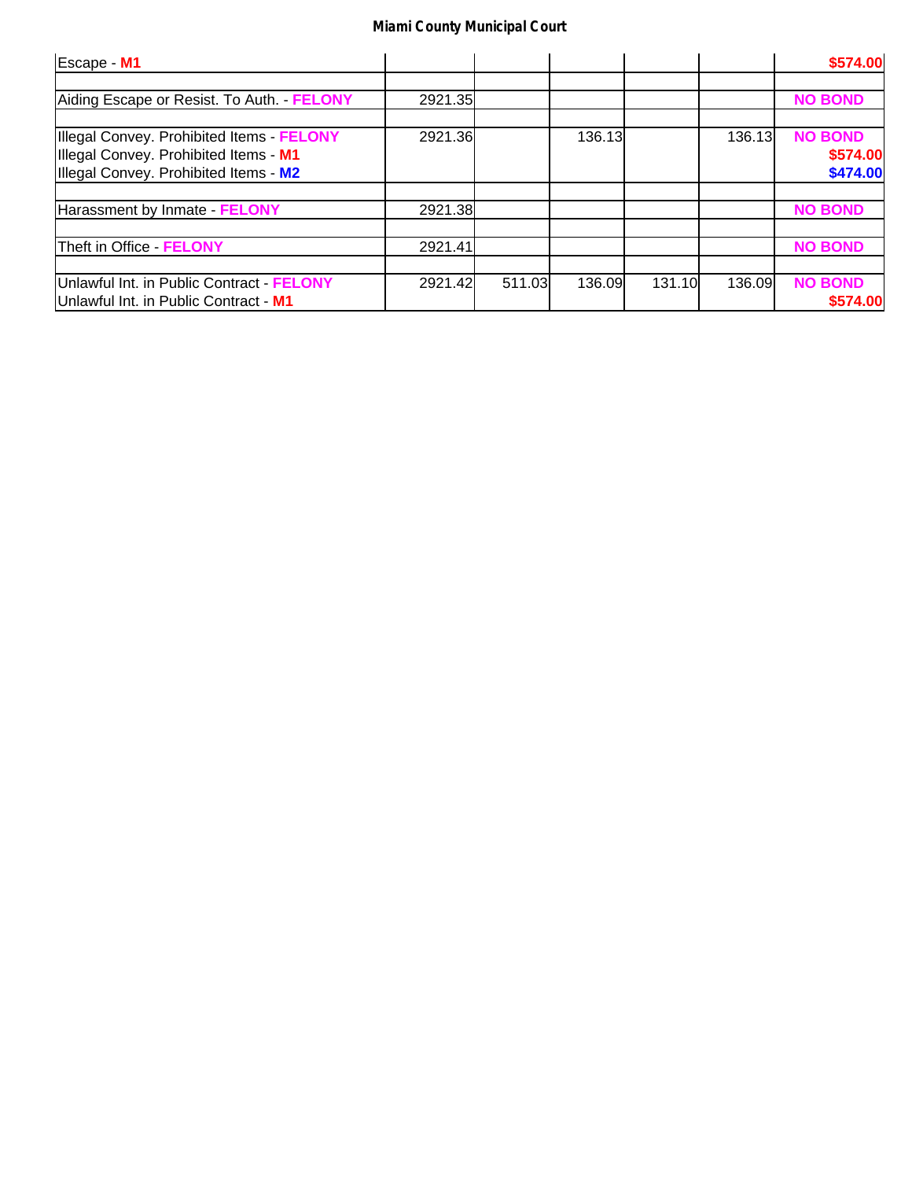**Miami County Municipal Court**

| | | | | | | |
|---|---|---|---|---|---|---|
| Escape - **M1** | | | | | | **$574.00** |
| | | | | | | |
| Aiding Escape or Resist. To Auth. - **FELONY** | 2921.35 | | | | | **NO BOND** |
| | | | | | | |
| Illegal Convey. Prohibited Items - **FELONY**<br>Illegal Convey. Prohibited Items - **M1**<br>Illegal Convey. Prohibited Items - **M2** | 2921.36 | | 136.13 | | 136.13 | **NO BOND**<br>**$574.00**<br>**$474.00** |
| | | | | | | |
| Harassment by Inmate - **FELONY** | 2921.38 | | | | | **NO BOND** |
| | | | | | | |
| Theft in Office - **FELONY** | 2921.41 | | | | | **NO BOND** |
| | | | | | | |
| Unlawful Int. in Public Contract - **FELONY**<br>Unlawful Int. in Public Contract - **M1** | 2921.42 | 511.03 | 136.09 | 131.10 | 136.09 | **NO BOND**<br>**$574.00** |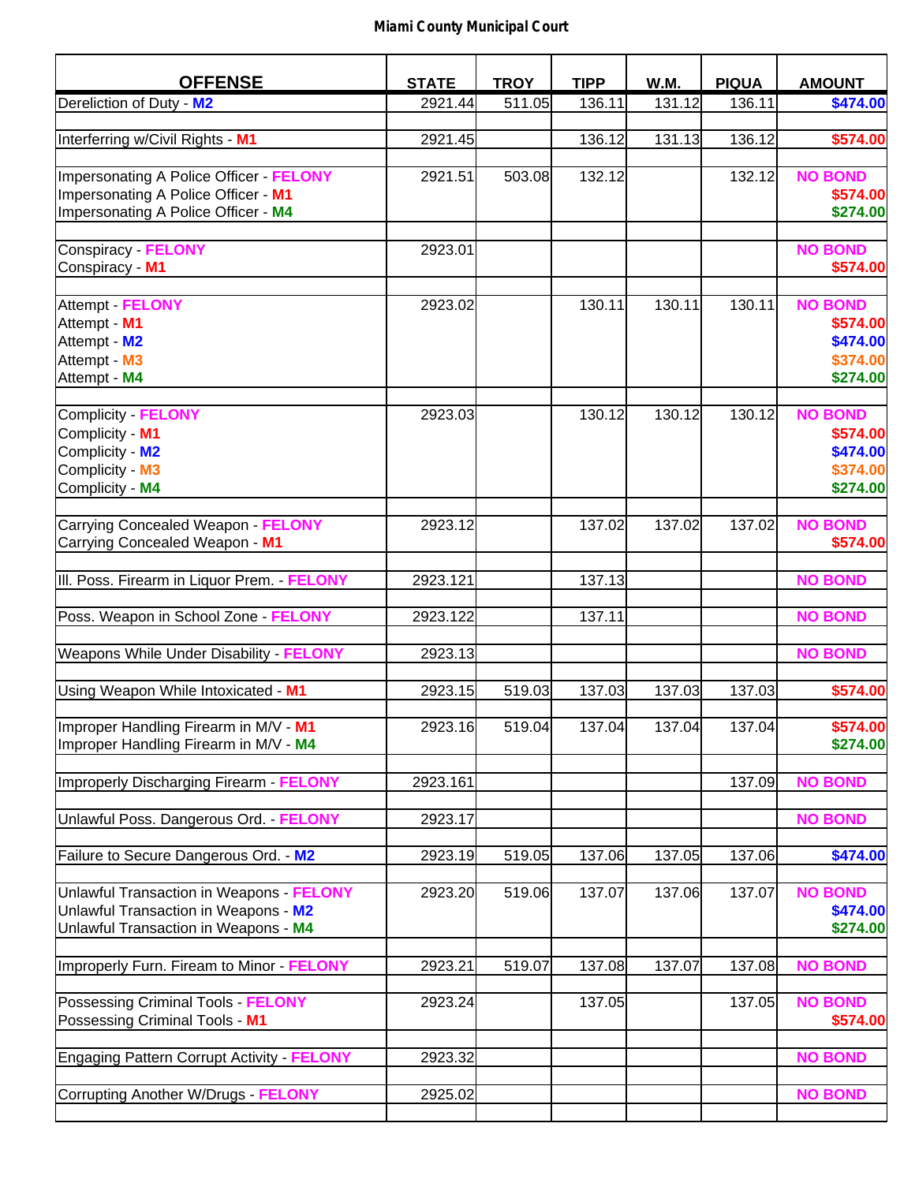## Miami County Municipal Court

| OFFENSE | STATE | TROY | TIPP | W.M. | PIQUA | AMOUNT |
|---|---|---|---|---|---|---|
| Dereliction of Duty - **M2** | 2921.44 | 511.05 | 136.11 | 131.12 | 136.11 | **$474.00** |
| Interferring w/Civil Rights - **M1** | 2921.45 | | 136.12 | 131.13 | 136.12 | **$574.00** |
| Impersonating A Police Officer - **FELONY** | 2921.51 | 503.08 | 132.12 | | 132.12 | **NO BOND** |
| Impersonating A Police Officer - **M1** | | | | | | **$574.00** |
| Impersonating A Police Officer - **M4** | | | | | | **$274.00** |
| Conspiracy - **FELONY** | 2923.01 | | | | | **NO BOND** |
| Conspiracy - **M1** | | | | | | **$574.00** |
| Attempt - **FELONY** | 2923.02 | | 130.11 | 130.11 | 130.11 | **NO BOND** |
| Attempt - **M1** | | | | | | **$574.00** |
| Attempt - **M2** | | | | | | **$474.00** |
| Attempt - **M3** | | | | | | **$374.00** |
| Attempt - **M4** | | | | | | **$274.00** |
| Complicity - **FELONY** | 2923.03 | | 130.12 | 130.12 | 130.12 | **NO BOND** |
| Complicity - **M1** | | | | | | **$574.00** |
| Complicity - **M2** | | | | | | **$474.00** |
| Complicity - **M3** | | | | | | **$374.00** |
| Complicity - **M4** | | | | | | **$274.00** |
| Carrying Concealed Weapon - **FELONY** | 2923.12 | | 137.02 | 137.02 | 137.02 | **NO BOND** |
| Carrying Concealed Weapon - **M1** | | | | | | **$574.00** |
| Ill. Poss. Firearm in Liquor Prem. - **FELONY** | 2923.121 | | 137.13 | | | **NO BOND** |
| Poss. Weapon in School Zone - **FELONY** | 2923.122 | | 137.11 | | | **NO BOND** |
| Weapons While Under Disability - **FELONY** | 2923.13 | | | | | **NO BOND** |
| Using Weapon While Intoxicated - **M1** | 2923.15 | 519.03 | 137.03 | 137.03 | 137.03 | **$574.00** |
| Improper Handling Firearm in M/V - **M1** | 2923.16 | 519.04 | 137.04 | 137.04 | 137.04 | **$574.00** |
| Improper Handling Firearm in M/V - **M4** | | | | | | **$274.00** |
| Improperly Discharging Firearm - **FELONY** | 2923.161 | | | | 137.09 | **NO BOND** |
| Unlawful Poss. Dangerous Ord. - **FELONY** | 2923.17 | | | | | **NO BOND** |
| Failure to Secure Dangerous Ord. - **M2** | 2923.19 | 519.05 | 137.06 | 137.05 | 137.06 | **$474.00** |
| Unlawful Transaction in Weapons - **FELONY** | 2923.20 | 519.06 | 137.07 | 137.06 | 137.07 | **NO BOND** |
| Unlawful Transaction in Weapons - **M2** | | | | | | **$474.00** |
| Unlawful Transaction in Weapons - **M4** | | | | | | **$274.00** |
| Improperly Furn. Fiream to Minor - **FELONY** | 2923.21 | 519.07 | 137.08 | 137.07 | 137.08 | **NO BOND** |
| Possessing Criminal Tools - **FELONY** | 2923.24 | | 137.05 | | 137.05 | **NO BOND** |
| Possessing Criminal Tools - **M1** | | | | | | **$574.00** |
| Engaging Pattern Corrupt Activity - **FELONY** | 2923.32 | | | | | **NO BOND** |
| Corrupting Another W/Drugs - **FELONY** | 2925.02 | | | | | **NO BOND** |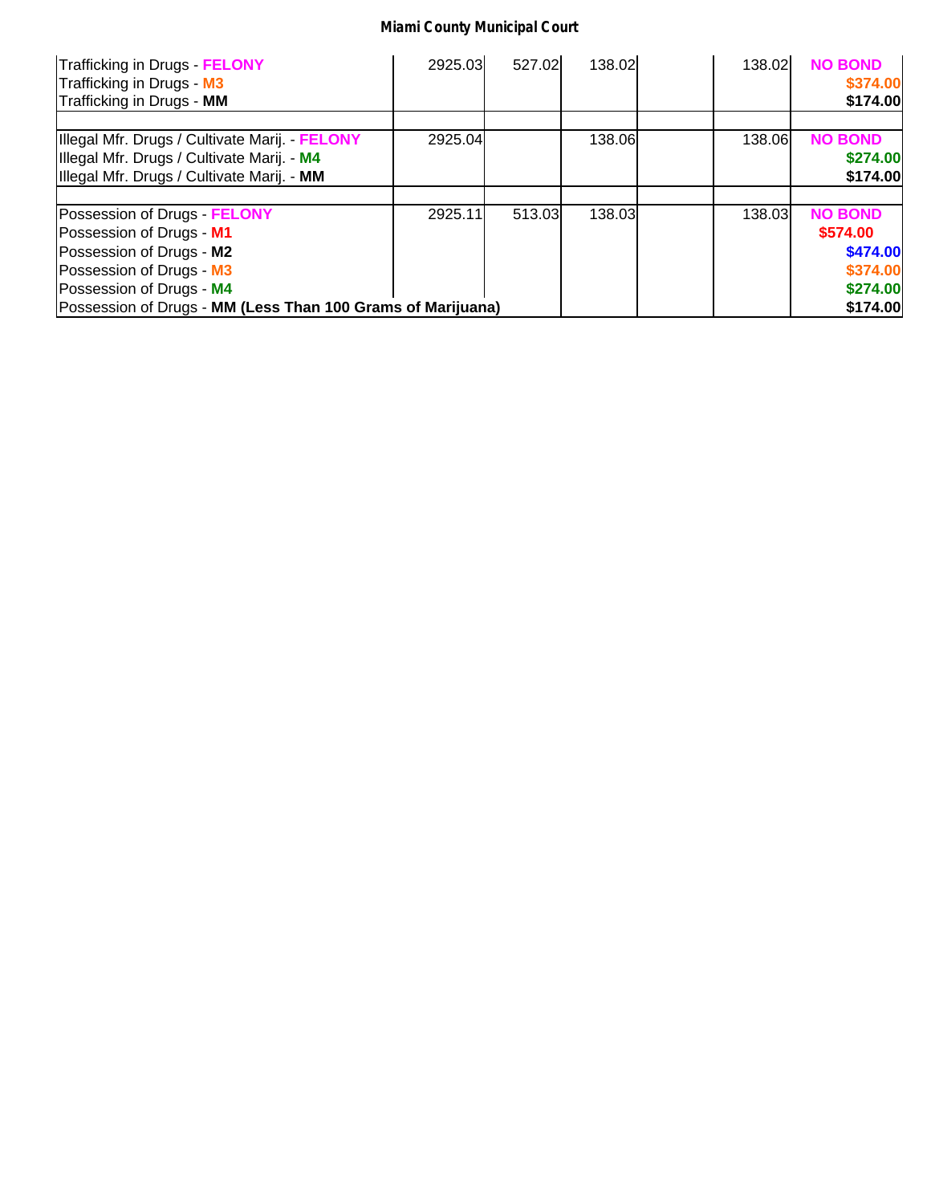**Miami County Municipal Court**

| | | | | | | |
|---|---|---|---|---|---|---|
| Trafficking in Drugs - **FELONY** | 2925.03 | 527.02 | 138.02 | | 138.02 | **NO BOND** |
| Trafficking in Drugs - **M3** | | | | | | **$374.00** |
| Trafficking in Drugs - **MM** | | | | | | **$174.00** |
| | | | | | | |
| Illegal Mfr. Drugs / Cultivate Marij. - **FELONY** | 2925.04 | | 138.06 | | 138.06 | **NO BOND** |
| Illegal Mfr. Drugs / Cultivate Marij. - **M4** | | | | | | **$274.00** |
| Illegal Mfr. Drugs / Cultivate Marij. - **MM** | | | | | | **$174.00** |
| | | | | | | |
| Possession of Drugs - **FELONY** | 2925.11 | 513.03 | 138.03 | | 138.03 | **NO BOND** |
| Possession of Drugs - **M1** | | | | | | **$574.00** |
| Possession of Drugs - **M2** | | | | | | **$474.00** |
| Possession of Drugs - **M3** | | | | | | **$374.00** |
| Possession of Drugs - **M4** | | | | | | **$274.00** |
| Possession of Drugs - **MM (Less Than 100 Grams of Marijuana)** | | | | | | **$174.00** |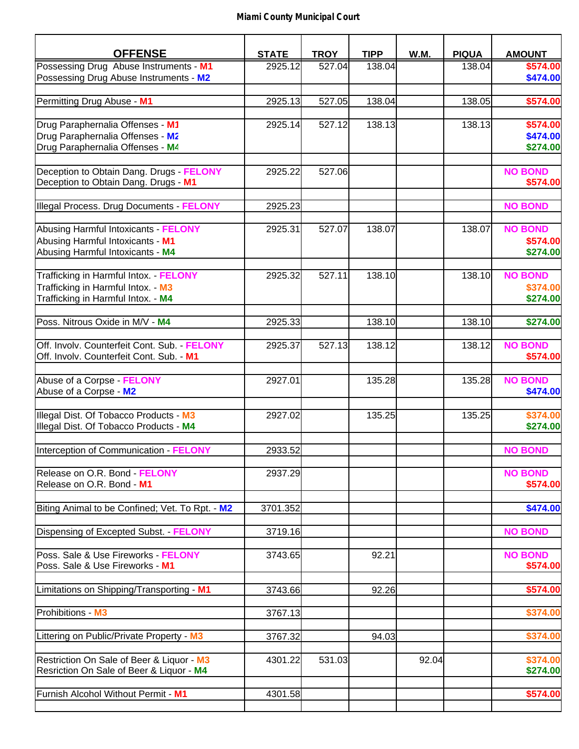**Miami County Municipal Court**

| OFFENSE | STATE | TROY | TIPP | W.M. | PIQUA | AMOUNT |
|---|---|---|---|---|---|---|
| Possessing Drug Abuse Instruments - M1<br>Possessing Drug Abuse Instruments - M2 | 2925.12 | 527.04 | 138.04 | | 138.04 | $574.00<br>$474.00 |
| Permitting Drug Abuse - M1 | 2925.13 | 527.05 | 138.04 | | 138.05 | $574.00 |
| Drug Paraphernalia Offenses - M1<br>Drug Paraphernalia Offenses - M2<br>Drug Paraphernalia Offenses - M4 | 2925.14 | 527.12 | 138.13 | | 138.13 | $574.00<br>$474.00<br>$274.00 |
| Deception to Obtain Dang. Drugs - FELONY<br>Deception to Obtain Dang. Drugs - M1 | 2925.22 | 527.06 | | | | NO BOND<br>$574.00 |
| Illegal Process. Drug Documents - FELONY | 2925.23 | | | | | NO BOND |
| Abusing Harmful Intoxicants - FELONY<br>Abusing Harmful Intoxicants - M1<br>Abusing Harmful Intoxicants - M4 | 2925.31 | 527.07 | 138.07 | | 138.07 | NO BOND<br>$574.00<br>$274.00 |
| Trafficking in Harmful Intox. - FELONY<br>Trafficking in Harmful Intox. - M3<br>Trafficking in Harmful Intox. - M4 | 2925.32 | 527.11 | 138.10 | | 138.10 | NO BOND<br>$374.00<br>$274.00 |
| Poss. Nitrous Oxide in M/V - M4 | 2925.33 | | 138.10 | | 138.10 | $274.00 |
| Off. Involv. Counterfeit Cont. Sub. - FELONY<br>Off. Involv. Counterfeit Cont. Sub. - M1 | 2925.37 | 527.13 | 138.12 | | 138.12 | NO BOND<br>$574.00 |
| Abuse of a Corpse - FELONY<br>Abuse of a Corpse - M2 | 2927.01 | | 135.28 | | 135.28 | NO BOND<br>$474.00 |
| Illegal Dist. Of Tobacco Products - M3<br>Illegal Dist. Of Tobacco Products - M4 | 2927.02 | | 135.25 | | 135.25 | $374.00<br>$274.00 |
| Interception of Communication - FELONY | 2933.52 | | | | | NO BOND |
| Release on O.R. Bond - FELONY<br>Release on O.R. Bond - M1 | 2937.29 | | | | | NO BOND<br>$574.00 |
| Biting Animal to be Confined; Vet. To Rpt. - M2 | 3701.352 | | | | | $474.00 |
| Dispensing of Excepted Subst. - FELONY | 3719.16 | | | | | NO BOND |
| Poss. Sale & Use Fireworks - FELONY<br>Poss. Sale & Use Fireworks - M1 | 3743.65 | | 92.21 | | | NO BOND<br>$574.00 |
| Limitations on Shipping/Transporting - M1 | 3743.66 | | 92.26 | | | $574.00 |
| Prohibitions - M3 | 3767.13 | | | | | $374.00 |
| Littering on Public/Private Property - M3 | 3767.32 | | 94.03 | | | $374.00 |
| Restriction On Sale of Beer & Liquor - M3<br>Resriction On Sale of Beer & Liquor - M4 | 4301.22 | 531.03 | | 92.04 | | $374.00<br>$274.00 |
| Furnish Alcohol Without Permit - M1 | 4301.58 | | | | | $574.00 |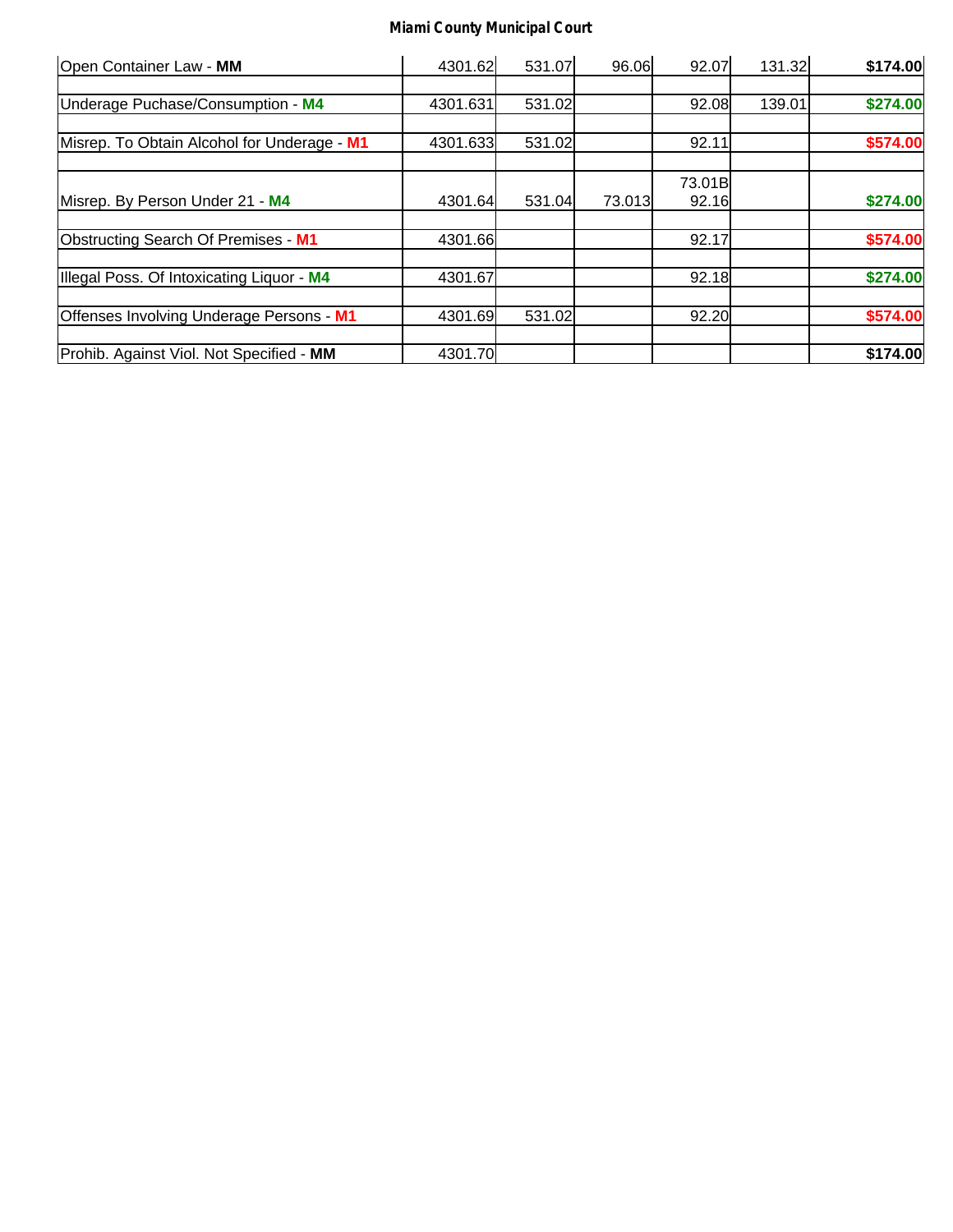**Miami County Municipal Court**

| | | | | | | |
|---|---|---|---|---|---|---|
| Open Container Law - **MM** | 4301.62 | 531.07 | 96.06 | 92.07 | 131.32 | **$174.00** |
| | | | | | | |
| Underage Puchase/Consumption - **M4** | 4301.631 | 531.02 | | 92.08 | 139.01 | **$274.00** |
| | | | | | | |
| Misrep. To Obtain Alcohol for Underage - **M1** | 4301.633 | 531.02 | | 92.11 | | **$574.00** |
| | | | | | | |
| Misrep. By Person Under 21 - **M4** | 4301.64 | 531.04 | 73.013 | 73.01B 92.16 | | **$274.00** |
| | | | | | | |
| Obstructing Search Of Premises - **M1** | 4301.66 | | | 92.17 | | **$574.00** |
| | | | | | | |
| Illegal Poss. Of Intoxicating Liquor - **M4** | 4301.67 | | | 92.18 | | **$274.00** |
| | | | | | | |
| Offenses Involving Underage Persons - **M1** | 4301.69 | 531.02 | | 92.20 | | **$574.00** |
| | | | | | | |
| Prohib. Against Viol. Not Specified - **MM** | 4301.70 | | | | | **$174.00** |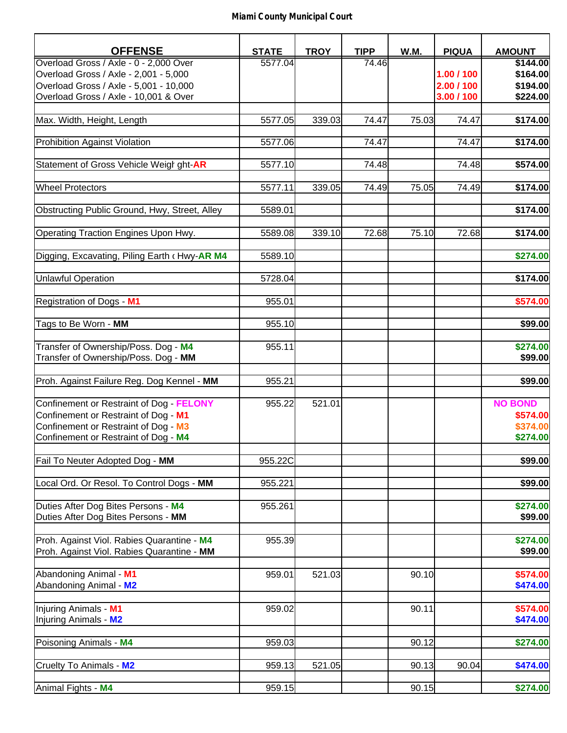**Miami County Municipal Court**

| OFFENSE | STATE | TROY | TIPP | W.M. | PIQUA | AMOUNT |
|---|---|---|---|---|---|---|
| Overload Gross / Axle - 0 - 2,000 Over | 5577.04 | | 74.46 | | | $144.00 |
| Overload Gross / Axle - 2,001 - 5,000 | | | | | 1.00 / 100 | $164.00 |
| Overload Gross / Axle - 5,001 - 10,000 | | | | | 2.00 / 100 | $194.00 |
| Overload Gross / Axle - 10,001 & Over | | | | | 3.00 / 100 | $224.00 |
| | | | | | | |
| Max. Width, Height, Length | 5577.05 | 339.03 | 74.47 | 75.03 | 74.47 | $174.00 |
| | | | | | | |
| Prohibition Against Violation | 5577.06 | | 74.47 | | 74.47 | $174.00 |
| | | | | | | |
| Statement of Gross Vehicle Weigł ght-AR | 5577.10 | | 74.48 | | 74.48 | $574.00 |
| | | | | | | |
| Wheel Protectors | 5577.11 | 339.05 | 74.49 | 75.05 | 74.49 | $174.00 |
| | | | | | | |
| Obstructing Public Ground, Hwy, Street, Alley | 5589.01 | | | | | $174.00 |
| | | | | | | |
| Operating Traction Engines Upon Hwy. | 5589.08 | 339.10 | 72.68 | 75.10 | 72.68 | $174.00 |
| | | | | | | |
| Digging, Excavating, Piling Earth ( Hwy-AR M4 | 5589.10 | | | | | $274.00 |
| | | | | | | |
| Unlawful Operation | 5728.04 | | | | | $174.00 |
| | | | | | | |
| Registration of Dogs - M1 | 955.01 | | | | | $574.00 |
| | | | | | | |
| Tags to Be Worn - MM | 955.10 | | | | | $99.00 |
| | | | | | | |
| Transfer of Ownership/Poss. Dog - M4 | 955.11 | | | | | $274.00 |
| Transfer of Ownership/Poss. Dog - MM | | | | | | $99.00 |
| | | | | | | |
| Proh. Against Failure Reg. Dog Kennel - MM | 955.21 | | | | | $99.00 |
| | | | | | | |
| Confinement or Restraint of Dog - FELONY | 955.22 | 521.01 | | | | NO BOND |
| Confinement or Restraint of Dog - M1 | | | | | | $574.00 |
| Confinement or Restraint of Dog - M3 | | | | | | $374.00 |
| Confinement or Restraint of Dog - M4 | | | | | | $274.00 |
| | | | | | | |
| Fail To Neuter Adopted Dog - MM | 955.22C | | | | | $99.00 |
| | | | | | | |
| Local Ord. Or Resol. To Control Dogs - MM | 955.221 | | | | | $99.00 |
| | | | | | | |
| Duties After Dog Bites Persons - M4 | 955.261 | | | | | $274.00 |
| Duties After Dog Bites Persons - MM | | | | | | $99.00 |
| | | | | | | |
| Proh. Against Viol. Rabies Quarantine - M4 | 955.39 | | | | | $274.00 |
| Proh. Against Viol. Rabies Quarantine - MM | | | | | | $99.00 |
| | | | | | | |
| Abandoning Animal - M1 | 959.01 | 521.03 | | 90.10 | | $574.00 |
| Abandoning Animal - M2 | | | | | | $474.00 |
| | | | | | | |
| Injuring Animals - M1 | 959.02 | | | 90.11 | | $574.00 |
| Injuring Animals - M2 | | | | | | $474.00 |
| | | | | | | |
| Poisoning Animals - M4 | 959.03 | | | 90.12 | | $274.00 |
| | | | | | | |
| Cruelty To Animals - M2 | 959.13 | 521.05 | | 90.13 | 90.04 | $474.00 |
| | | | | | | |
| Animal Fights - M4 | 959.15 | | | 90.15 | | $274.00 |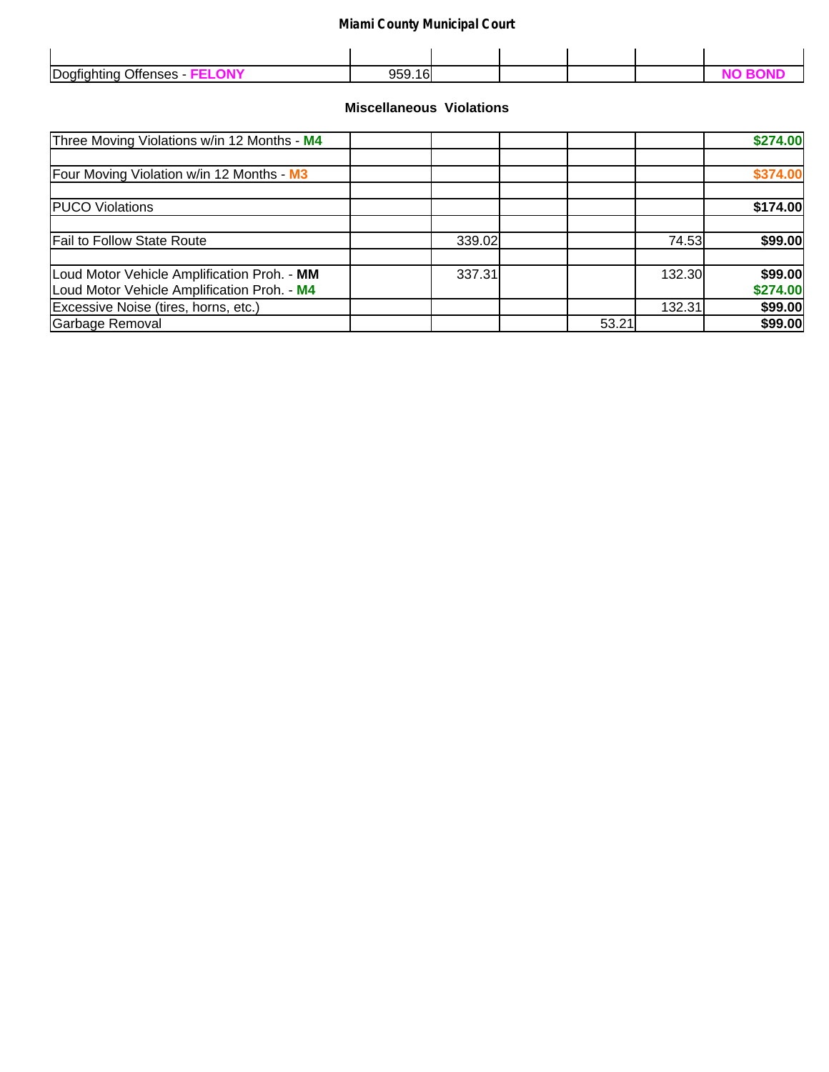| | | | | | | |
|---|---|---|---|---|---|---|
| Dogfighting Offenses - **FELONY** | 959.16 | | | | | **NO BOND** |

### Miscellaneous Violations

| | | | | | | |
|---|---|---|---|---|---|---|
| Three Moving Violations w/in 12 Months - **M4** | | | | | | **$274.00** |
| | | | | | | |
| Four Moving Violation w/in 12 Months - **M3** | | | | | | **$374.00** |
| | | | | | | |
| PUCO Violations | | | | | | **$174.00** |
| | | | | | | |
| Fail to Follow State Route | | 339.02 | | | 74.53 | **$99.00** |
| | | | | | | |
| Loud Motor Vehicle Amplification Proh. - **MM** | | 337.31 | | | 132.30 | **$99.00** |
| Loud Motor Vehicle Amplification Proh. - **M4** | | | | | | **$274.00** |
| Excessive Noise (tires, horns, etc.) | | | | | 132.31 | **$99.00** |
| Garbage Removal | | | | 53.21 | | **$99.00** |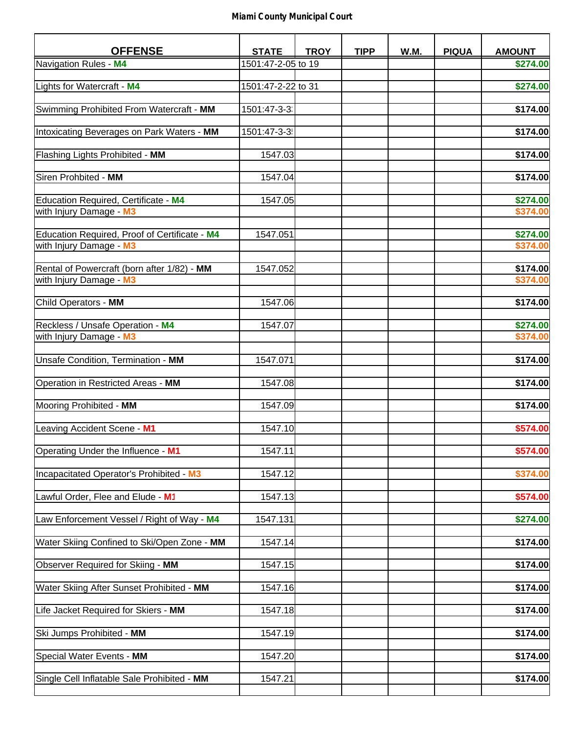## Miami County Municipal Court

| OFFENSE | STATE | TROY | TIPP | W.M. | PIQUA | AMOUNT |
|---|---|---|---|---|---|---|
| Navigation Rules - **M4** | 1501:47-2-05 to 19 | | | | | **$274.00** |
| Lights for Watercraft - **M4** | 1501:47-2-22 to 31 | | | | | **$274.00** |
| Swimming Prohibited From Watercraft - **MM** | 1501:47-3-3: | | | | | **$174.00** |
| Intoxicating Beverages on Park Waters - **MM** | 1501:47-3-3! | | | | | **$174.00** |
| Flashing Lights Prohibited - **MM** | 1547.03 | | | | | **$174.00** |
| Siren Prohbited - **MM** | 1547.04 | | | | | **$174.00** |
| Education Required, Certificate - **M4** | 1547.05 | | | | | **$274.00** |
| with Injury Damage - **M3** | | | | | | **$374.00** |
| Education Required, Proof of Certificate - **M4** | 1547.051 | | | | | **$274.00** |
| with Injury Damage - **M3** | | | | | | **$374.00** |
| Rental of Powercraft (born after 1/82) - **MM** | 1547.052 | | | | | **$174.00** |
| with Injury Damage - **M3** | | | | | | **$374.00** |
| Child Operators - **MM** | 1547.06 | | | | | **$174.00** |
| Reckless / Unsafe Operation - **M4** | 1547.07 | | | | | **$274.00** |
| with Injury Damage - **M3** | | | | | | **$374.00** |
| Unsafe Condition, Termination - **MM** | 1547.071 | | | | | **$174.00** |
| Operation in Restricted Areas - **MM** | 1547.08 | | | | | **$174.00** |
| Mooring Prohibited - **MM** | 1547.09 | | | | | **$174.00** |
| Leaving Accident Scene - **M1** | 1547.10 | | | | | **$574.00** |
| Operating Under the Influence - **M1** | 1547.11 | | | | | **$574.00** |
| Incapacitated Operator's Prohibited - **M3** | 1547.12 | | | | | **$374.00** |
| Lawful Order, Flee and Elude - **M1** | 1547.13 | | | | | **$574.00** |
| Law Enforcement Vessel / Right of Way - **M4** | 1547.131 | | | | | **$274.00** |
| Water Skiing Confined to Ski/Open Zone - **MM** | 1547.14 | | | | | **$174.00** |
| Observer Required for Skiing - **MM** | 1547.15 | | | | | **$174.00** |
| Water Skiing After Sunset Prohibited - **MM** | 1547.16 | | | | | **$174.00** |
| Life Jacket Required for Skiers - **MM** | 1547.18 | | | | | **$174.00** |
| Ski Jumps Prohibited - **MM** | 1547.19 | | | | | **$174.00** |
| Special Water Events - **MM** | 1547.20 | | | | | **$174.00** |
| Single Cell Inflatable Sale Prohibited - **MM** | 1547.21 | | | | | **$174.00** |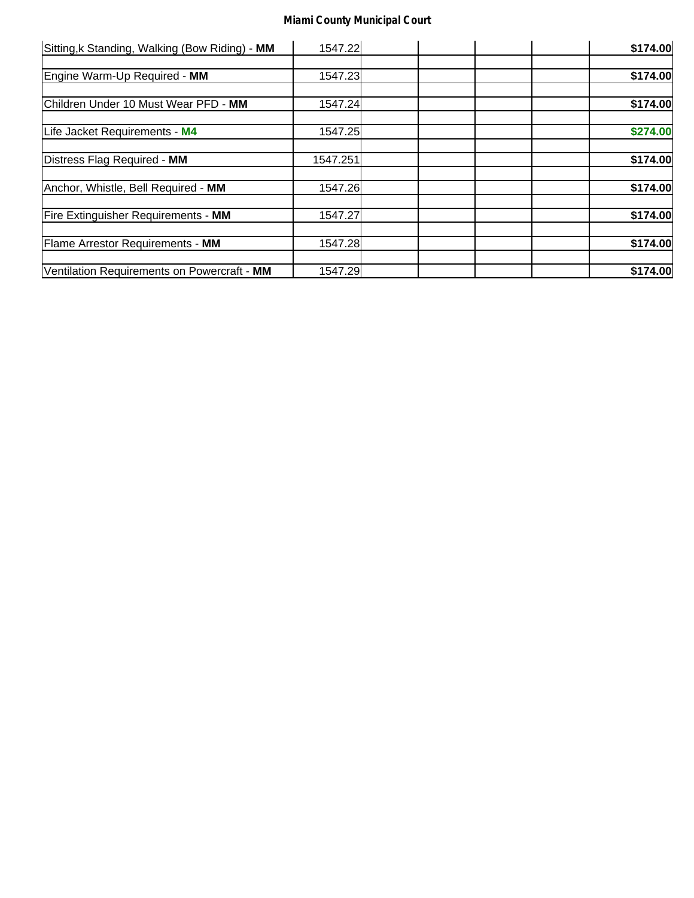**Miami County Municipal Court**

| | | | | | | |
|---|---|---|---|---|---|---|
| Sitting,k Standing, Walking (Bow Riding) - **MM** | 1547.22 | | | | | **$174.00** |
| | | | | | | |
| Engine Warm-Up Required - **MM** | 1547.23 | | | | | **$174.00** |
| | | | | | | |
| Children Under 10 Must Wear PFD - **MM** | 1547.24 | | | | | **$174.00** |
| | | | | | | |
| Life Jacket Requirements - **M4** | 1547.25 | | | | | **$274.00** |
| | | | | | | |
| Distress Flag Required - **MM** | 1547.251 | | | | | **$174.00** |
| | | | | | | |
| Anchor, Whistle, Bell Required - **MM** | 1547.26 | | | | | **$174.00** |
| | | | | | | |
| Fire Extinguisher Requirements - **MM** | 1547.27 | | | | | **$174.00** |
| | | | | | | |
| Flame Arrestor Requirements - **MM** | 1547.28 | | | | | **$174.00** |
| | | | | | | |
| Ventilation Requirements on Powercraft - **MM** | 1547.29 | | | | | **$174.00** |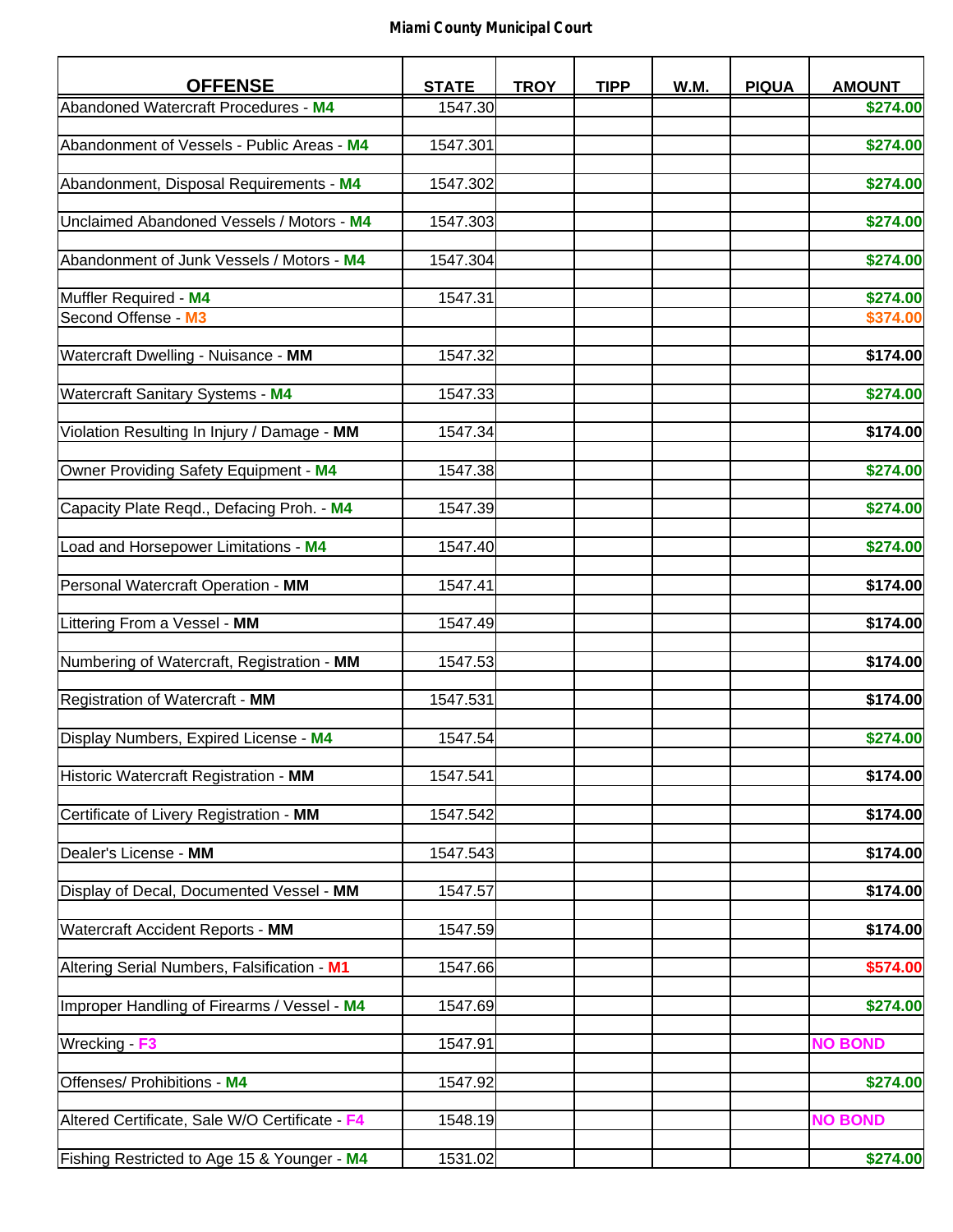**Miami County Municipal Court**

| OFFENSE | STATE | TROY | TIPP | W.M. | PIQUA | AMOUNT |
|---|---|---|---|---|---|---|
| Abandoned Watercraft Procedures - **M4** | 1547.30 | | | | | **$274.00** |
| Abandonment of Vessels - Public Areas - **M4** | 1547.301 | | | | | **$274.00** |
| Abandonment, Disposal Requirements - **M4** | 1547.302 | | | | | **$274.00** |
| Unclaimed Abandoned Vessels / Motors - **M4** | 1547.303 | | | | | **$274.00** |
| Abandonment of Junk Vessels / Motors - **M4** | 1547.304 | | | | | **$274.00** |
| Muffler Required - **M4** | 1547.31 | | | | | **$274.00** |
| Second Offense - **M3** | | | | | | **$374.00** |
| Watercraft Dwelling - Nuisance - **MM** | 1547.32 | | | | | **$174.00** |
| Watercraft Sanitary Systems - **M4** | 1547.33 | | | | | **$274.00** |
| Violation Resulting In Injury / Damage - **MM** | 1547.34 | | | | | **$174.00** |
| Owner Providing Safety Equipment - **M4** | 1547.38 | | | | | **$274.00** |
| Capacity Plate Reqd., Defacing Proh. - **M4** | 1547.39 | | | | | **$274.00** |
| Load and Horsepower Limitations - **M4** | 1547.40 | | | | | **$274.00** |
| Personal Watercraft Operation - **MM** | 1547.41 | | | | | **$174.00** |
| Littering From a Vessel - **MM** | 1547.49 | | | | | **$174.00** |
| Numbering of Watercraft, Registration - **MM** | 1547.53 | | | | | **$174.00** |
| Registration of Watercraft - **MM** | 1547.531 | | | | | **$174.00** |
| Display Numbers, Expired License - **M4** | 1547.54 | | | | | **$274.00** |
| Historic Watercraft Registration - **MM** | 1547.541 | | | | | **$174.00** |
| Certificate of Livery Registration - **MM** | 1547.542 | | | | | **$174.00** |
| Dealer's License - **MM** | 1547.543 | | | | | **$174.00** |
| Display of Decal, Documented Vessel - **MM** | 1547.57 | | | | | **$174.00** |
| Watercraft Accident Reports - **MM** | 1547.59 | | | | | **$174.00** |
| Altering Serial Numbers, Falsification - **M1** | 1547.66 | | | | | **$574.00** |
| Improper Handling of Firearms / Vessel - **M4** | 1547.69 | | | | | **$274.00** |
| Wrecking - **F3** | 1547.91 | | | | | **NO BOND** |
| Offenses/ Prohibitions - **M4** | 1547.92 | | | | | **$274.00** |
| Altered Certificate, Sale W/O Certificate - **F4** | 1548.19 | | | | | **NO BOND** |
| Fishing Restricted to Age 15 & Younger - **M4** | 1531.02 | | | | | **$274.00** |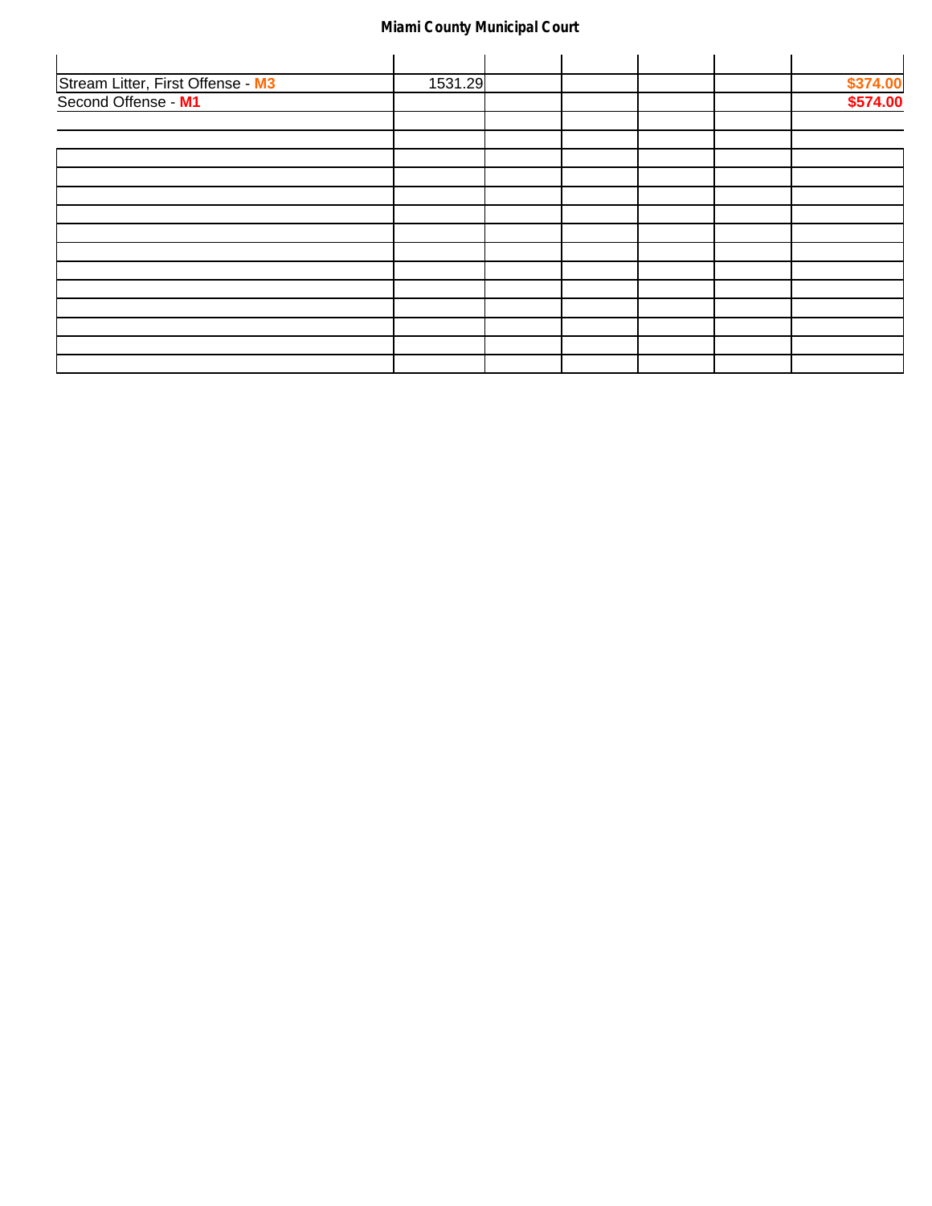| | | | | | | |
|---|---|---|---|---|---|---|
| Stream Litter, First Offense - **M3** | 1531.29 | | | | | **$374.00** |
| Second Offense - **M1** | | | | | | **$574.00** |